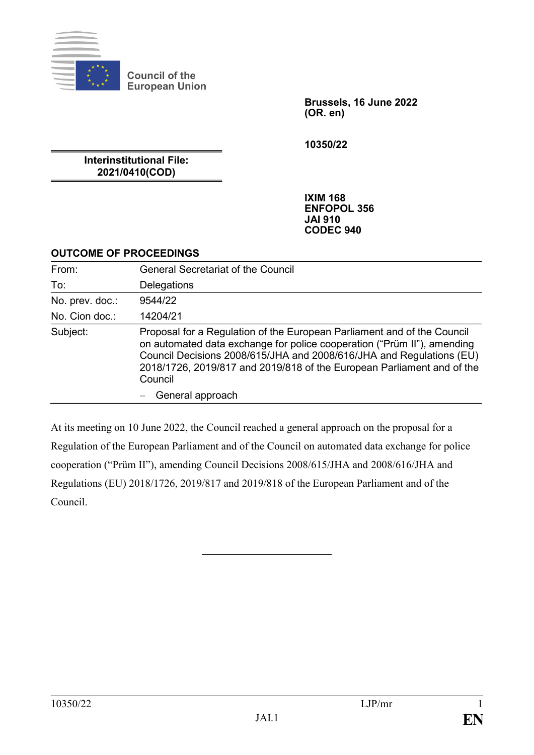Council of the European Union

**Brussels, 16 June 2022**
**(OR. en)**

**10350/22**

**Interinstitutional File:**
**2021/0410(COD)**

**IXIM 168**
**ENFOPOL 356**
**JAI 910**
**CODEC 940**

## OUTCOME OF PROCEEDINGS

| | |
|---|---|
| From: | General Secretariat of the Council |
| To: | Delegations |
| No. prev. doc.: | 9544/22 |
| No. Cion doc.: | 14204/21 |
| Subject: | Proposal for a Regulation of the European Parliament and of the Council on automated data exchange for police cooperation ("Prüm II"), amending Council Decisions 2008/615/JHA and 2008/616/JHA and Regulations (EU) 2018/1726, 2019/817 and 2019/818 of the European Parliament and of the Council<br>– General approach |

At its meeting on 10 June 2022, the Council reached a general approach on the proposal for a Regulation of the European Parliament and of the Council on automated data exchange for police cooperation ("Prüm II"), amending Council Decisions 2008/615/JHA and 2008/616/JHA and Regulations (EU) 2018/1726, 2019/817 and 2019/818 of the European Parliament and of the Council.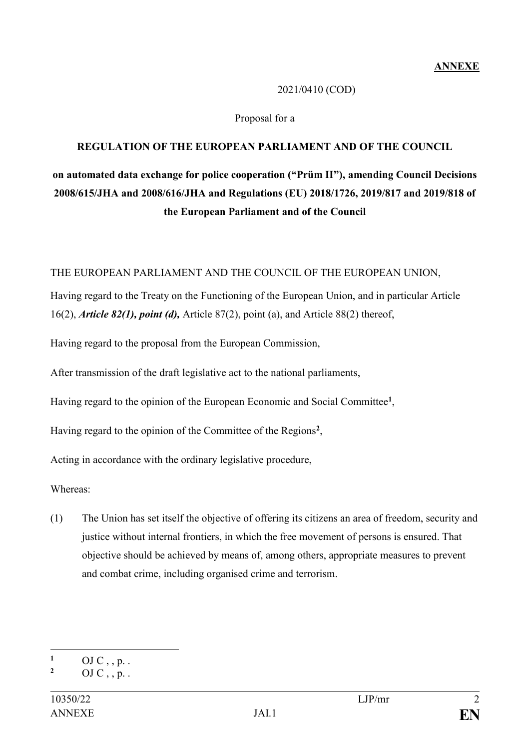**ANNEXE**

2021/0410 (COD)

Proposal for a

**REGULATION OF THE EUROPEAN PARLIAMENT AND OF THE COUNCIL**

**on automated data exchange for police cooperation ("Prüm II"), amending Council Decisions 2008/615/JHA and 2008/616/JHA and Regulations (EU) 2018/1726, 2019/817 and 2019/818 of the European Parliament and of the Council**

THE EUROPEAN PARLIAMENT AND THE COUNCIL OF THE EUROPEAN UNION,

Having regard to the Treaty on the Functioning of the European Union, and in particular Article 16(2), ***Article 82(1), point (d),*** Article 87(2), point (a), and Article 88(2) thereof,

Having regard to the proposal from the European Commission,

After transmission of the draft legislative act to the national parliaments,

Having regard to the opinion of the European Economic and Social Committee[1],

Having regard to the opinion of the Committee of the Regions[2],

Acting in accordance with the ordinary legislative procedure,

Whereas:

(1) The Union has set itself the objective of offering its citizens an area of freedom, security and justice without internal frontiers, in which the free movement of persons is ensured. That objective should be achieved by means of, among others, appropriate measures to prevent and combat crime, including organised crime and terrorism.

---

[1] OJ C , , p. .

[2] OJ C , , p. .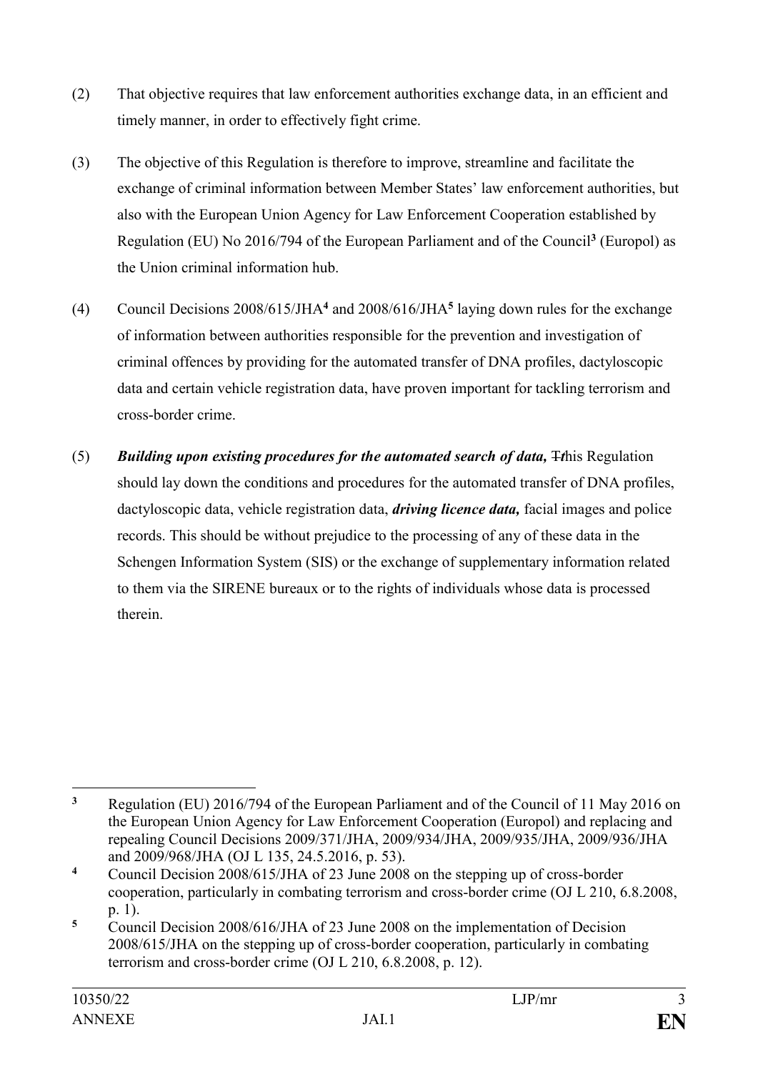(2) That objective requires that law enforcement authorities exchange data, in an efficient and timely manner, in order to effectively fight crime.

(3) The objective of this Regulation is therefore to improve, streamline and facilitate the exchange of criminal information between Member States' law enforcement authorities, but also with the European Union Agency for Law Enforcement Cooperation established by Regulation (EU) No 2016/794 of the European Parliament and of the Council[3] (Europol) as the Union criminal information hub.

(4) Council Decisions 2008/615/JHA[4] and 2008/616/JHA[5] laying down rules for the exchange of information between authorities responsible for the prevention and investigation of criminal offences by providing for the automated transfer of DNA profiles, dactyloscopic data and certain vehicle registration data, have proven important for tackling terrorism and cross-border crime.

(5) ***Building upon existing procedures for the automated search of data,*** ~~T~~***t***his Regulation should lay down the conditions and procedures for the automated transfer of DNA profiles, dactyloscopic data, vehicle registration data, ***driving licence data,*** facial images and police records. This should be without prejudice to the processing of any of these data in the Schengen Information System (SIS) or the exchange of supplementary information related to them via the SIRENE bureaux or to the rights of individuals whose data is processed therein.

---

[3] Regulation (EU) 2016/794 of the European Parliament and of the Council of 11 May 2016 on the European Union Agency for Law Enforcement Cooperation (Europol) and replacing and repealing Council Decisions 2009/371/JHA, 2009/934/JHA, 2009/935/JHA, 2009/936/JHA and 2009/968/JHA (OJ L 135, 24.5.2016, p. 53).

[4] Council Decision 2008/615/JHA of 23 June 2008 on the stepping up of cross-border cooperation, particularly in combating terrorism and cross-border crime (OJ L 210, 6.8.2008, p. 1).

[5] Council Decision 2008/616/JHA of 23 June 2008 on the implementation of Decision 2008/615/JHA on the stepping up of cross-border cooperation, particularly in combating terrorism and cross-border crime (OJ L 210, 6.8.2008, p. 12).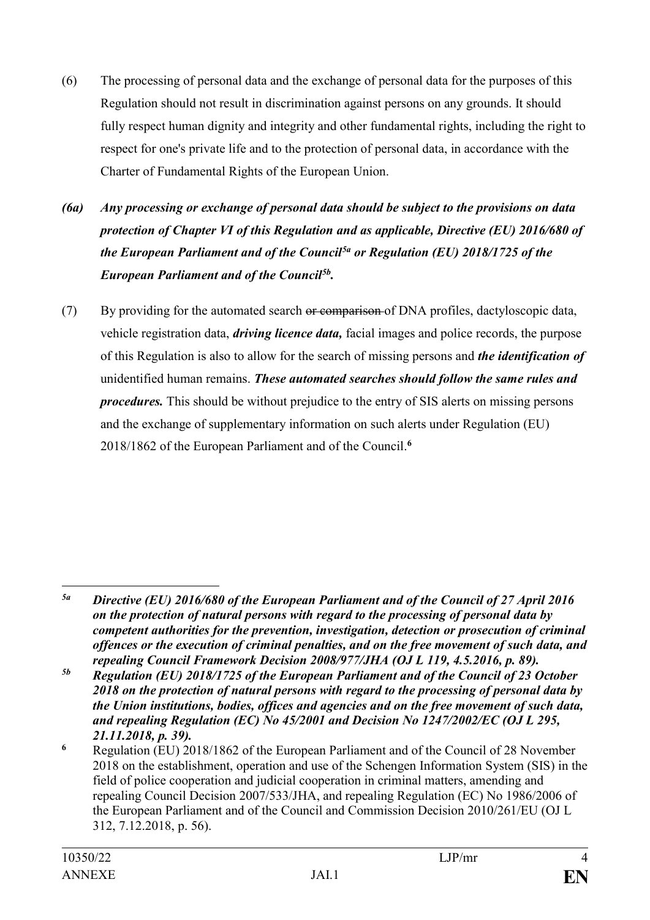(6) The processing of personal data and the exchange of personal data for the purposes of this Regulation should not result in discrimination against persons on any grounds. It should fully respect human dignity and integrity and other fundamental rights, including the right to respect for one's private life and to the protection of personal data, in accordance with the Charter of Fundamental Rights of the European Union.

***(6a) Any processing or exchange of personal data should be subject to the provisions on data protection of Chapter VI of this Regulation and as applicable, Directive (EU) 2016/680 of the European Parliament and of the Council[5a] or Regulation (EU) 2018/1725 of the European Parliament and of the Council[5b].***

(7) By providing for the automated search ~~or comparison~~ of DNA profiles, dactyloscopic data, vehicle registration data, ***driving licence data,*** facial images and police records, the purpose of this Regulation is also to allow for the search of missing persons and ***the identification of*** unidentified human remains. ***These automated searches should follow the same rules and procedures.*** This should be without prejudice to the entry of SIS alerts on missing persons and the exchange of supplementary information on such alerts under Regulation (EU) 2018/1862 of the European Parliament and of the Council.[6]

---

***[5a] Directive (EU) 2016/680 of the European Parliament and of the Council of 27 April 2016 on the protection of natural persons with regard to the processing of personal data by competent authorities for the prevention, investigation, detection or prosecution of criminal offences or the execution of criminal penalties, and on the free movement of such data, and repealing Council Framework Decision 2008/977/JHA (OJ L 119, 4.5.2016, p. 89).***

***[5b] Regulation (EU) 2018/1725 of the European Parliament and of the Council of 23 October 2018 on the protection of natural persons with regard to the processing of personal data by the Union institutions, bodies, offices and agencies and on the free movement of such data, and repealing Regulation (EC) No 45/2001 and Decision No 1247/2002/EC (OJ L 295, 21.11.2018, p. 39).***

[6] Regulation (EU) 2018/1862 of the European Parliament and of the Council of 28 November 2018 on the establishment, operation and use of the Schengen Information System (SIS) in the field of police cooperation and judicial cooperation in criminal matters, amending and repealing Council Decision 2007/533/JHA, and repealing Regulation (EC) No 1986/2006 of the European Parliament and of the Council and Commission Decision 2010/261/EU (OJ L 312, 7.12.2018, p. 56).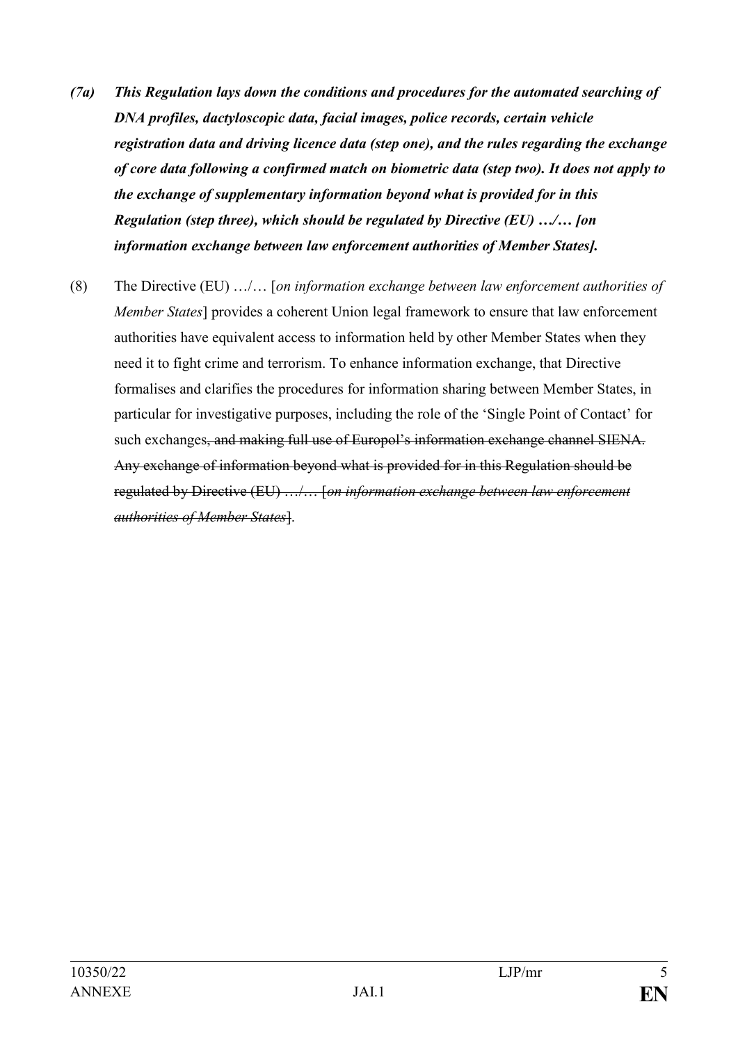***(7a) This Regulation lays down the conditions and procedures for the automated searching of DNA profiles, dactyloscopic data, facial images, police records, certain vehicle registration data and driving licence data (step one), and the rules regarding the exchange of core data following a confirmed match on biometric data (step two). It does not apply to the exchange of supplementary information beyond what is provided for in this Regulation (step three), which should be regulated by Directive (EU) …/… [on information exchange between law enforcement authorities of Member States].***

(8) The Directive (EU) …/… [*on information exchange between law enforcement authorities of Member States*] provides a coherent Union legal framework to ensure that law enforcement authorities have equivalent access to information held by other Member States when they need it to fight crime and terrorism. To enhance information exchange, that Directive formalises and clarifies the procedures for information sharing between Member States, in particular for investigative purposes, including the role of the 'Single Point of Contact' for such exchanges~~, and making full use of Europol's information exchange channel SIENA. Any exchange of information beyond what is provided for in this Regulation should be regulated by Directive (EU) …/… [*on information exchange between law enforcement authorities of Member States*]~~.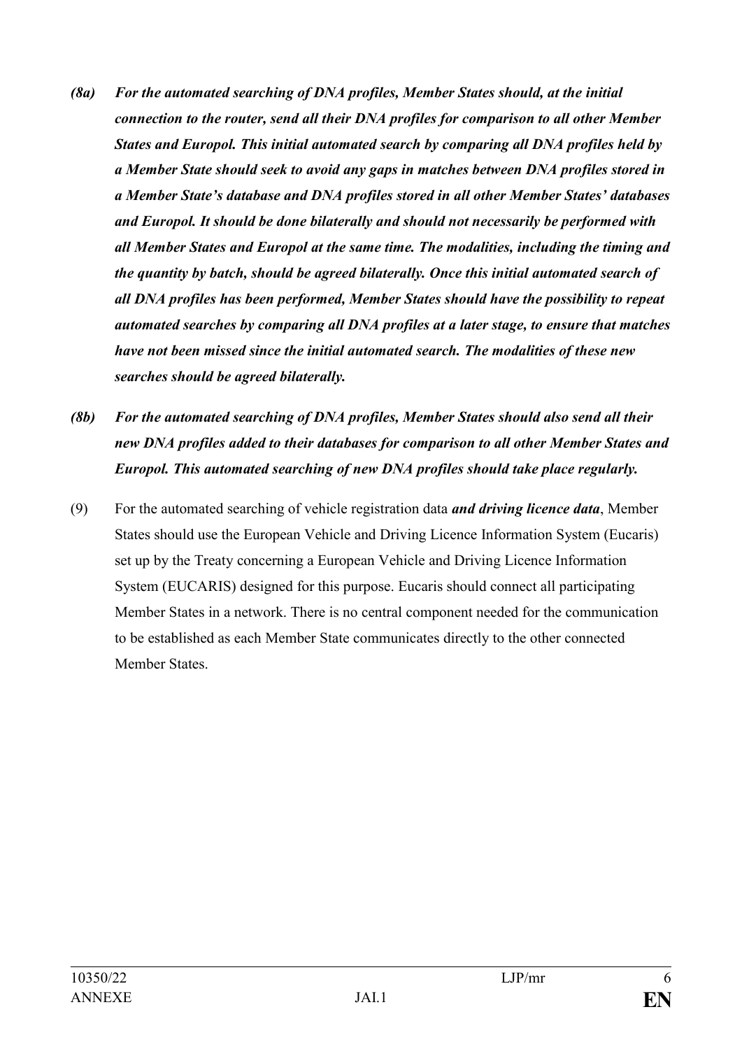*(8a)* ***For the automated searching of DNA profiles, Member States should, at the initial connection to the router, send all their DNA profiles for comparison to all other Member States and Europol. This initial automated search by comparing all DNA profiles held by a Member State should seek to avoid any gaps in matches between DNA profiles stored in a Member State's database and DNA profiles stored in all other Member States' databases and Europol. It should be done bilaterally and should not necessarily be performed with all Member States and Europol at the same time. The modalities, including the timing and the quantity by batch, should be agreed bilaterally. Once this initial automated search of all DNA profiles has been performed, Member States should have the possibility to repeat automated searches by comparing all DNA profiles at a later stage, to ensure that matches have not been missed since the initial automated search. The modalities of these new searches should be agreed bilaterally.***

*(8b)* ***For the automated searching of DNA profiles, Member States should also send all their new DNA profiles added to their databases for comparison to all other Member States and Europol. This automated searching of new DNA profiles should take place regularly.***

(9) For the automated searching of vehicle registration data ***and driving licence data***, Member States should use the European Vehicle and Driving Licence Information System (Eucaris) set up by the Treaty concerning a European Vehicle and Driving Licence Information System (EUCARIS) designed for this purpose. Eucaris should connect all participating Member States in a network. There is no central component needed for the communication to be established as each Member State communicates directly to the other connected Member States.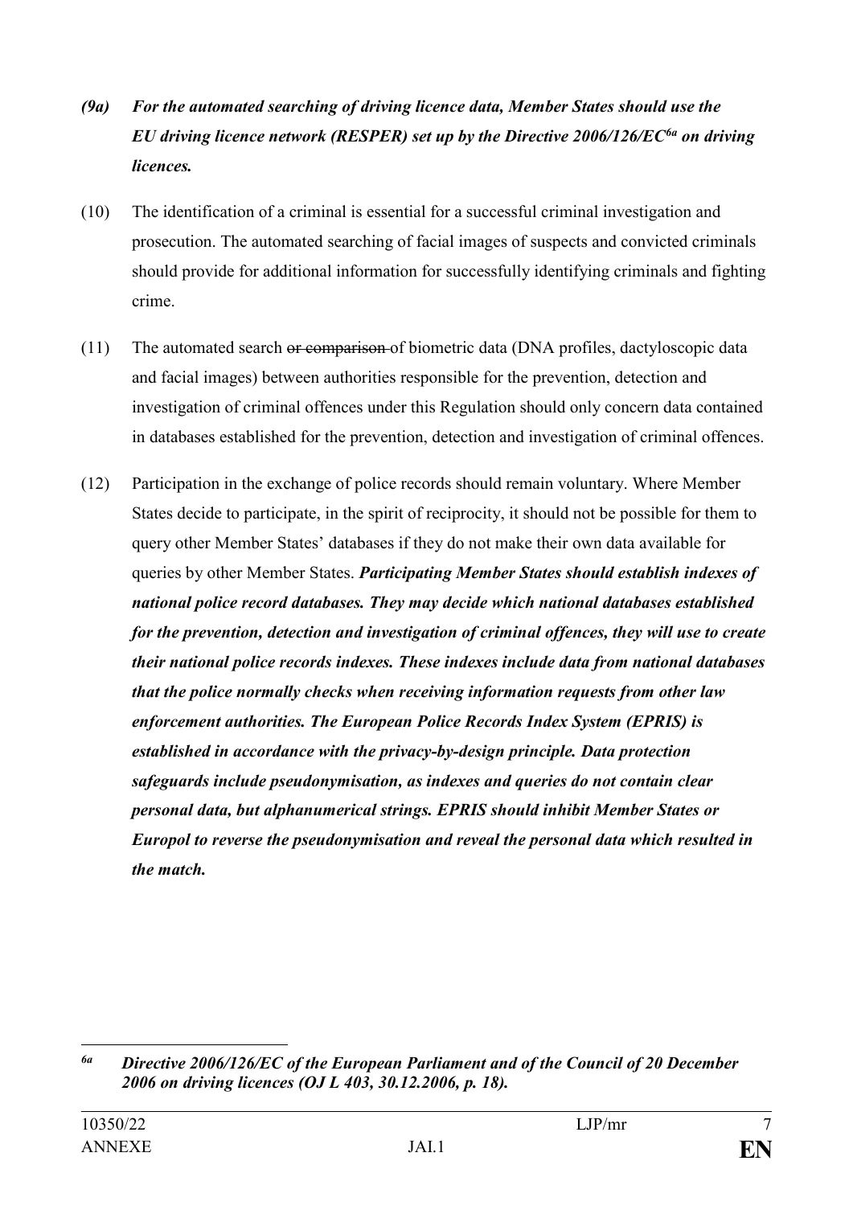***(9a) For the automated searching of driving licence data, Member States should use the EU driving licence network (RESPER) set up by the Directive 2006/126/EC[6a] on driving licences.***

(10) The identification of a criminal is essential for a successful criminal investigation and prosecution. The automated searching of facial images of suspects and convicted criminals should provide for additional information for successfully identifying criminals and fighting crime.

(11) The automated search ~~or comparison~~ of biometric data (DNA profiles, dactyloscopic data and facial images) between authorities responsible for the prevention, detection and investigation of criminal offences under this Regulation should only concern data contained in databases established for the prevention, detection and investigation of criminal offences.

(12) Participation in the exchange of police records should remain voluntary. Where Member States decide to participate, in the spirit of reciprocity, it should not be possible for them to query other Member States' databases if they do not make their own data available for queries by other Member States. ***Participating Member States should establish indexes of national police record databases. They may decide which national databases established for the prevention, detection and investigation of criminal offences, they will use to create their national police records indexes. These indexes include data from national databases that the police normally checks when receiving information requests from other law enforcement authorities. The European Police Records Index System (EPRIS) is established in accordance with the privacy-by-design principle. Data protection safeguards include pseudonymisation, as indexes and queries do not contain clear personal data, but alphanumerical strings. EPRIS should inhibit Member States or Europol to reverse the pseudonymisation and reveal the personal data which resulted in the match.***

---

[6a] ***Directive 2006/126/EC of the European Parliament and of the Council of 20 December 2006 on driving licences (OJ L 403, 30.12.2006, p. 18).***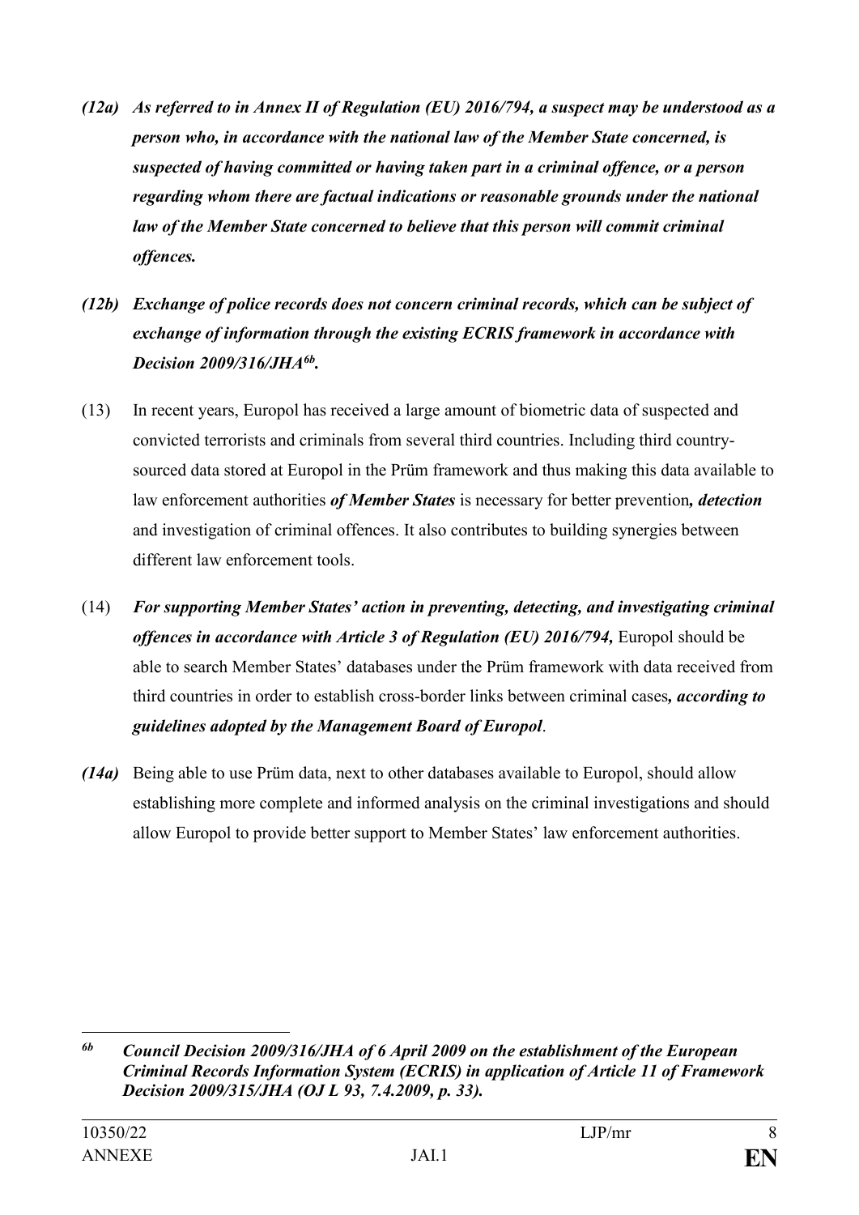*(12a)* ***As referred to in Annex II of Regulation (EU) 2016/794, a suspect may be understood as a person who, in accordance with the national law of the Member State concerned, is suspected of having committed or having taken part in a criminal offence, or a person regarding whom there are factual indications or reasonable grounds under the national law of the Member State concerned to believe that this person will commit criminal offences.***

*(12b)* ***Exchange of police records does not concern criminal records, which can be subject of exchange of information through the existing ECRIS framework in accordance with Decision 2009/316/JHA[6b].***

(13) In recent years, Europol has received a large amount of biometric data of suspected and convicted terrorists and criminals from several third countries. Including third country-sourced data stored at Europol in the Prüm framework and thus making this data available to law enforcement authorities ***of Member States*** is necessary for better prevention***, detection*** and investigation of criminal offences. It also contributes to building synergies between different law enforcement tools.

(14) ***For supporting Member States' action in preventing, detecting, and investigating criminal offences in accordance with Article 3 of Regulation (EU) 2016/794,*** Europol should be able to search Member States' databases under the Prüm framework with data received from third countries in order to establish cross-border links between criminal cases***, according to guidelines adopted by the Management Board of Europol***.

*(14a)* Being able to use Prüm data, next to other databases available to Europol, should allow establishing more complete and informed analysis on the criminal investigations and should allow Europol to provide better support to Member States' law enforcement authorities.

---

[6b] ***Council Decision 2009/316/JHA of 6 April 2009 on the establishment of the European Criminal Records Information System (ECRIS) in application of Article 11 of Framework Decision 2009/315/JHA (OJ L 93, 7.4.2009, p. 33).***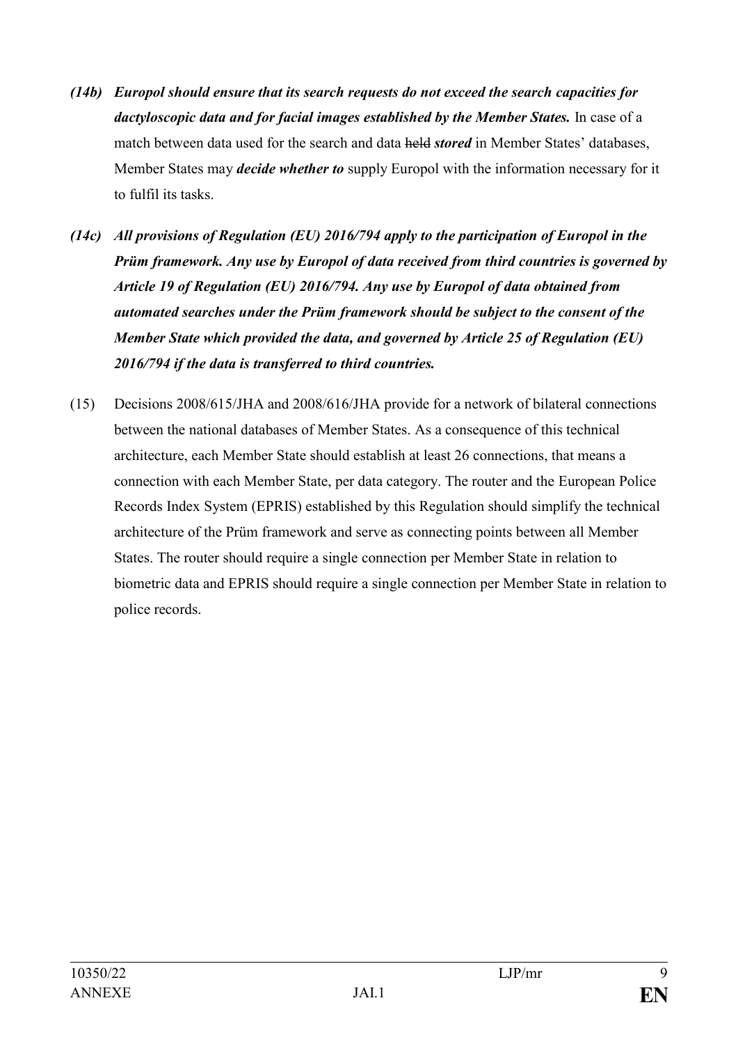*(14b)* ***Europol should ensure that its search requests do not exceed the search capacities for dactyloscopic data and for facial images established by the Member States.*** In case of a match between data used for the search and data ~~held~~ ***stored*** in Member States' databases, Member States may ***decide whether to*** supply Europol with the information necessary for it to fulfil its tasks.

***(14c) All provisions of Regulation (EU) 2016/794 apply to the participation of Europol in the Prüm framework. Any use by Europol of data received from third countries is governed by Article 19 of Regulation (EU) 2016/794. Any use by Europol of data obtained from automated searches under the Prüm framework should be subject to the consent of the Member State which provided the data, and governed by Article 25 of Regulation (EU) 2016/794 if the data is transferred to third countries.***

(15) Decisions 2008/615/JHA and 2008/616/JHA provide for a network of bilateral connections between the national databases of Member States. As a consequence of this technical architecture, each Member State should establish at least 26 connections, that means a connection with each Member State, per data category. The router and the European Police Records Index System (EPRIS) established by this Regulation should simplify the technical architecture of the Prüm framework and serve as connecting points between all Member States. The router should require a single connection per Member State in relation to biometric data and EPRIS should require a single connection per Member State in relation to police records.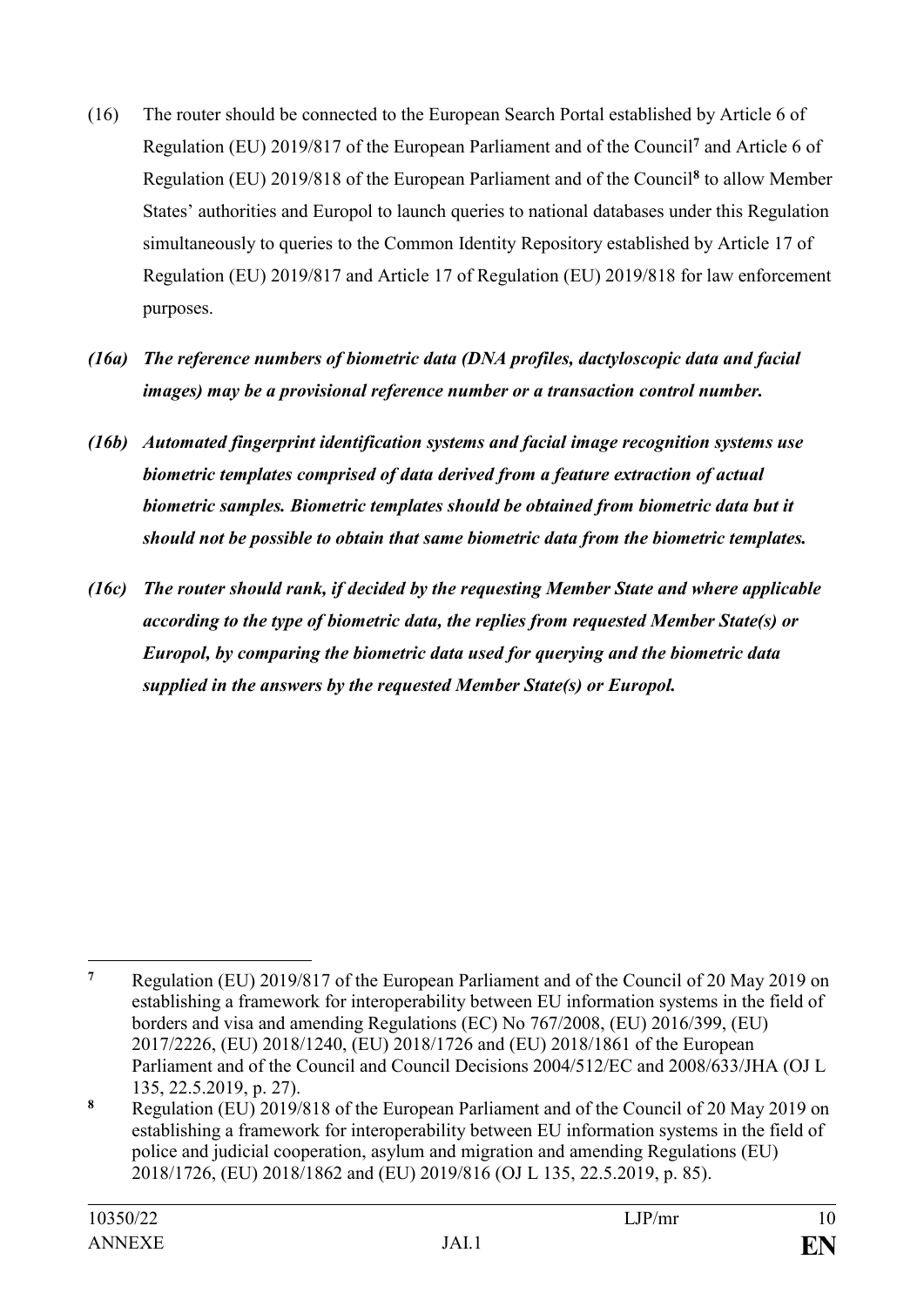(16) The router should be connected to the European Search Portal established by Article 6 of Regulation (EU) 2019/817 of the European Parliament and of the Council[7] and Article 6 of Regulation (EU) 2019/818 of the European Parliament and of the Council[8] to allow Member States' authorities and Europol to launch queries to national databases under this Regulation simultaneously to queries to the Common Identity Repository established by Article 17 of Regulation (EU) 2019/817 and Article 17 of Regulation (EU) 2019/818 for law enforcement purposes.

***(16a) The reference numbers of biometric data (DNA profiles, dactyloscopic data and facial images) may be a provisional reference number or a transaction control number.***

***(16b) Automated fingerprint identification systems and facial image recognition systems use biometric templates comprised of data derived from a feature extraction of actual biometric samples. Biometric templates should be obtained from biometric data but it should not be possible to obtain that same biometric data from the biometric templates.***

***(16c) The router should rank, if decided by the requesting Member State and where applicable according to the type of biometric data, the replies from requested Member State(s) or Europol, by comparing the biometric data used for querying and the biometric data supplied in the answers by the requested Member State(s) or Europol.***

---

[7] Regulation (EU) 2019/817 of the European Parliament and of the Council of 20 May 2019 on establishing a framework for interoperability between EU information systems in the field of borders and visa and amending Regulations (EC) No 767/2008, (EU) 2016/399, (EU) 2017/2226, (EU) 2018/1240, (EU) 2018/1726 and (EU) 2018/1861 of the European Parliament and of the Council and Council Decisions 2004/512/EC and 2008/633/JHA (OJ L 135, 22.5.2019, p. 27).

[8] Regulation (EU) 2019/818 of the European Parliament and of the Council of 20 May 2019 on establishing a framework for interoperability between EU information systems in the field of police and judicial cooperation, asylum and migration and amending Regulations (EU) 2018/1726, (EU) 2018/1862 and (EU) 2019/816 (OJ L 135, 22.5.2019, p. 85).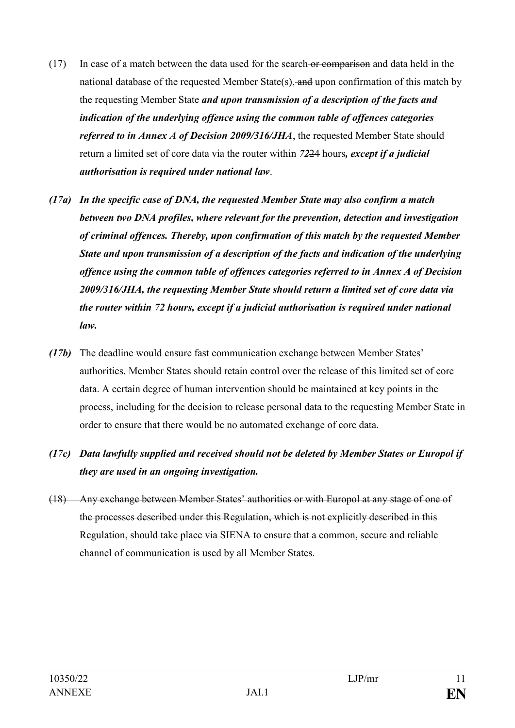(17) In case of a match between the data used for the search ~~or comparison~~ and data held in the national database of the requested Member State(s), ~~and~~ upon confirmation of this match by the requesting Member State ***and upon transmission of a description of the facts and indication of the underlying offence using the common table of offences categories referred to in Annex A of Decision 2009/316/JHA***, the requested Member State should return a limited set of core data via the router within ***72***~~24~~ hours***, except if a judicial authorisation is required under national law***.

***(17a) In the specific case of DNA, the requested Member State may also confirm a match between two DNA profiles, where relevant for the prevention, detection and investigation of criminal offences. Thereby, upon confirmation of this match by the requested Member State and upon transmission of a description of the facts and indication of the underlying offence using the common table of offences categories referred to in Annex A of Decision 2009/316/JHA, the requesting Member State should return a limited set of core data via the router within 72 hours, except if a judicial authorisation is required under national law.***

***(17b)*** The deadline would ensure fast communication exchange between Member States' authorities. Member States should retain control over the release of this limited set of core data. A certain degree of human intervention should be maintained at key points in the process, including for the decision to release personal data to the requesting Member State in order to ensure that there would be no automated exchange of core data.

***(17c) Data lawfully supplied and received should not be deleted by Member States or Europol if they are used in an ongoing investigation.***

~~(18) Any exchange between Member States' authorities or with Europol at any stage of one of the processes described under this Regulation, which is not explicitly described in this Regulation, should take place via SIENA to ensure that a common, secure and reliable channel of communication is used by all Member States.~~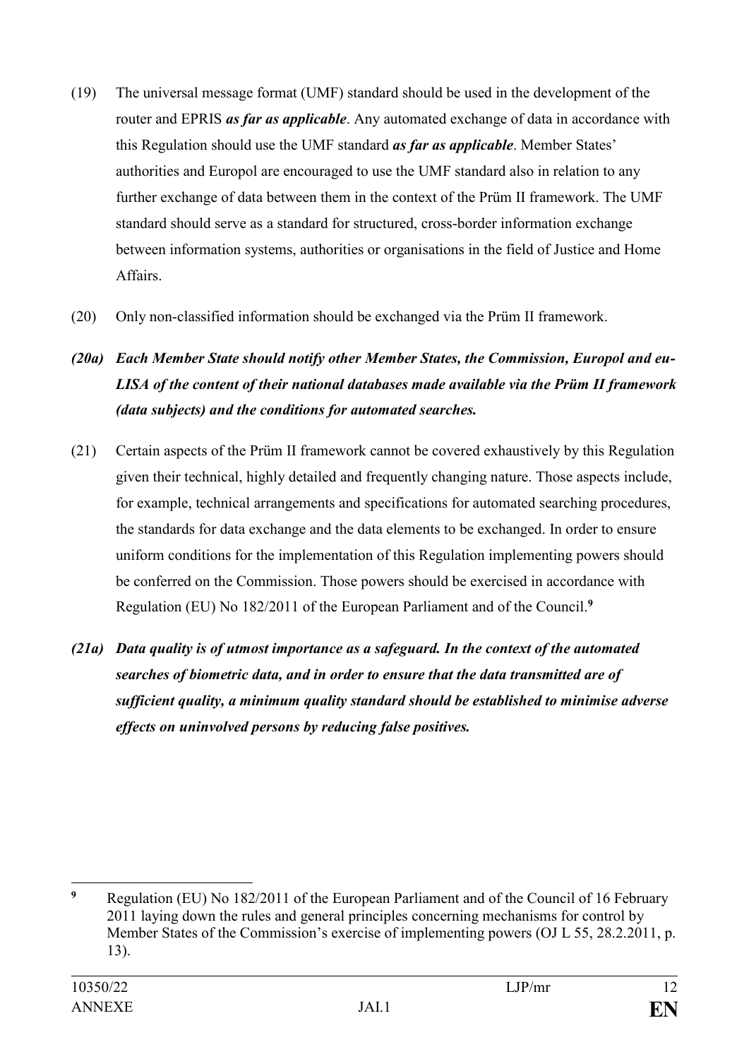(19) The universal message format (UMF) standard should be used in the development of the router and EPRIS ***as far as applicable***. Any automated exchange of data in accordance with this Regulation should use the UMF standard ***as far as applicable***. Member States' authorities and Europol are encouraged to use the UMF standard also in relation to any further exchange of data between them in the context of the Prüm II framework. The UMF standard should serve as a standard for structured, cross-border information exchange between information systems, authorities or organisations in the field of Justice and Home Affairs.

(20) Only non-classified information should be exchanged via the Prüm II framework.

***(20a) Each Member State should notify other Member States, the Commission, Europol and eu-LISA of the content of their national databases made available via the Prüm II framework (data subjects) and the conditions for automated searches.***

(21) Certain aspects of the Prüm II framework cannot be covered exhaustively by this Regulation given their technical, highly detailed and frequently changing nature. Those aspects include, for example, technical arrangements and specifications for automated searching procedures, the standards for data exchange and the data elements to be exchanged. In order to ensure uniform conditions for the implementation of this Regulation implementing powers should be conferred on the Commission. Those powers should be exercised in accordance with Regulation (EU) No 182/2011 of the European Parliament and of the Council.[9]

***(21a) Data quality is of utmost importance as a safeguard. In the context of the automated searches of biometric data, and in order to ensure that the data transmitted are of sufficient quality, a minimum quality standard should be established to minimise adverse effects on uninvolved persons by reducing false positives.***

---

[9] Regulation (EU) No 182/2011 of the European Parliament and of the Council of 16 February 2011 laying down the rules and general principles concerning mechanisms for control by Member States of the Commission's exercise of implementing powers (OJ L 55, 28.2.2011, p. 13).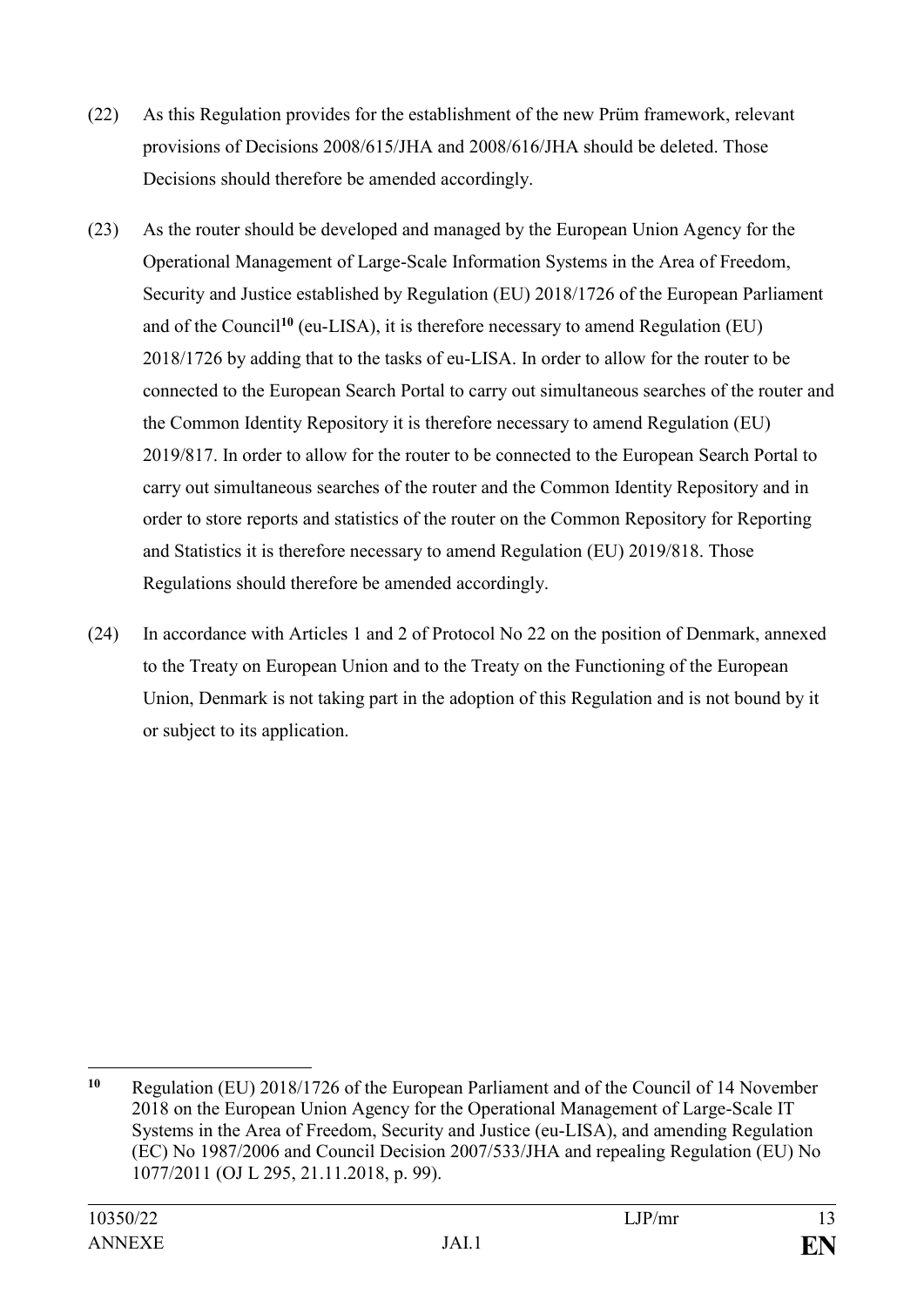(22) As this Regulation provides for the establishment of the new Prüm framework, relevant provisions of Decisions 2008/615/JHA and 2008/616/JHA should be deleted. Those Decisions should therefore be amended accordingly.

(23) As the router should be developed and managed by the European Union Agency for the Operational Management of Large-Scale Information Systems in the Area of Freedom, Security and Justice established by Regulation (EU) 2018/1726 of the European Parliament and of the Council[10] (eu-LISA), it is therefore necessary to amend Regulation (EU) 2018/1726 by adding that to the tasks of eu-LISA. In order to allow for the router to be connected to the European Search Portal to carry out simultaneous searches of the router and the Common Identity Repository it is therefore necessary to amend Regulation (EU) 2019/817. In order to allow for the router to be connected to the European Search Portal to carry out simultaneous searches of the router and the Common Identity Repository and in order to store reports and statistics of the router on the Common Repository for Reporting and Statistics it is therefore necessary to amend Regulation (EU) 2019/818. Those Regulations should therefore be amended accordingly.

(24) In accordance with Articles 1 and 2 of Protocol No 22 on the position of Denmark, annexed to the Treaty on European Union and to the Treaty on the Functioning of the European Union, Denmark is not taking part in the adoption of this Regulation and is not bound by it or subject to its application.

---

[10] Regulation (EU) 2018/1726 of the European Parliament and of the Council of 14 November 2018 on the European Union Agency for the Operational Management of Large-Scale IT Systems in the Area of Freedom, Security and Justice (eu-LISA), and amending Regulation (EC) No 1987/2006 and Council Decision 2007/533/JHA and repealing Regulation (EU) No 1077/2011 (OJ L 295, 21.11.2018, p. 99).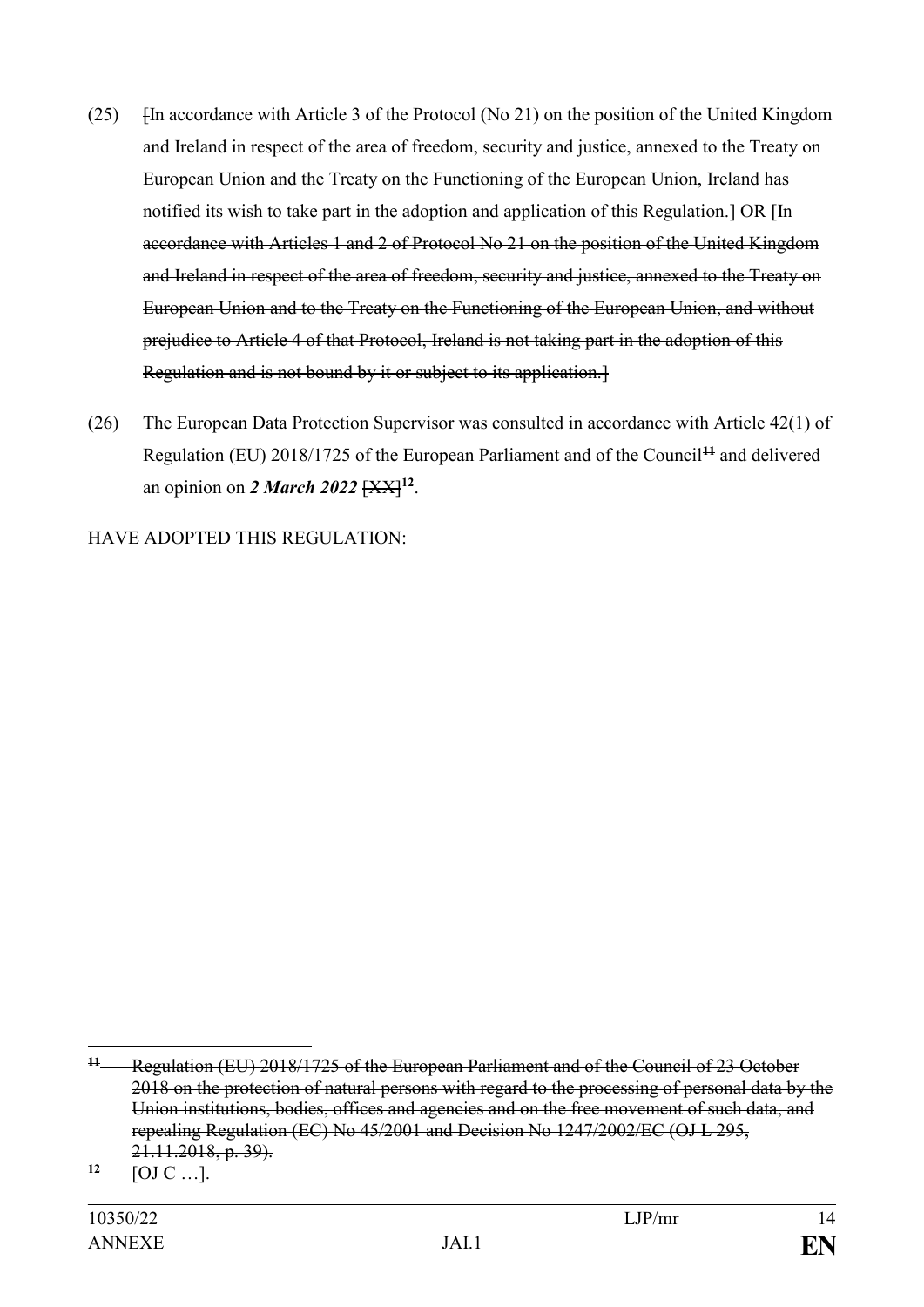(25) ~~[~~In accordance with Article 3 of the Protocol (No 21) on the position of the United Kingdom and Ireland in respect of the area of freedom, security and justice, annexed to the Treaty on European Union and the Treaty on the Functioning of the European Union, Ireland has notified its wish to take part in the adoption and application of this Regulation.~~] OR [In accordance with Articles 1 and 2 of Protocol No 21 on the position of the United Kingdom and Ireland in respect of the area of freedom, security and justice, annexed to the Treaty on European Union and to the Treaty on the Functioning of the European Union, and without prejudice to Article 4 of that Protocol, Ireland is not taking part in the adoption of this Regulation and is not bound by it or subject to its application.]~~

(26) The European Data Protection Supervisor was consulted in accordance with Article 42(1) of Regulation (EU) 2018/1725 of the European Parliament and of the Council~~[11]~~ and delivered an opinion on ***2 March 2022*** ~~[XX]~~[12].

HAVE ADOPTED THIS REGULATION:

---

~~[11] Regulation (EU) 2018/1725 of the European Parliament and of the Council of 23 October 2018 on the protection of natural persons with regard to the processing of personal data by the Union institutions, bodies, offices and agencies and on the free movement of such data, and repealing Regulation (EC) No 45/2001 and Decision No 1247/2002/EC (OJ L 295, 21.11.2018, p. 39).~~

[12] [OJ C …].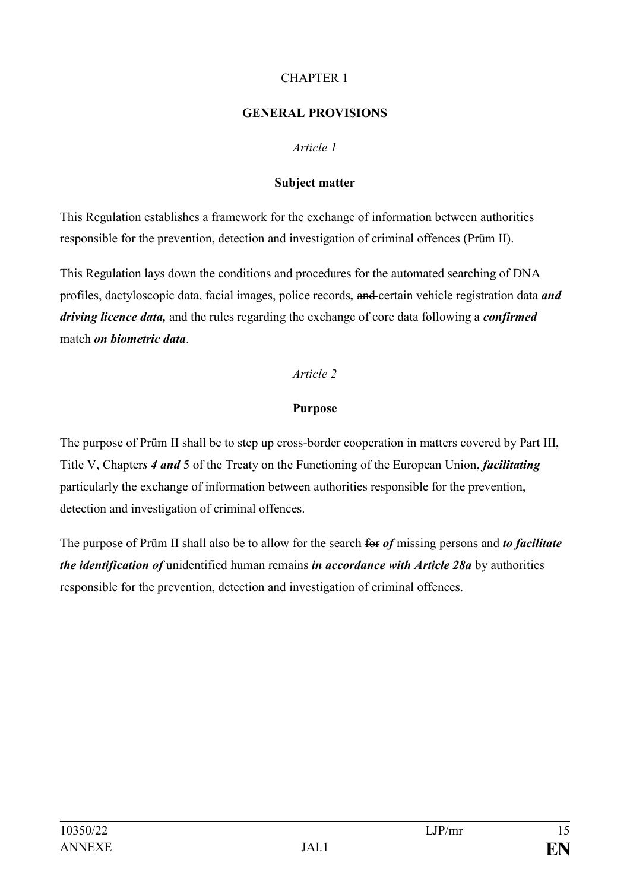CHAPTER 1

**GENERAL PROVISIONS**

*Article 1*

**Subject matter**

This Regulation establishes a framework for the exchange of information between authorities responsible for the prevention, detection and investigation of criminal offences (Prüm II).

This Regulation lays down the conditions and procedures for the automated searching of DNA profiles, dactyloscopic data, facial images, police records*,* ~~and~~ certain vehicle registration data ***and driving licence data,*** and the rules regarding the exchange of core data following a ***confirmed*** match ***on biometric data***.

*Article 2*

**Purpose**

The purpose of Prüm II shall be to step up cross-border cooperation in matters covered by Part III, Title V, Chapter***s 4 and*** 5 of the Treaty on the Functioning of the European Union, ***facilitating*** ~~particularly~~ the exchange of information between authorities responsible for the prevention, detection and investigation of criminal offences.

The purpose of Prüm II shall also be to allow for the search ~~for~~ ***of*** missing persons and ***to facilitate the identification of*** unidentified human remains ***in accordance with Article 28a*** by authorities responsible for the prevention, detection and investigation of criminal offences.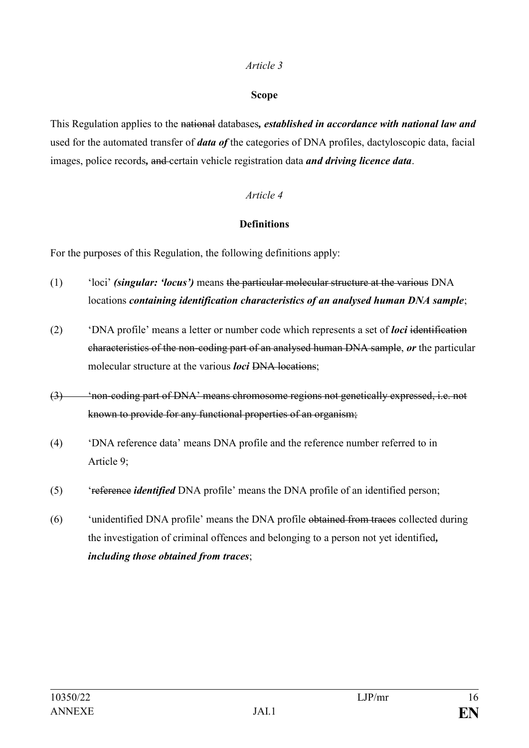*Article 3*

**Scope**

This Regulation applies to the ~~national~~ databases***, established in accordance with national law and*** used for the automated transfer of ***data of*** the categories of DNA profiles, dactyloscopic data, facial images, police records***,*** ~~and~~ certain vehicle registration data ***and driving licence data***.

*Article 4*

**Definitions**

For the purposes of this Regulation, the following definitions apply:

(1) 'loci' ***(singular: 'locus')*** means ~~the particular molecular structure at the various~~ DNA locations ***containing identification characteristics of an analysed human DNA sample***;

(2) 'DNA profile' means a letter or number code which represents a set of ***loci*** ~~identification characteristics of the non-coding part of an analysed human DNA sample~~, ***or*** the particular molecular structure at the various ***loci*** ~~DNA locations~~;

~~(3) 'non-coding part of DNA' means chromosome regions not genetically expressed, i.e. not known to provide for any functional properties of an organism;~~

(4) 'DNA reference data' means DNA profile and the reference number referred to in Article 9;

(5) '~~reference~~ ***identified*** DNA profile' means the DNA profile of an identified person;

(6) 'unidentified DNA profile' means the DNA profile ~~obtained from traces~~ collected during the investigation of criminal offences and belonging to a person not yet identified***, including those obtained from traces***;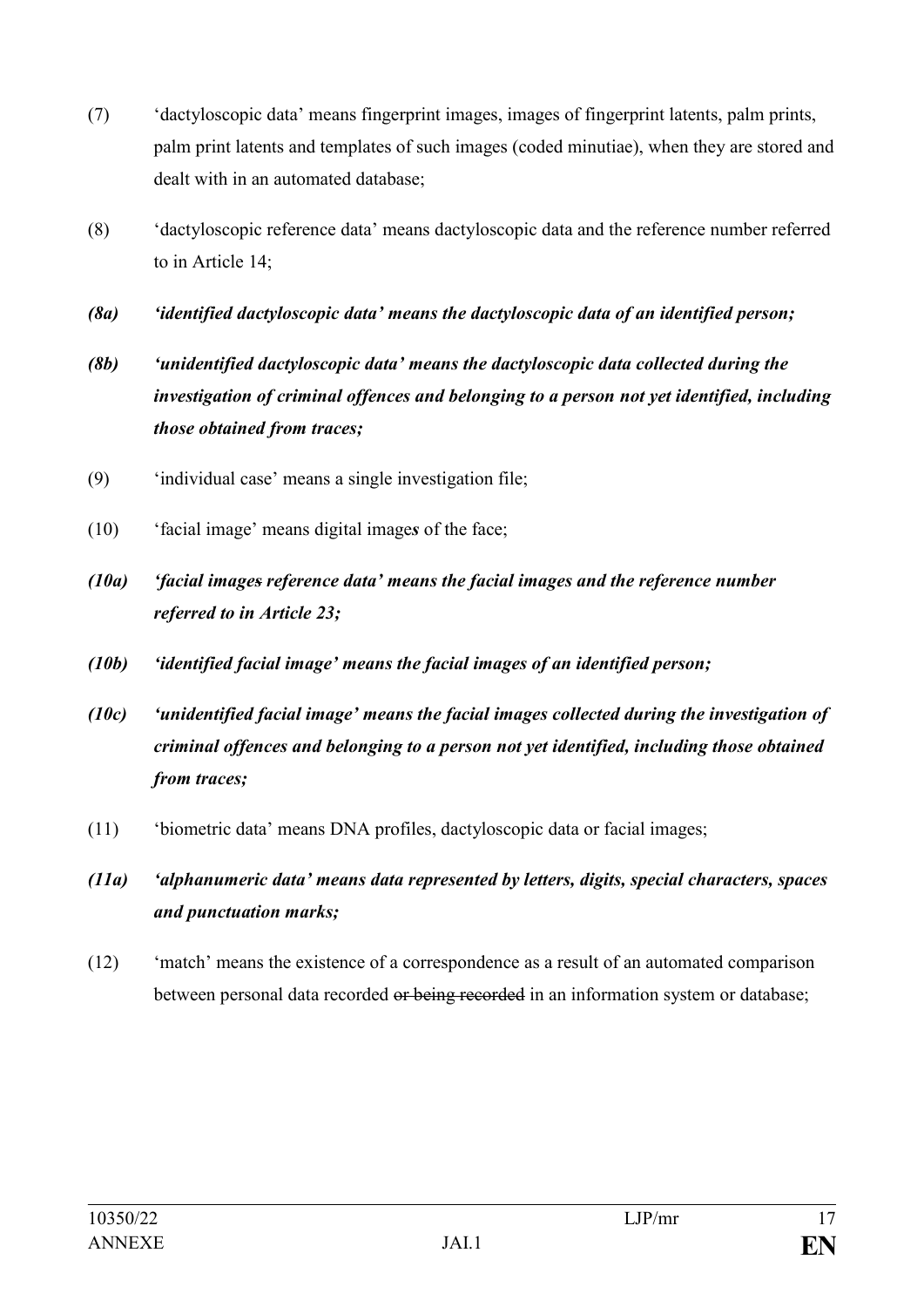(7) 'dactyloscopic data' means fingerprint images, images of fingerprint latents, palm prints, palm print latents and templates of such images (coded minutiae), when they are stored and dealt with in an automated database;

(8) 'dactyloscopic reference data' means dactyloscopic data and the reference number referred to in Article 14;

***(8a) 'identified dactyloscopic data' means the dactyloscopic data of an identified person;***

***(8b) 'unidentified dactyloscopic data' means the dactyloscopic data collected during the investigation of criminal offences and belonging to a person not yet identified, including those obtained from traces;***

(9) 'individual case' means a single investigation file;

(10) 'facial image' means digital image***s*** of the face;

***(10a) 'facial images reference data' means the facial images and the reference number referred to in Article 23;***

***(10b) 'identified facial image' means the facial images of an identified person;***

***(10c) 'unidentified facial image' means the facial images collected during the investigation of criminal offences and belonging to a person not yet identified, including those obtained from traces;***

(11) 'biometric data' means DNA profiles, dactyloscopic data or facial images;

***(11a) 'alphanumeric data' means data represented by letters, digits, special characters, spaces and punctuation marks;***

(12) 'match' means the existence of a correspondence as a result of an automated comparison between personal data recorded ~~or being recorded~~ in an information system or database;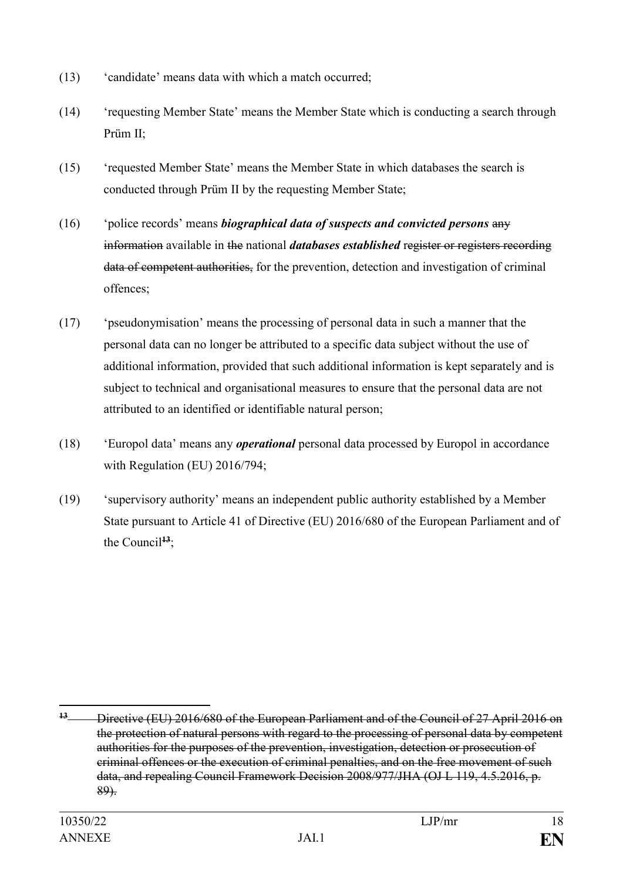(13) 'candidate' means data with which a match occurred;

(14) 'requesting Member State' means the Member State which is conducting a search through Prüm II;

(15) 'requested Member State' means the Member State in which databases the search is conducted through Prüm II by the requesting Member State;

(16) 'police records' means ***biographical data of suspects and convicted persons*** ~~any information~~ available in ~~the~~ national ***databases established*** ~~register or registers recording data of competent authorities,~~ for the prevention, detection and investigation of criminal offences;

(17) 'pseudonymisation' means the processing of personal data in such a manner that the personal data can no longer be attributed to a specific data subject without the use of additional information, provided that such additional information is kept separately and is subject to technical and organisational measures to ensure that the personal data are not attributed to an identified or identifiable natural person;

(18) 'Europol data' means any ***operational*** personal data processed by Europol in accordance with Regulation (EU) 2016/794;

(19) 'supervisory authority' means an independent public authority established by a Member State pursuant to Article 41 of Directive (EU) 2016/680 of the European Parliament and of the Council~~[13]~~;

---

~~13 Directive (EU) 2016/680 of the European Parliament and of the Council of 27 April 2016 on the protection of natural persons with regard to the processing of personal data by competent authorities for the purposes of the prevention, investigation, detection or prosecution of criminal offences or the execution of criminal penalties, and on the free movement of such data, and repealing Council Framework Decision 2008/977/JHA (OJ L 119, 4.5.2016, p. 89).~~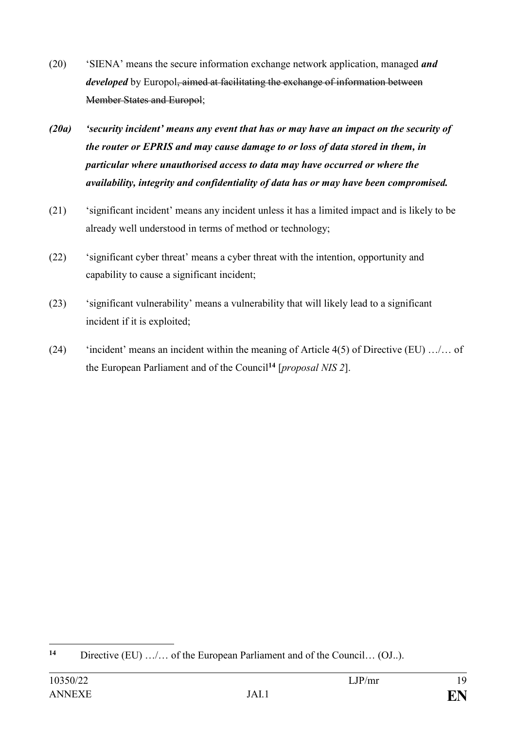(20) 'SIENA' means the secure information exchange network application, managed ***and developed*** by Europol~~, aimed at facilitating the exchange of information between Member States and Europol~~;

***(20a) 'security incident' means any event that has or may have an impact on the security of the router or EPRIS and may cause damage to or loss of data stored in them, in particular where unauthorised access to data may have occurred or where the availability, integrity and confidentiality of data has or may have been compromised.***

(21) 'significant incident' means any incident unless it has a limited impact and is likely to be already well understood in terms of method or technology;

(22) 'significant cyber threat' means a cyber threat with the intention, opportunity and capability to cause a significant incident;

(23) 'significant vulnerability' means a vulnerability that will likely lead to a significant incident if it is exploited;

(24) 'incident' means an incident within the meaning of Article 4(5) of Directive (EU) …/… of the European Parliament and of the Council[14] [*proposal NIS 2*].

---

[14] Directive (EU) …/… of the European Parliament and of the Council… (OJ..).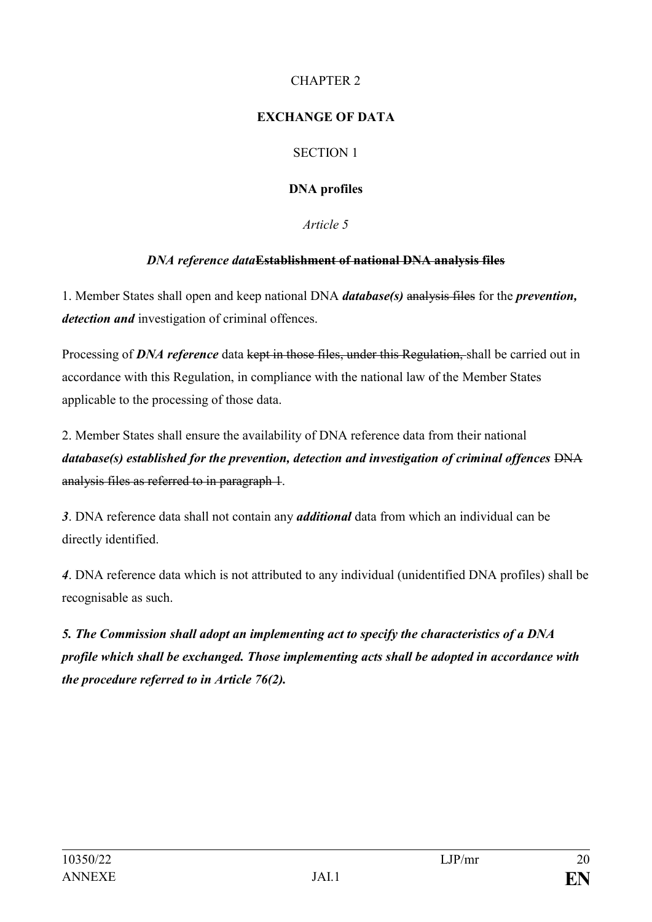CHAPTER 2

**EXCHANGE OF DATA**

SECTION 1

**DNA profiles**

*Article 5*

***DNA reference data*~~Establishment of national DNA analysis files~~**

1. Member States shall open and keep national DNA ***database(s)*** ~~analysis files~~ for the ***prevention, detection and*** investigation of criminal offences.

Processing of ***DNA reference*** data ~~kept in those files, under this Regulation,~~ shall be carried out in accordance with this Regulation, in compliance with the national law of the Member States applicable to the processing of those data.

2. Member States shall ensure the availability of DNA reference data from their national ***database(s) established for the prevention, detection and investigation of criminal offences*** ~~DNA analysis files as referred to in paragraph 1~~.

***3***. DNA reference data shall not contain any ***additional*** data from which an individual can be directly identified.

***4***. DNA reference data which is not attributed to any individual (unidentified DNA profiles) shall be recognisable as such.

***5. The Commission shall adopt an implementing act to specify the characteristics of a DNA profile which shall be exchanged. Those implementing acts shall be adopted in accordance with the procedure referred to in Article 76(2).***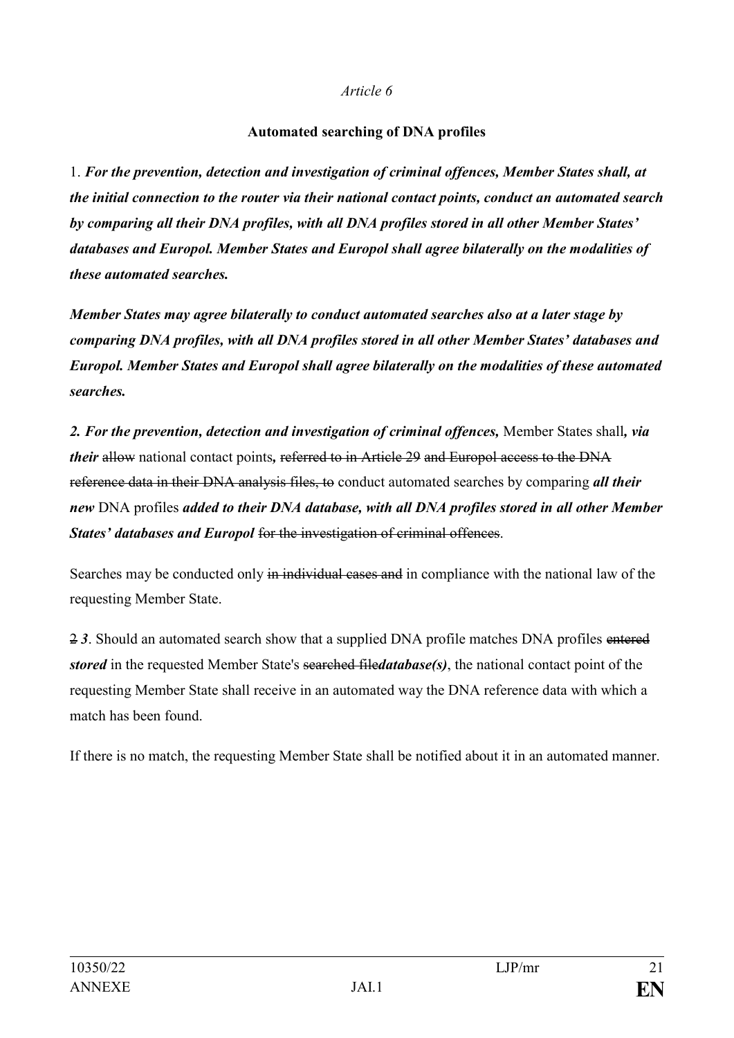*Article 6*

**Automated searching of DNA profiles**

1. ***For the prevention, detection and investigation of criminal offences, Member States shall, at the initial connection to the router via their national contact points, conduct an automated search by comparing all their DNA profiles, with all DNA profiles stored in all other Member States' databases and Europol. Member States and Europol shall agree bilaterally on the modalities of these automated searches.***

***Member States may agree bilaterally to conduct automated searches also at a later stage by comparing DNA profiles, with all DNA profiles stored in all other Member States' databases and Europol. Member States and Europol shall agree bilaterally on the modalities of these automated searches.***

***2. For the prevention, detection and investigation of criminal offences,*** Member States shall***, via their*** ~~allow~~ national contact points***,*** ~~referred to in Article 29~~ ~~and Europol access to the DNA reference data in their DNA analysis files, to~~ conduct automated searches by comparing ***all their new*** DNA profiles ***added to their DNA database, with all DNA profiles stored in all other Member States' databases and Europol*** ~~for the investigation of criminal offences~~.

Searches may be conducted only ~~in individual cases and~~ in compliance with the national law of the requesting Member State.

~~2~~ ***3***. Should an automated search show that a supplied DNA profile matches DNA profiles ~~entered~~ ***stored*** in the requested Member State's ~~searched file~~***database(s)***, the national contact point of the requesting Member State shall receive in an automated way the DNA reference data with which a match has been found.

If there is no match, the requesting Member State shall be notified about it in an automated manner.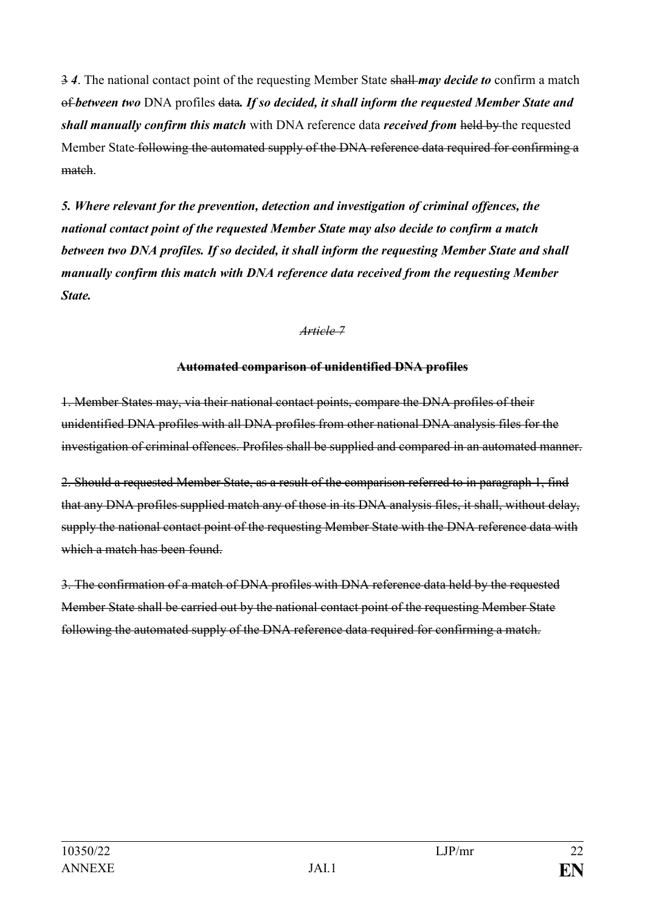~~3~~ ***4***. The national contact point of the requesting Member State ~~shall~~ ***may decide to*** confirm a match ~~of~~ ***between two*** DNA profiles ~~data~~***. If so decided, it shall inform the requested Member State and shall manually confirm this match*** with DNA reference data ***received from*** ~~held by~~ the requested Member State ~~following the automated supply of the DNA reference data required for confirming a match~~.

***5. Where relevant for the prevention, detection and investigation of criminal offences, the national contact point of the requested Member State may also decide to confirm a match between two DNA profiles. If so decided, it shall inform the requesting Member State and shall manually confirm this match with DNA reference data received from the requesting Member State.***

~~*Article 7*~~

~~**Automated comparison of unidentified DNA profiles**~~

~~1. Member States may, via their national contact points, compare the DNA profiles of their unidentified DNA profiles with all DNA profiles from other national DNA analysis files for the investigation of criminal offences. Profiles shall be supplied and compared in an automated manner.~~

~~2. Should a requested Member State, as a result of the comparison referred to in paragraph 1, find that any DNA profiles supplied match any of those in its DNA analysis files, it shall, without delay, supply the national contact point of the requesting Member State with the DNA reference data with which a match has been found.~~

~~3. The confirmation of a match of DNA profiles with DNA reference data held by the requested Member State shall be carried out by the national contact point of the requesting Member State following the automated supply of the DNA reference data required for confirming a match.~~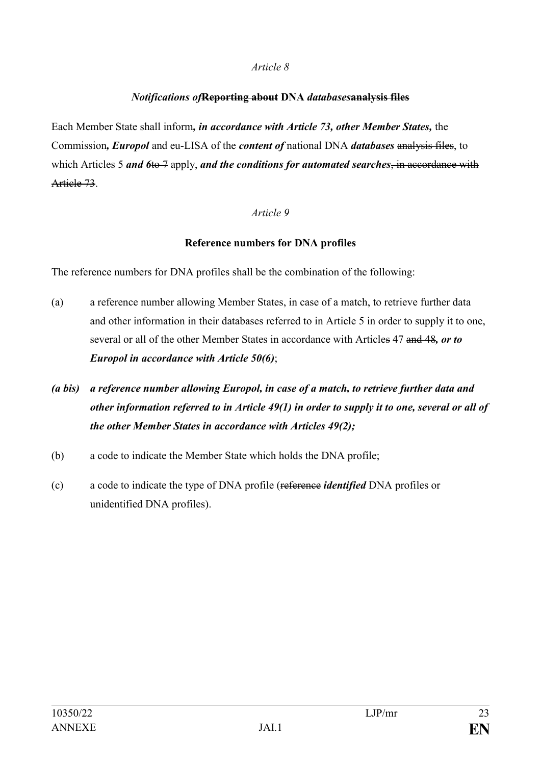*Article 8*

***Notifications of*~~Reporting about~~ DNA *databases*~~analysis files~~**

Each Member State shall inform***, in accordance with Article 73, other Member States,*** the Commission***, Europol*** and eu-LISA of the ***content of*** national DNA ***databases*** ~~analysis files~~, to which Articles 5 ***and 6***~~to 7~~ apply, ***and the conditions for automated searches***~~, in accordance with Article 73~~.

*Article 9*

**Reference numbers for DNA profiles**

The reference numbers for DNA profiles shall be the combination of the following:

(a) a reference number allowing Member States, in case of a match, to retrieve further data and other information in their databases referred to in Article 5 in order to supply it to one, several or all of the other Member States in accordance with Articles 47 ~~and 48~~***, or to Europol in accordance with Article 50(6)***;

***(a bis) a reference number allowing Europol, in case of a match, to retrieve further data and other information referred to in Article 49(1) in order to supply it to one, several or all of the other Member States in accordance with Articles 49(2);***

(b) a code to indicate the Member State which holds the DNA profile;

(c) a code to indicate the type of DNA profile (~~reference~~ ***identified*** DNA profiles or unidentified DNA profiles).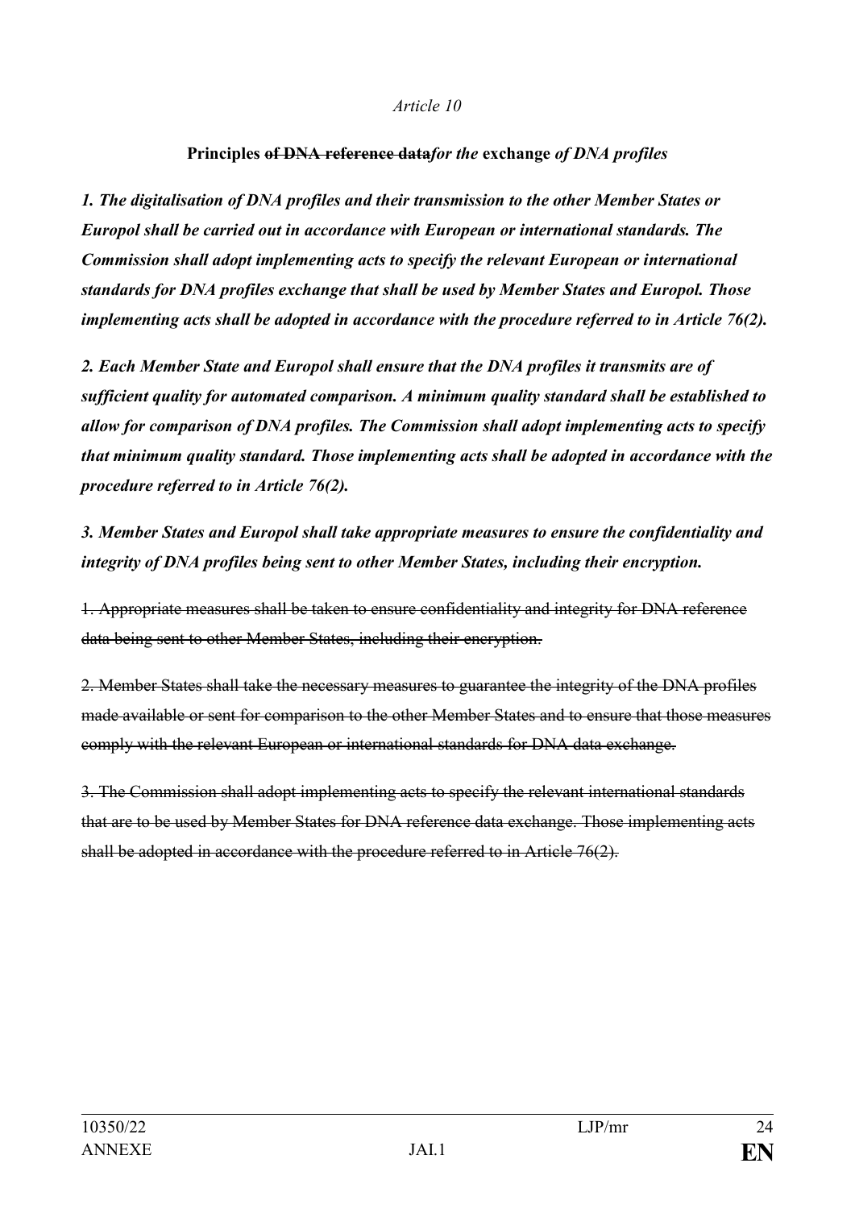*Article 10*

**Principles ~~of DNA reference data~~*for the* exchange *of DNA profiles***

***1. The digitalisation of DNA profiles and their transmission to the other Member States or Europol shall be carried out in accordance with European or international standards. The Commission shall adopt implementing acts to specify the relevant European or international standards for DNA profiles exchange that shall be used by Member States and Europol. Those implementing acts shall be adopted in accordance with the procedure referred to in Article 76(2).***

***2. Each Member State and Europol shall ensure that the DNA profiles it transmits are of sufficient quality for automated comparison. A minimum quality standard shall be established to allow for comparison of DNA profiles. The Commission shall adopt implementing acts to specify that minimum quality standard. Those implementing acts shall be adopted in accordance with the procedure referred to in Article 76(2).***

***3. Member States and Europol shall take appropriate measures to ensure the confidentiality and integrity of DNA profiles being sent to other Member States, including their encryption.***

~~1. Appropriate measures shall be taken to ensure confidentiality and integrity for DNA reference data being sent to other Member States, including their encryption.~~

~~2. Member States shall take the necessary measures to guarantee the integrity of the DNA profiles made available or sent for comparison to the other Member States and to ensure that those measures comply with the relevant European or international standards for DNA data exchange.~~

~~3. The Commission shall adopt implementing acts to specify the relevant international standards that are to be used by Member States for DNA reference data exchange. Those implementing acts shall be adopted in accordance with the procedure referred to in Article 76(2).~~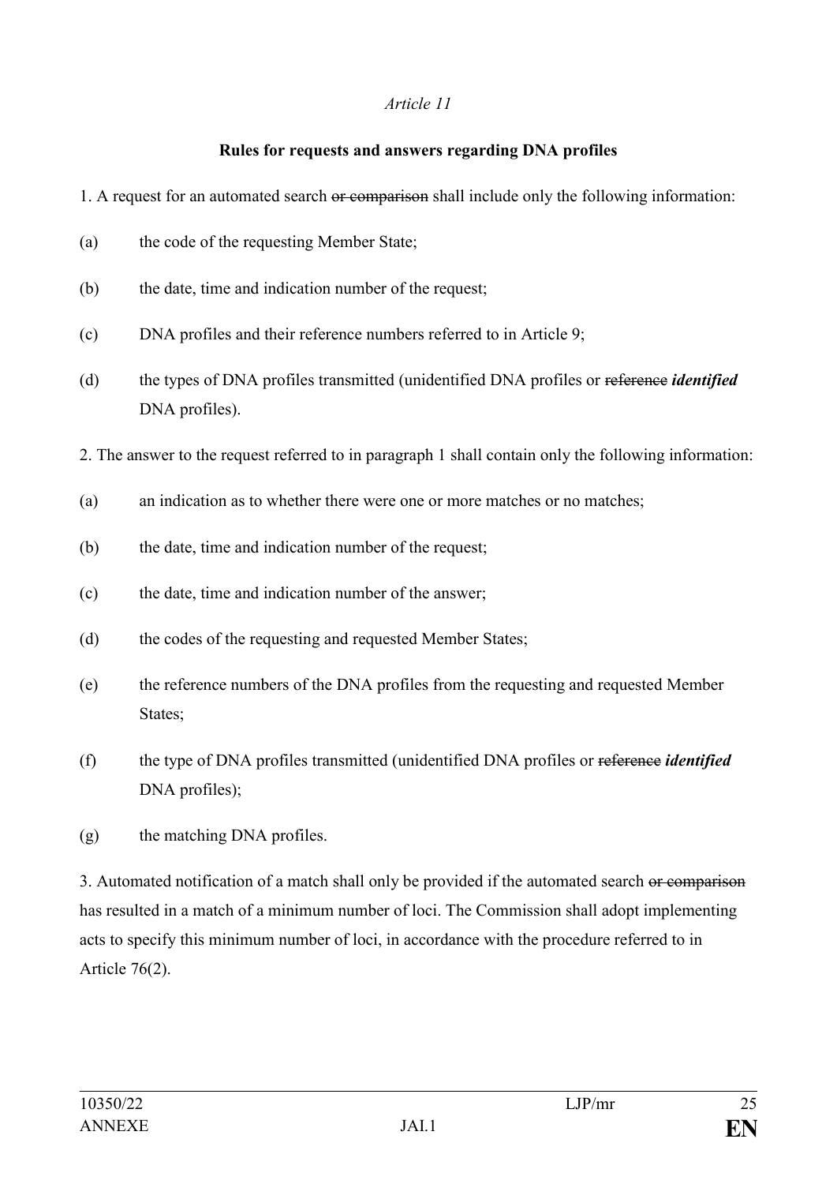*Article 11*

**Rules for requests and answers regarding DNA profiles**

1. A request for an automated search ~~or comparison~~ shall include only the following information:

(a) the code of the requesting Member State;

(b) the date, time and indication number of the request;

(c) DNA profiles and their reference numbers referred to in Article 9;

(d) the types of DNA profiles transmitted (unidentified DNA profiles or ~~reference~~ ***identified*** DNA profiles).

2. The answer to the request referred to in paragraph 1 shall contain only the following information:

(a) an indication as to whether there were one or more matches or no matches;

(b) the date, time and indication number of the request;

(c) the date, time and indication number of the answer;

(d) the codes of the requesting and requested Member States;

(e) the reference numbers of the DNA profiles from the requesting and requested Member States;

(f) the type of DNA profiles transmitted (unidentified DNA profiles or ~~reference~~ ***identified*** DNA profiles);

(g) the matching DNA profiles.

3. Automated notification of a match shall only be provided if the automated search ~~or comparison~~ has resulted in a match of a minimum number of loci. The Commission shall adopt implementing acts to specify this minimum number of loci, in accordance with the procedure referred to in Article 76(2).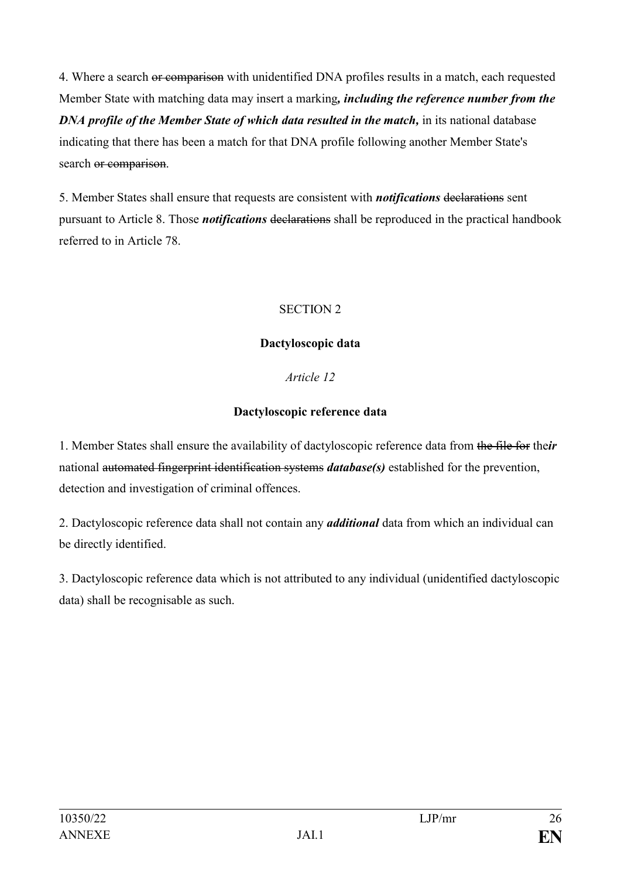4. Where a search ~~or comparison~~ with unidentified DNA profiles results in a match, each requested Member State with matching data may insert a marking***, including the reference number from the DNA profile of the Member State of which data resulted in the match,*** in its national database indicating that there has been a match for that DNA profile following another Member State's search ~~or comparison~~.

5. Member States shall ensure that requests are consistent with ***notifications*** ~~declarations~~ sent pursuant to Article 8. Those ***notifications*** ~~declarations~~ shall be reproduced in the practical handbook referred to in Article 78.

SECTION 2

**Dactyloscopic data**

*Article 12*

**Dactyloscopic reference data**

1. Member States shall ensure the availability of dactyloscopic reference data from ~~the file for~~ the***ir*** national ~~automated fingerprint identification systems~~ ***database(s)*** established for the prevention, detection and investigation of criminal offences.

2. Dactyloscopic reference data shall not contain any ***additional*** data from which an individual can be directly identified.

3. Dactyloscopic reference data which is not attributed to any individual (unidentified dactyloscopic data) shall be recognisable as such.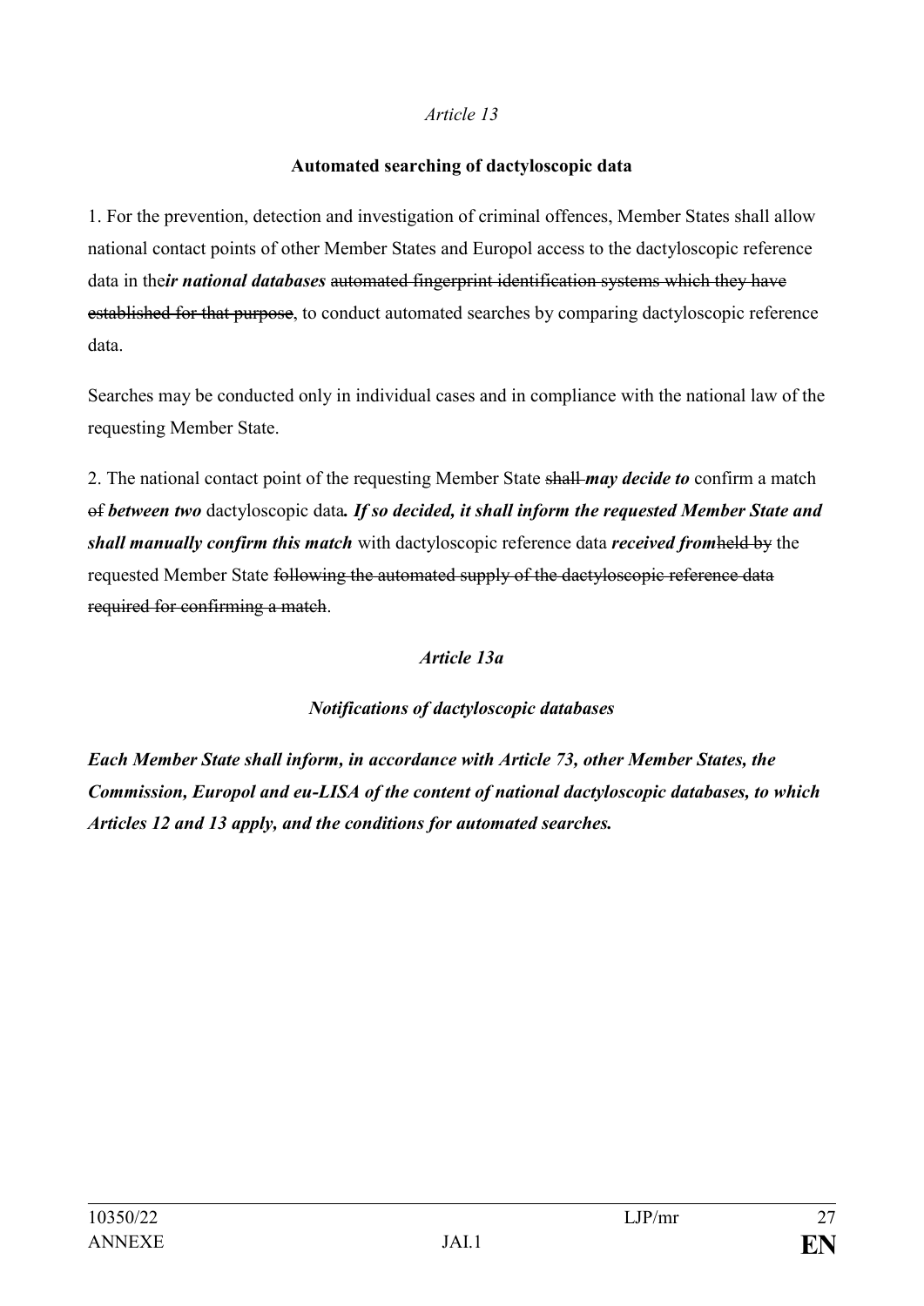*Article 13*

**Automated searching of dactyloscopic data**

1. For the prevention, detection and investigation of criminal offences, Member States shall allow national contact points of other Member States and Europol access to the dactyloscopic reference data in the***ir national databases*** ~~automated fingerprint identification systems which they have established for that purpose~~, to conduct automated searches by comparing dactyloscopic reference data.

Searches may be conducted only in individual cases and in compliance with the national law of the requesting Member State.

2. The national contact point of the requesting Member State ~~shall~~ ***may decide to*** confirm a match ~~of~~ ***between two*** dactyloscopic data***. If so decided, it shall inform the requested Member State and shall manually confirm this match*** with dactyloscopic reference data ***received from***~~held by~~ the requested Member State ~~following the automated supply of the dactyloscopic reference data required for confirming a match~~.

***Article 13a***

***Notifications of dactyloscopic databases***

***Each Member State shall inform, in accordance with Article 73, other Member States, the Commission, Europol and eu-LISA of the content of national dactyloscopic databases, to which Articles 12 and 13 apply, and the conditions for automated searches.***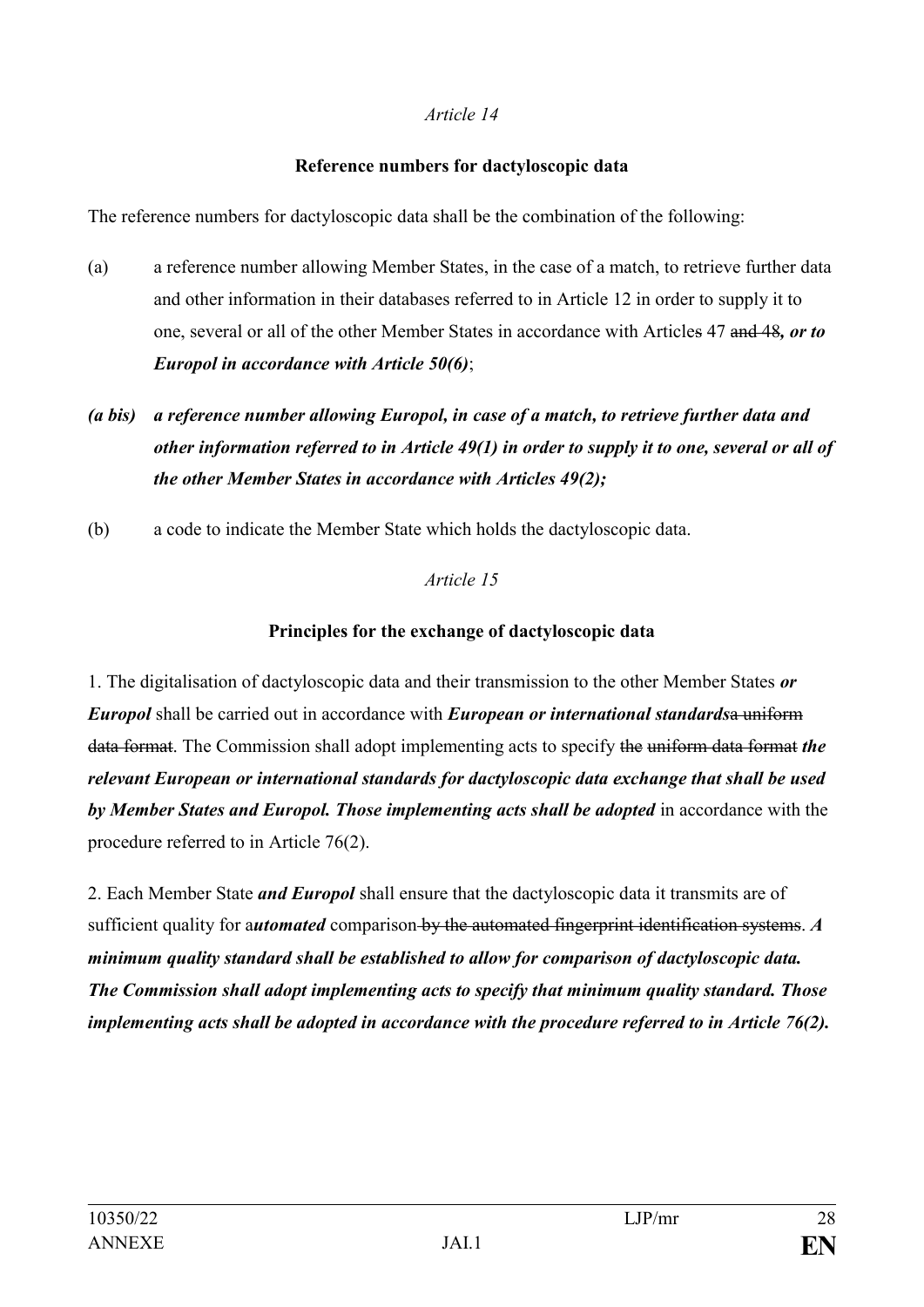*Article 14*

**Reference numbers for dactyloscopic data**

The reference numbers for dactyloscopic data shall be the combination of the following:

(a) a reference number allowing Member States, in the case of a match, to retrieve further data and other information in their databases referred to in Article 12 in order to supply it to one, several or all of the other Member States in accordance with Articles 47 ~~and 48~~***, or to Europol in accordance with Article 50(6)***;

***(a bis) a reference number allowing Europol, in case of a match, to retrieve further data and other information referred to in Article 49(1) in order to supply it to one, several or all of the other Member States in accordance with Articles 49(2);***

(b) a code to indicate the Member State which holds the dactyloscopic data.

*Article 15*

**Principles for the exchange of dactyloscopic data**

1. The digitalisation of dactyloscopic data and their transmission to the other Member States ***or Europol*** shall be carried out in accordance with ***European or international standards***~~a uniform data format~~. The Commission shall adopt implementing acts to specify ~~the uniform data format~~ ***the relevant European or international standards for dactyloscopic data exchange that shall be used by Member States and Europol. Those implementing acts shall be adopted*** in accordance with the procedure referred to in Article 76(2).

2. Each Member State ***and Europol*** shall ensure that the dactyloscopic data it transmits are of sufficient quality for a***utomated*** comparison~~ by the automated fingerprint identification systems~~. ***A minimum quality standard shall be established to allow for comparison of dactyloscopic data. The Commission shall adopt implementing acts to specify that minimum quality standard. Those implementing acts shall be adopted in accordance with the procedure referred to in Article 76(2).***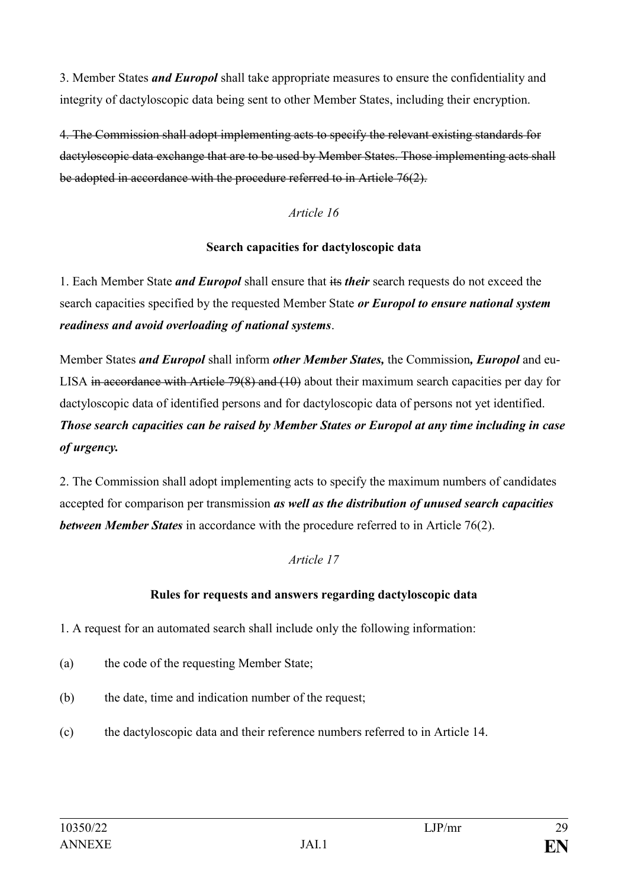3. Member States ***and Europol*** shall take appropriate measures to ensure the confidentiality and integrity of dactyloscopic data being sent to other Member States, including their encryption.

~~4. The Commission shall adopt implementing acts to specify the relevant existing standards for dactyloscopic data exchange that are to be used by Member States. Those implementing acts shall be adopted in accordance with the procedure referred to in Article 76(2).~~

*Article 16*

**Search capacities for dactyloscopic data**

1. Each Member State ***and Europol*** shall ensure that ~~its~~ ***their*** search requests do not exceed the search capacities specified by the requested Member State ***or Europol to ensure national system readiness and avoid overloading of national systems***.

Member States ***and Europol*** shall inform ***other Member States,*** the Commission***, Europol*** and eu-LISA ~~in accordance with Article 79(8) and (10)~~ about their maximum search capacities per day for dactyloscopic data of identified persons and for dactyloscopic data of persons not yet identified. ***Those search capacities can be raised by Member States or Europol at any time including in case of urgency.***

2. The Commission shall adopt implementing acts to specify the maximum numbers of candidates accepted for comparison per transmission ***as well as the distribution of unused search capacities between Member States*** in accordance with the procedure referred to in Article 76(2).

*Article 17*

**Rules for requests and answers regarding dactyloscopic data**

1. A request for an automated search shall include only the following information:

(a) the code of the requesting Member State;

(b) the date, time and indication number of the request;

(c) the dactyloscopic data and their reference numbers referred to in Article 14.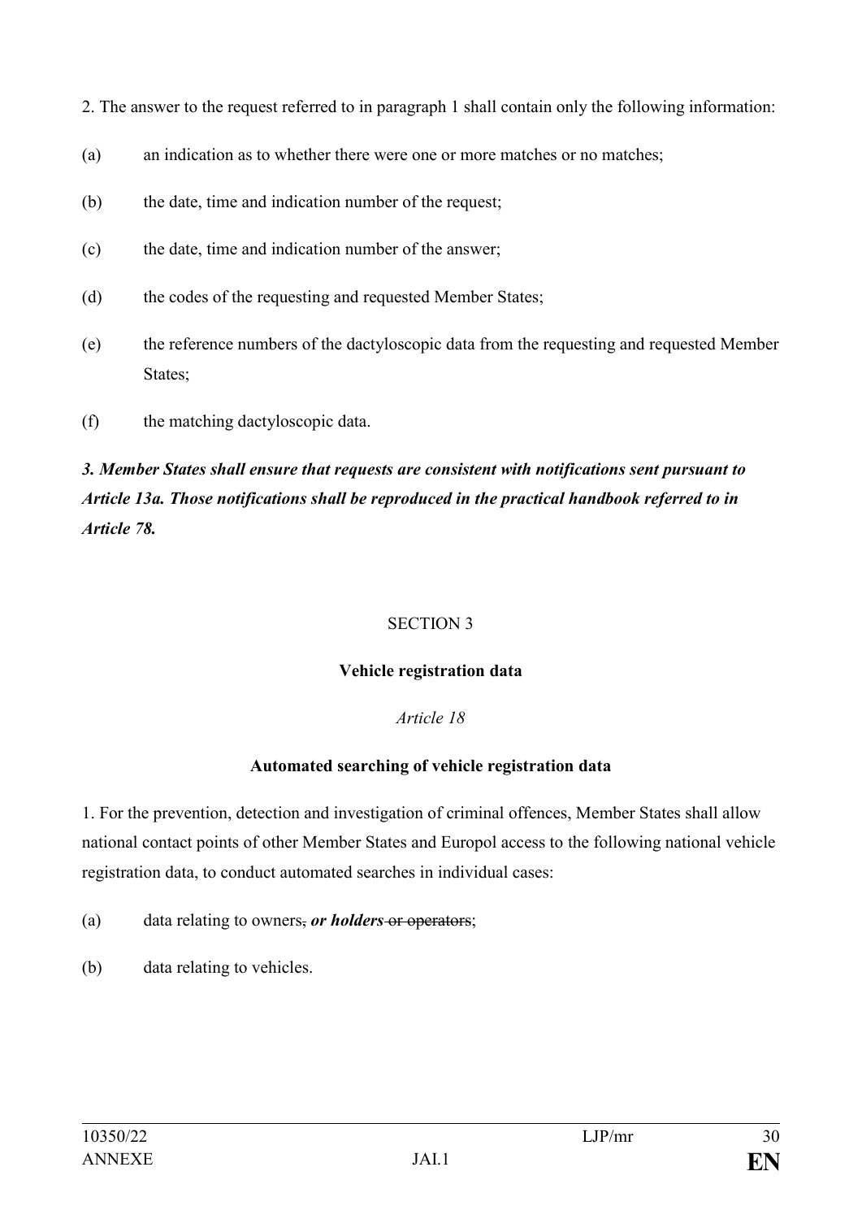2. The answer to the request referred to in paragraph 1 shall contain only the following information:

(a) an indication as to whether there were one or more matches or no matches;

(b) the date, time and indication number of the request;

(c) the date, time and indication number of the answer;

(d) the codes of the requesting and requested Member States;

(e) the reference numbers of the dactyloscopic data from the requesting and requested Member States;

(f) the matching dactyloscopic data.

***3. Member States shall ensure that requests are consistent with notifications sent pursuant to Article 13a. Those notifications shall be reproduced in the practical handbook referred to in Article 78.***

SECTION 3

**Vehicle registration data**

*Article 18*

**Automated searching of vehicle registration data**

1. For the prevention, detection and investigation of criminal offences, Member States shall allow national contact points of other Member States and Europol access to the following national vehicle registration data, to conduct automated searches in individual cases:

(a) data relating to owners~~,~~ ***or holders*** ~~or operators~~;

(b) data relating to vehicles.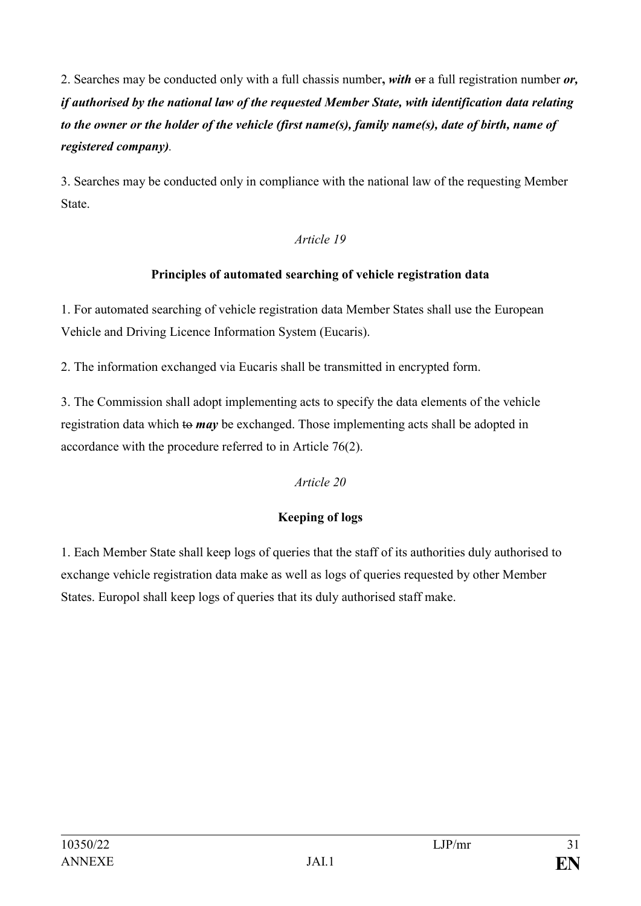2. Searches may be conducted only with a full chassis number**,** ***with*** ~~or~~ a full registration number ***or, if authorised by the national law of the requested Member State, with identification data relating to the owner or the holder of the vehicle (first name(s), family name(s), date of birth, name of registered company)***.

3. Searches may be conducted only in compliance with the national law of the requesting Member State.

*Article 19*

**Principles of automated searching of vehicle registration data**

1. For automated searching of vehicle registration data Member States shall use the European Vehicle and Driving Licence Information System (Eucaris).

2. The information exchanged via Eucaris shall be transmitted in encrypted form.

3. The Commission shall adopt implementing acts to specify the data elements of the vehicle registration data which ~~to~~ ***may*** be exchanged. Those implementing acts shall be adopted in accordance with the procedure referred to in Article 76(2).

*Article 20*

**Keeping of logs**

1. Each Member State shall keep logs of queries that the staff of its authorities duly authorised to exchange vehicle registration data make as well as logs of queries requested by other Member States. Europol shall keep logs of queries that its duly authorised staff make.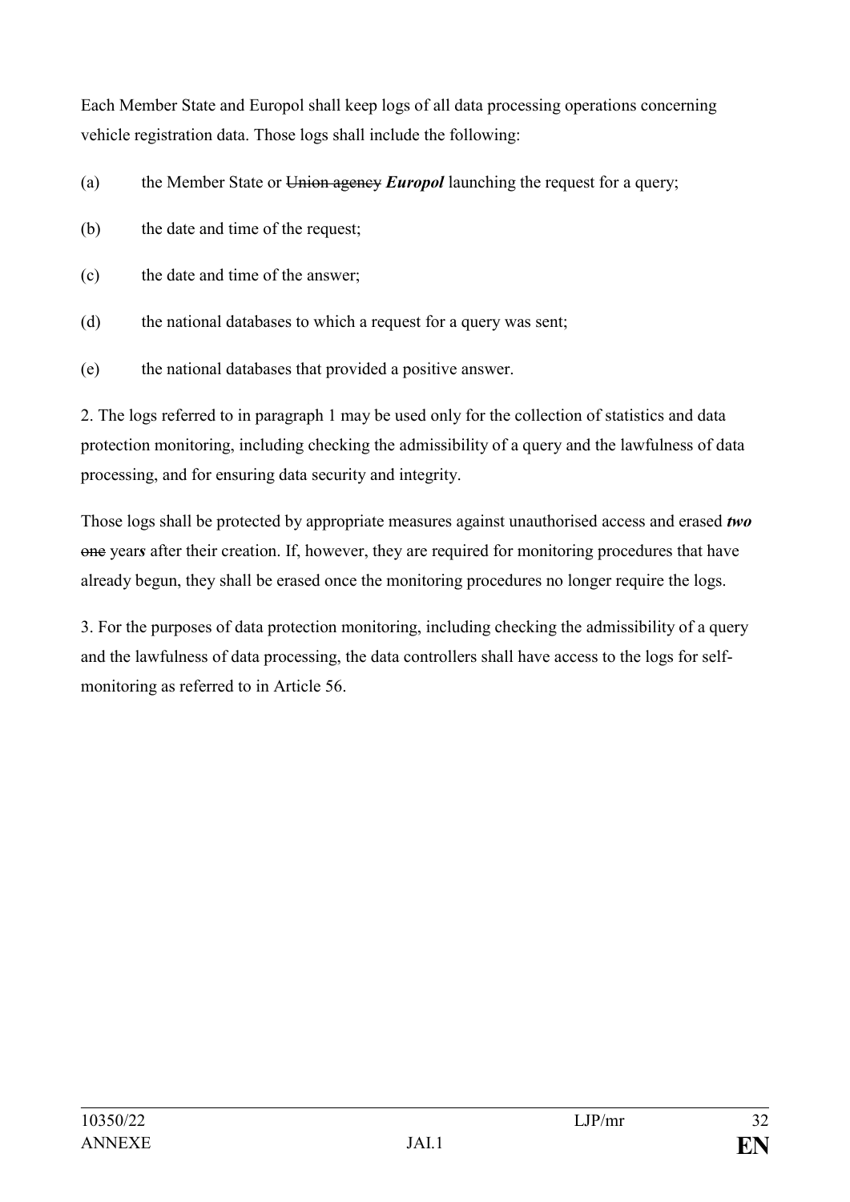Each Member State and Europol shall keep logs of all data processing operations concerning vehicle registration data. Those logs shall include the following:

(a) the Member State or ~~Union agency~~ ***Europol*** launching the request for a query;

(b) the date and time of the request;

(c) the date and time of the answer;

(d) the national databases to which a request for a query was sent;

(e) the national databases that provided a positive answer.

2. The logs referred to in paragraph 1 may be used only for the collection of statistics and data protection monitoring, including checking the admissibility of a query and the lawfulness of data processing, and for ensuring data security and integrity.

Those logs shall be protected by appropriate measures against unauthorised access and erased ***two*** ~~one~~ year***s*** after their creation. If, however, they are required for monitoring procedures that have already begun, they shall be erased once the monitoring procedures no longer require the logs.

3. For the purposes of data protection monitoring, including checking the admissibility of a query and the lawfulness of data processing, the data controllers shall have access to the logs for self-monitoring as referred to in Article 56.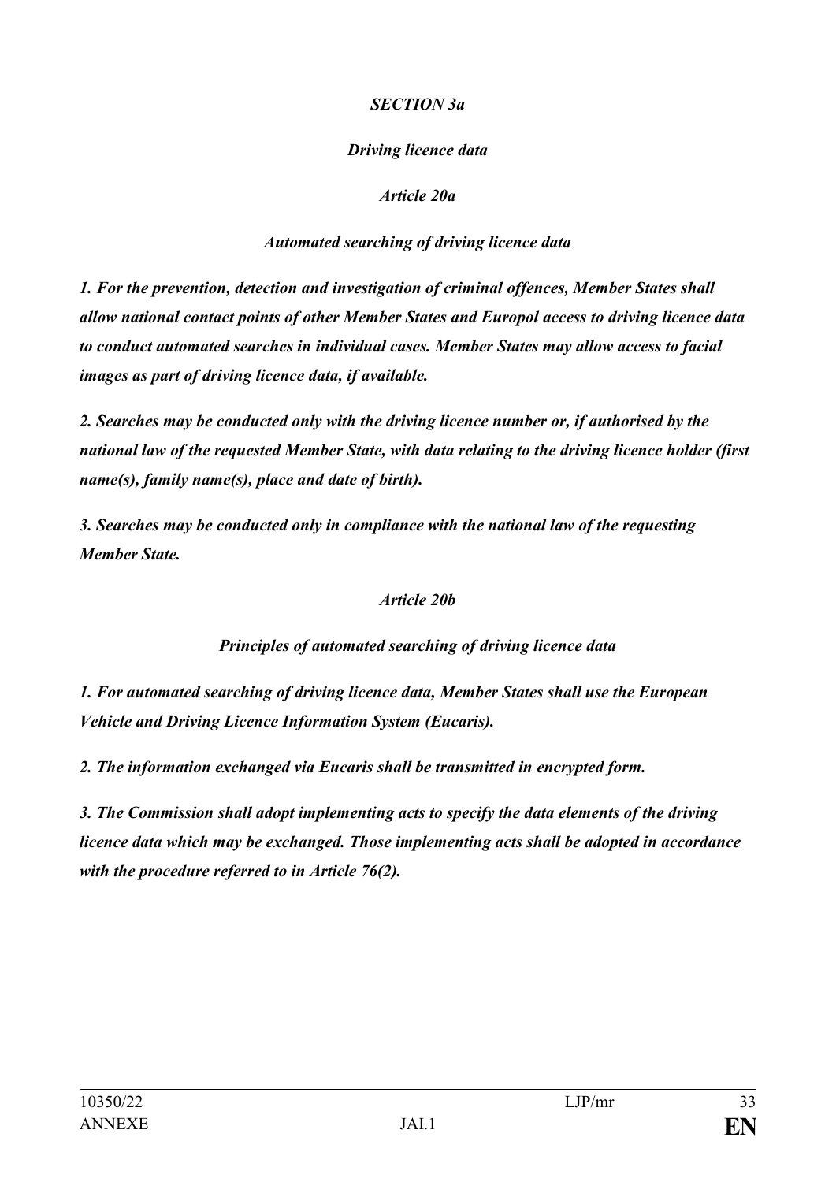***SECTION 3a***

***Driving licence data***

***Article 20a***

***Automated searching of driving licence data***

***1. For the prevention, detection and investigation of criminal offences, Member States shall allow national contact points of other Member States and Europol access to driving licence data to conduct automated searches in individual cases. Member States may allow access to facial images as part of driving licence data, if available.***

***2. Searches may be conducted only with the driving licence number or, if authorised by the national law of the requested Member State, with data relating to the driving licence holder (first name(s), family name(s), place and date of birth).***

***3. Searches may be conducted only in compliance with the national law of the requesting Member State.***

***Article 20b***

***Principles of automated searching of driving licence data***

***1. For automated searching of driving licence data, Member States shall use the European Vehicle and Driving Licence Information System (Eucaris).***

***2. The information exchanged via Eucaris shall be transmitted in encrypted form.***

***3. The Commission shall adopt implementing acts to specify the data elements of the driving licence data which may be exchanged. Those implementing acts shall be adopted in accordance with the procedure referred to in Article 76(2).***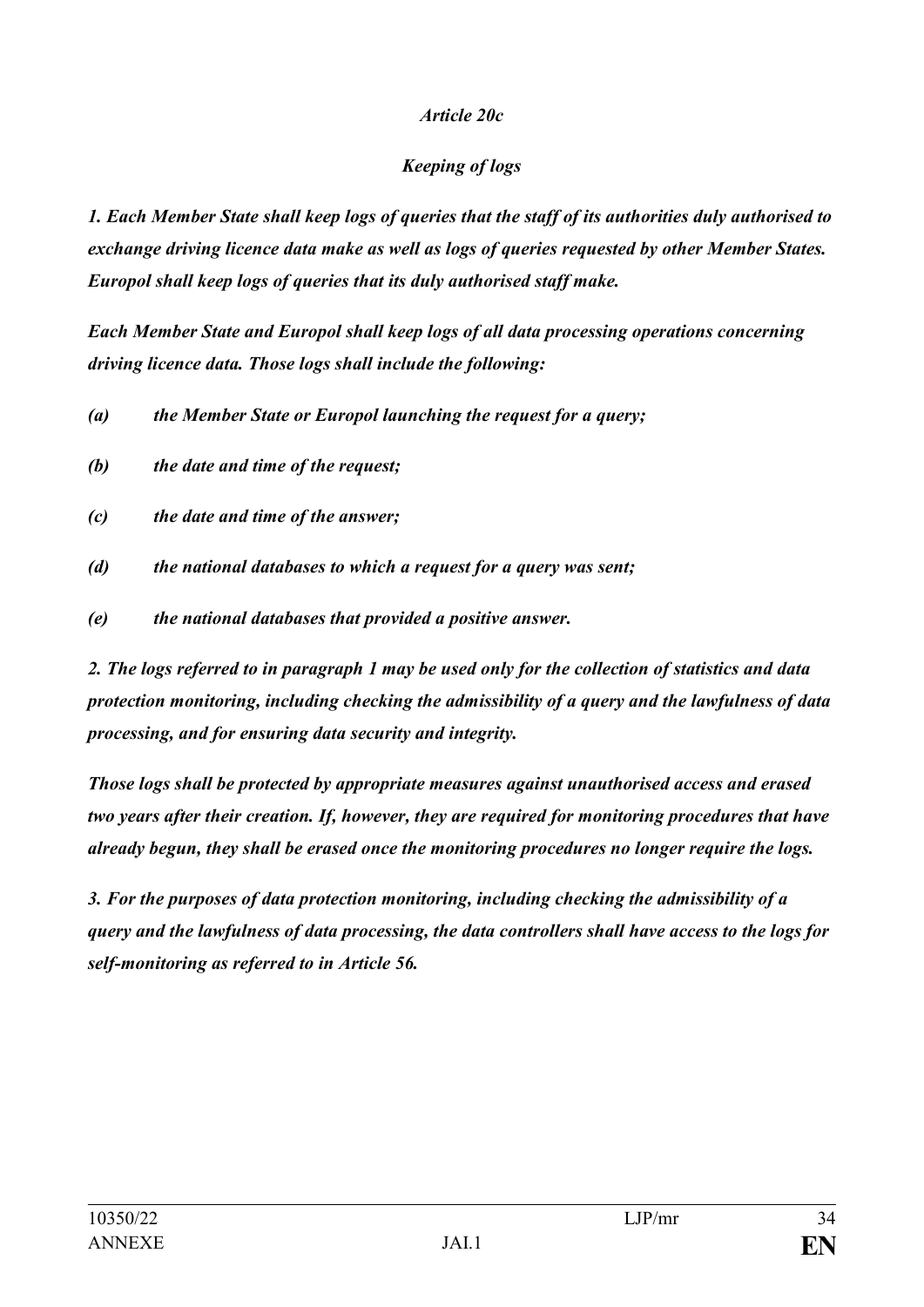*Article 20c*

***Keeping of logs***

***1. Each Member State shall keep logs of queries that the staff of its authorities duly authorised to exchange driving licence data make as well as logs of queries requested by other Member States. Europol shall keep logs of queries that its duly authorised staff make.***

***Each Member State and Europol shall keep logs of all data processing operations concerning driving licence data. Those logs shall include the following:***

***(a) the Member State or Europol launching the request for a query;***

***(b) the date and time of the request;***

***(c) the date and time of the answer;***

***(d) the national databases to which a request for a query was sent;***

***(e) the national databases that provided a positive answer.***

***2. The logs referred to in paragraph 1 may be used only for the collection of statistics and data protection monitoring, including checking the admissibility of a query and the lawfulness of data processing, and for ensuring data security and integrity.***

***Those logs shall be protected by appropriate measures against unauthorised access and erased two years after their creation. If, however, they are required for monitoring procedures that have already begun, they shall be erased once the monitoring procedures no longer require the logs.***

***3. For the purposes of data protection monitoring, including checking the admissibility of a query and the lawfulness of data processing, the data controllers shall have access to the logs for self-monitoring as referred to in Article 56.***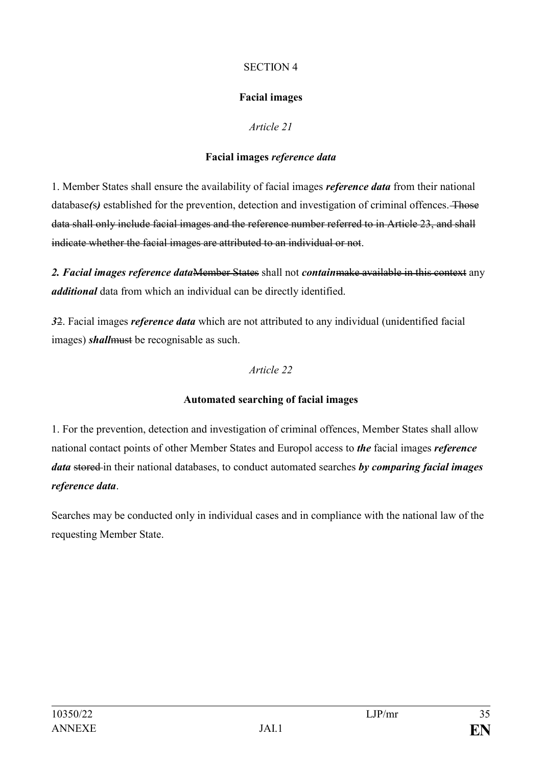SECTION 4

**Facial images**

*Article 21*

**Facial images *reference data***

1. Member States shall ensure the availability of facial images ***reference data*** from their national database***(***s***)*** established for the prevention, detection and investigation of criminal offences. ~~Those data shall only include facial images and the reference number referred to in Article 23, and shall indicate whether the facial images are attributed to an individual or not~~.

***2. Facial images reference data***~~Member States~~ shall not ***contain***~~make available in this context~~ any ***additional*** data from which an individual can be directly identified.

***3***~~2~~. Facial images ***reference data*** which are not attributed to any individual (unidentified facial images) ***shall***~~must~~ be recognisable as such.

*Article 22*

**Automated searching of facial images**

1. For the prevention, detection and investigation of criminal offences, Member States shall allow national contact points of other Member States and Europol access to ***the*** facial images ***reference data*** ~~stored~~ in their national databases, to conduct automated searches ***by comparing facial images reference data***.

Searches may be conducted only in individual cases and in compliance with the national law of the requesting Member State.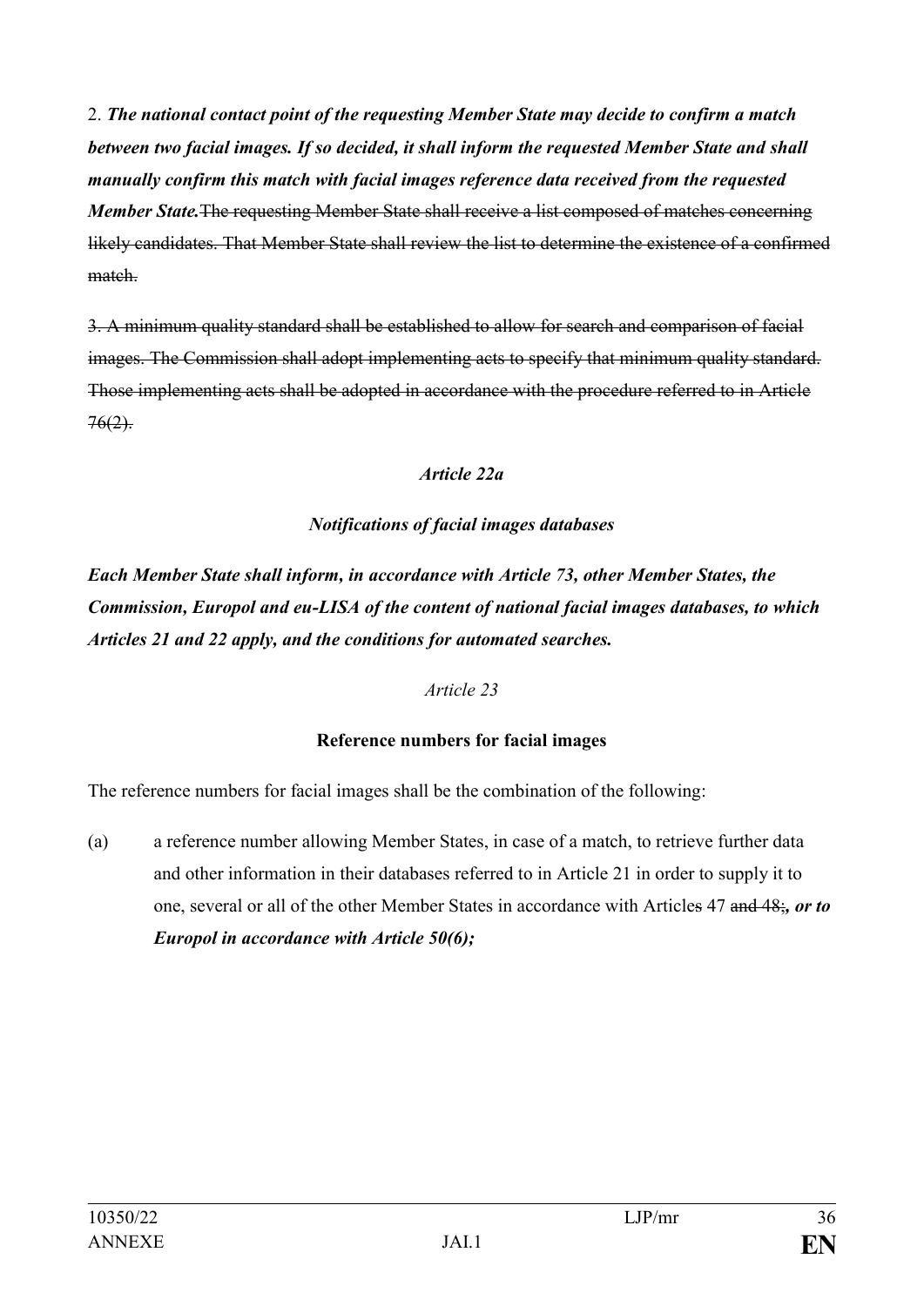2. ***The national contact point of the requesting Member State may decide to confirm a match between two facial images. If so decided, it shall inform the requested Member State and shall manually confirm this match with facial images reference data received from the requested Member State.***~~The requesting Member State shall receive a list composed of matches concerning likely candidates. That Member State shall review the list to determine the existence of a confirmed match.~~

~~3. A minimum quality standard shall be established to allow for search and comparison of facial images. The Commission shall adopt implementing acts to specify that minimum quality standard. Those implementing acts shall be adopted in accordance with the procedure referred to in Article 76(2).~~

***Article 22a***

***Notifications of facial images databases***

***Each Member State shall inform, in accordance with Article 73, other Member States, the Commission, Europol and eu-LISA of the content of national facial images databases, to which Articles 21 and 22 apply, and the conditions for automated searches.***

*Article 23*

**Reference numbers for facial images**

The reference numbers for facial images shall be the combination of the following:

(a) a reference number allowing Member States, in case of a match, to retrieve further data and other information in their databases referred to in Article 21 in order to supply it to one, several or all of the other Member States in accordance with Articles 47 ~~and 48;~~***, or to Europol in accordance with Article 50(6);***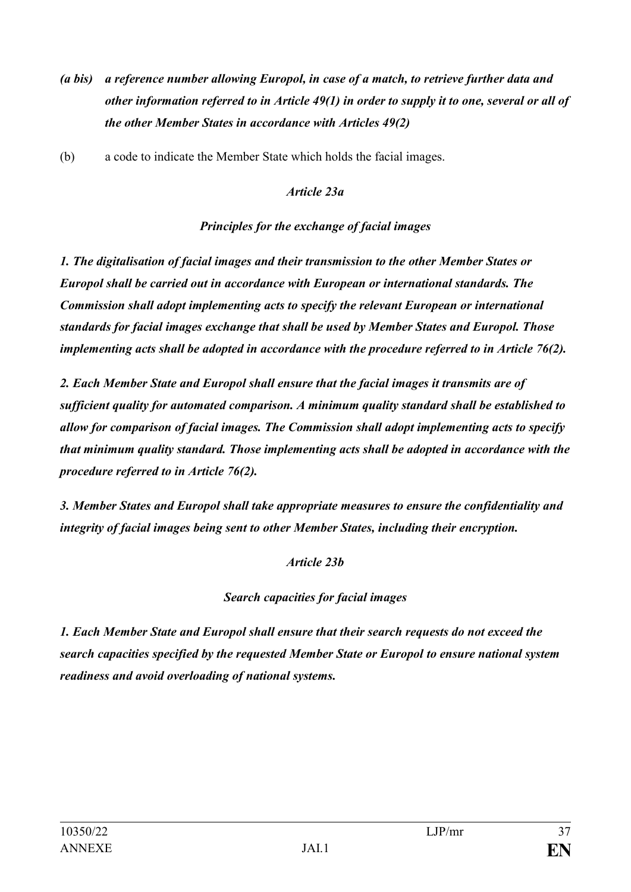*(a bis) a reference number allowing Europol, in case of a match, to retrieve further data and other information referred to in Article 49(1) in order to supply it to one, several or all of the other Member States in accordance with Articles 49(2)*

(b) a code to indicate the Member State which holds the facial images.

*Article 23a*

***Principles for the exchange of facial images***

***1. The digitalisation of facial images and their transmission to the other Member States or Europol shall be carried out in accordance with European or international standards. The Commission shall adopt implementing acts to specify the relevant European or international standards for facial images exchange that shall be used by Member States and Europol. Those implementing acts shall be adopted in accordance with the procedure referred to in Article 76(2).***

***2. Each Member State and Europol shall ensure that the facial images it transmits are of sufficient quality for automated comparison. A minimum quality standard shall be established to allow for comparison of facial images. The Commission shall adopt implementing acts to specify that minimum quality standard. Those implementing acts shall be adopted in accordance with the procedure referred to in Article 76(2).***

***3. Member States and Europol shall take appropriate measures to ensure the confidentiality and integrity of facial images being sent to other Member States, including their encryption.***

*Article 23b*

***Search capacities for facial images***

***1. Each Member State and Europol shall ensure that their search requests do not exceed the search capacities specified by the requested Member State or Europol to ensure national system readiness and avoid overloading of national systems.***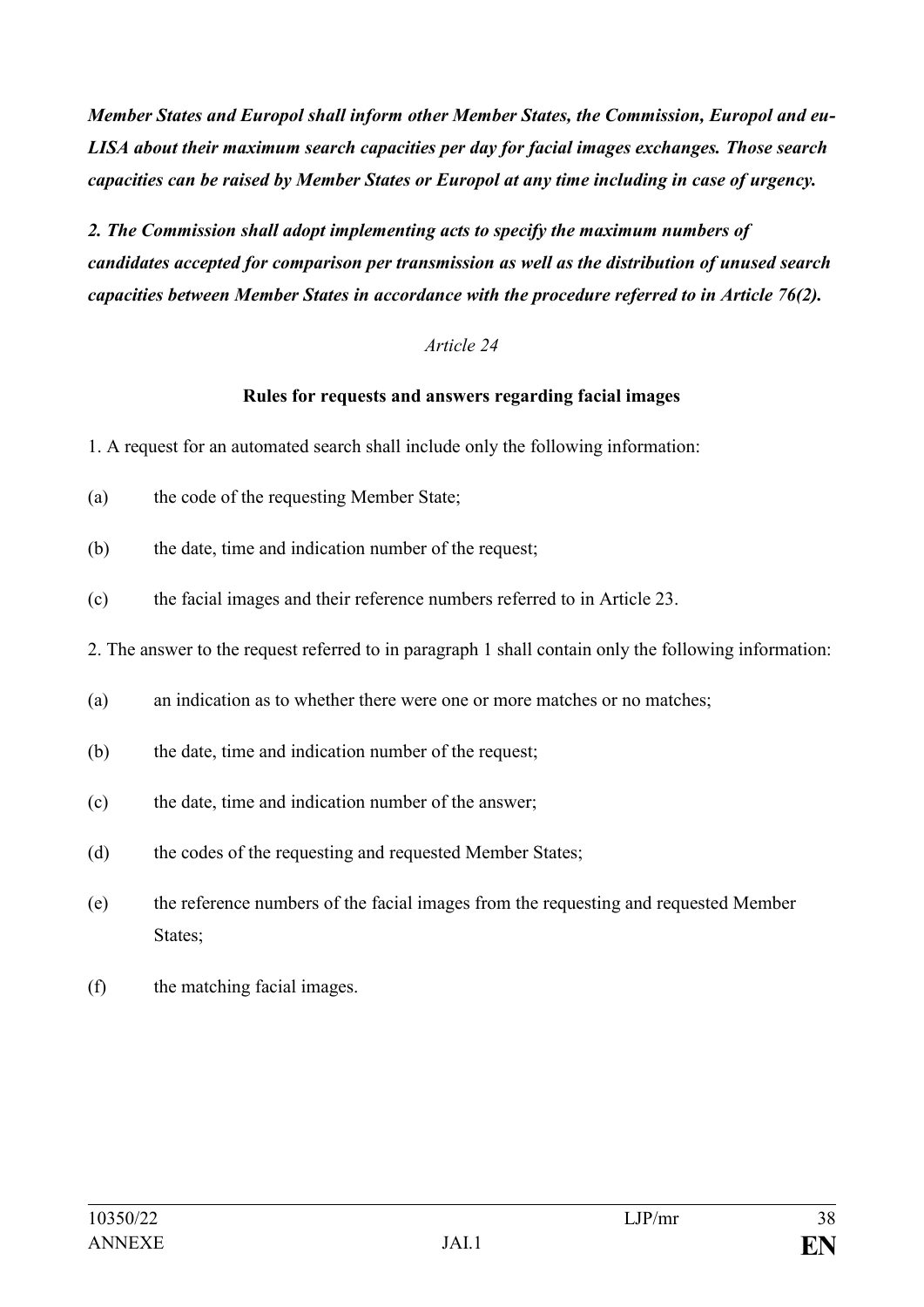***Member States and Europol shall inform other Member States, the Commission, Europol and eu-LISA about their maximum search capacities per day for facial images exchanges. Those search capacities can be raised by Member States or Europol at any time including in case of urgency.***

***2. The Commission shall adopt implementing acts to specify the maximum numbers of candidates accepted for comparison per transmission as well as the distribution of unused search capacities between Member States in accordance with the procedure referred to in Article 76(2).***

*Article 24*

**Rules for requests and answers regarding facial images**

1. A request for an automated search shall include only the following information:

(a) the code of the requesting Member State;

(b) the date, time and indication number of the request;

(c) the facial images and their reference numbers referred to in Article 23.

2. The answer to the request referred to in paragraph 1 shall contain only the following information:

(a) an indication as to whether there were one or more matches or no matches;

(b) the date, time and indication number of the request;

(c) the date, time and indication number of the answer;

(d) the codes of the requesting and requested Member States;

(e) the reference numbers of the facial images from the requesting and requested Member States;

(f) the matching facial images.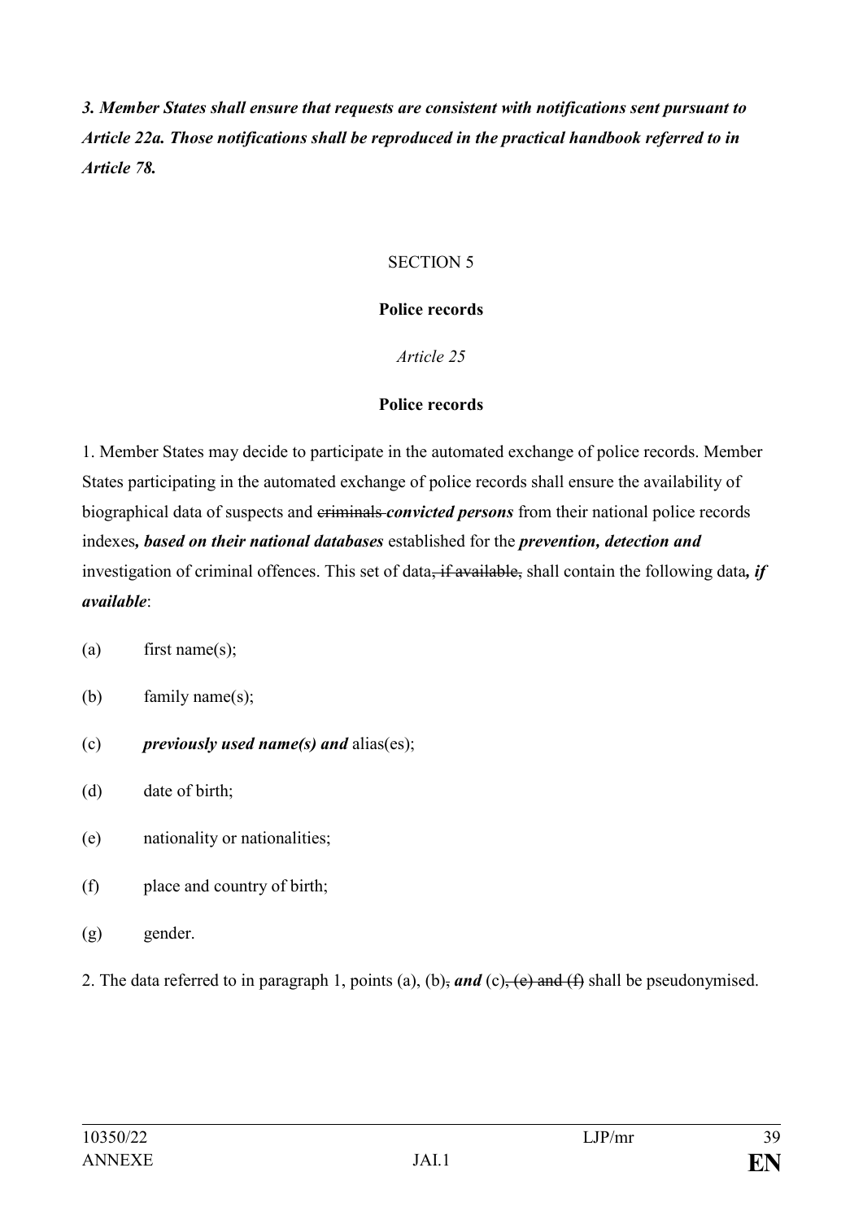***3. Member States shall ensure that requests are consistent with notifications sent pursuant to Article 22a. Those notifications shall be reproduced in the practical handbook referred to in Article 78.***

SECTION 5

**Police records**

*Article 25*

**Police records**

1. Member States may decide to participate in the automated exchange of police records. Member States participating in the automated exchange of police records shall ensure the availability of biographical data of suspects and ~~criminals~~ ***convicted persons*** from their national police records indexes***, based on their national databases*** established for the ***prevention, detection and*** investigation of criminal offences. This set of data~~, if available,~~ shall contain the following data***, if available***:

(a) first name(s);

(b) family name(s);

(c) ***previously used name(s) and*** alias(es);

(d) date of birth;

(e) nationality or nationalities;

(f) place and country of birth;

(g) gender.

2. The data referred to in paragraph 1, points (a), (b)~~,~~ ***and*** (c)~~, (e) and (f)~~ shall be pseudonymised.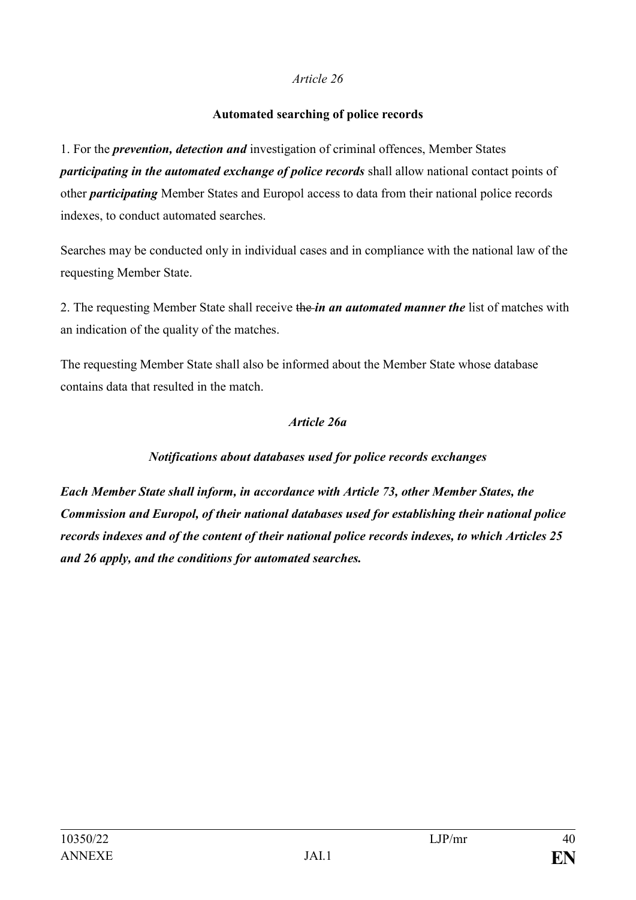*Article 26*

**Automated searching of police records**

1. For the ***prevention, detection and*** investigation of criminal offences, Member States ***participating in the automated exchange of police records*** shall allow national contact points of other ***participating*** Member States and Europol access to data from their national police records indexes, to conduct automated searches.

Searches may be conducted only in individual cases and in compliance with the national law of the requesting Member State.

2. The requesting Member State shall receive ~~the~~ ***in an automated manner the*** list of matches with an indication of the quality of the matches.

The requesting Member State shall also be informed about the Member State whose database contains data that resulted in the match.

***Article 26a***

***Notifications about databases used for police records exchanges***

***Each Member State shall inform, in accordance with Article 73, other Member States, the Commission and Europol, of their national databases used for establishing their national police records indexes and of the content of their national police records indexes, to which Articles 25 and 26 apply, and the conditions for automated searches.***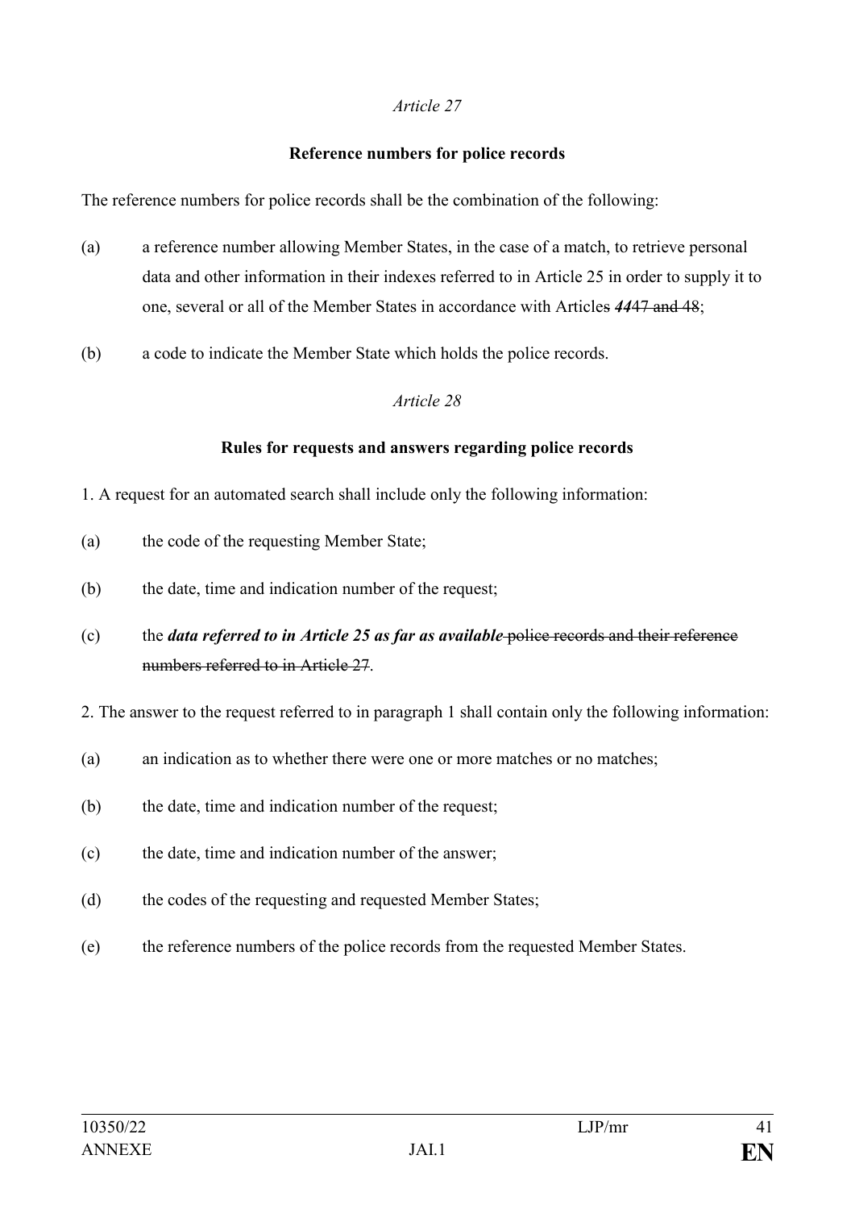*Article 27*

**Reference numbers for police records**

The reference numbers for police records shall be the combination of the following:

(a) a reference number allowing Member States, in the case of a match, to retrieve personal data and other information in their indexes referred to in Article 25 in order to supply it to one, several or all of the Member States in accordance with Articles ***44***~~47 and 48~~;

(b) a code to indicate the Member State which holds the police records.

*Article 28*

**Rules for requests and answers regarding police records**

1. A request for an automated search shall include only the following information:

(a) the code of the requesting Member State;

(b) the date, time and indication number of the request;

(c) the ***data referred to in Article 25 as far as available*** ~~police records and their reference numbers referred to in Article 27~~.

2. The answer to the request referred to in paragraph 1 shall contain only the following information:

(a) an indication as to whether there were one or more matches or no matches;

(b) the date, time and indication number of the request;

(c) the date, time and indication number of the answer;

(d) the codes of the requesting and requested Member States;

(e) the reference numbers of the police records from the requested Member States.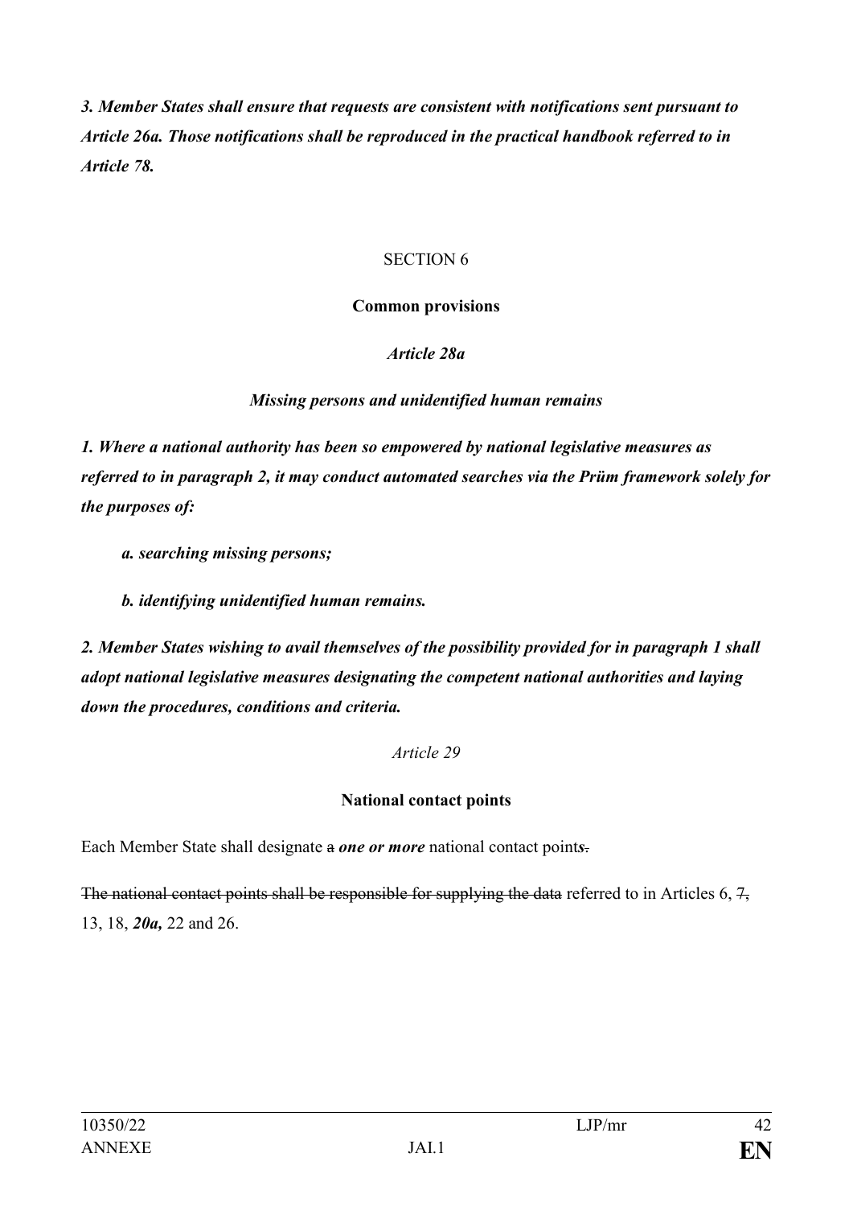***3. Member States shall ensure that requests are consistent with notifications sent pursuant to Article 26a. Those notifications shall be reproduced in the practical handbook referred to in Article 78.***

SECTION 6

**Common provisions**

*Article 28a*

***Missing persons and unidentified human remains***

***1. Where a national authority has been so empowered by national legislative measures as referred to in paragraph 2, it may conduct automated searches via the Prüm framework solely for the purposes of:***

***a. searching missing persons;***

***b. identifying unidentified human remains.***

***2. Member States wishing to avail themselves of the possibility provided for in paragraph 1 shall adopt national legislative measures designating the competent national authorities and laying down the procedures, conditions and criteria.***

*Article 29*

**National contact points**

Each Member State shall designate ~~a~~ ***one or more*** national contact point***s***~~.~~

~~The national contact points shall be responsible for supplying the data~~ referred to in Articles 6, ~~7,~~ 13, 18, ***20a,*** 22 and 26.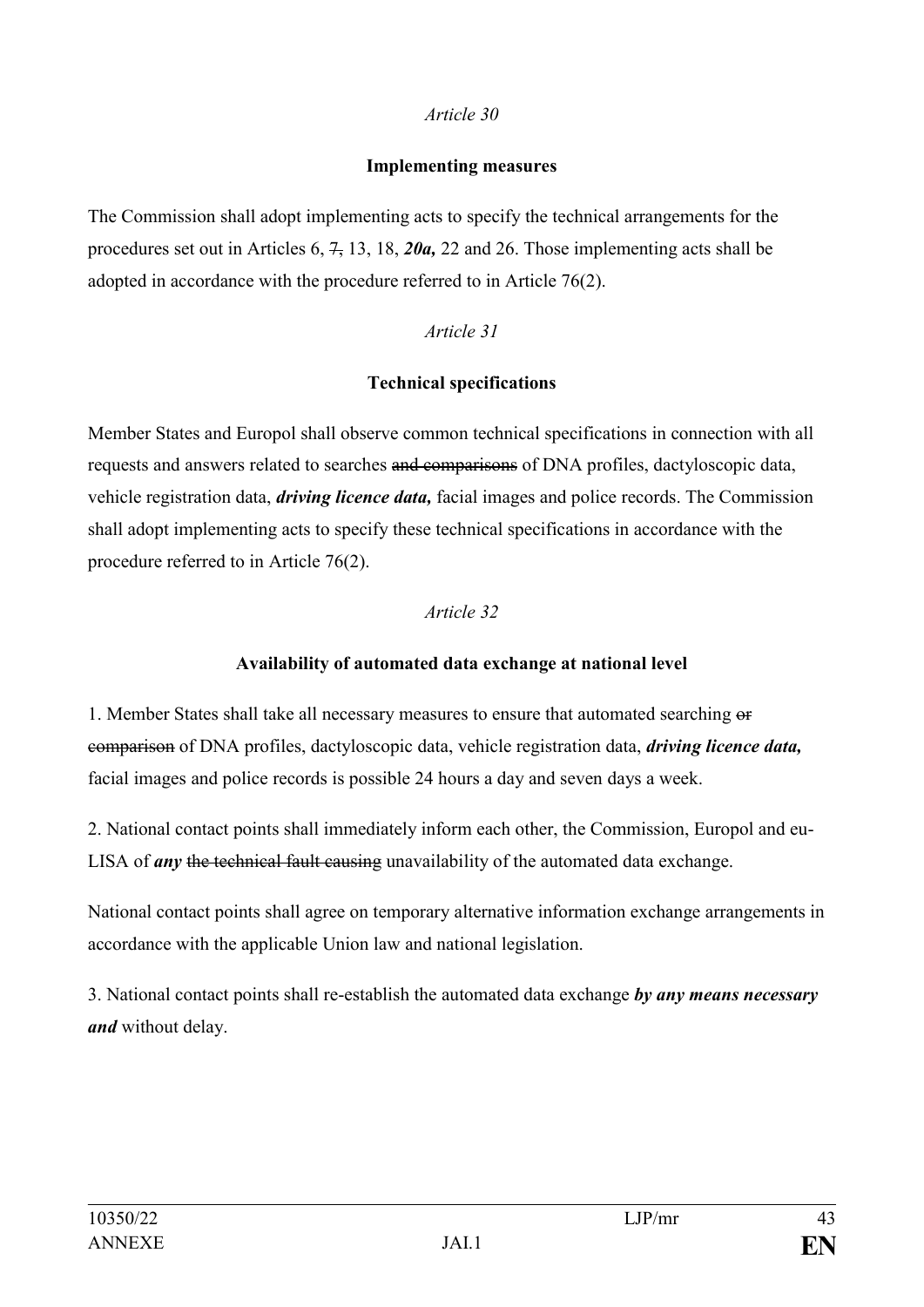*Article 30*

**Implementing measures**

The Commission shall adopt implementing acts to specify the technical arrangements for the procedures set out in Articles 6, ~~7,~~ 13, 18, ***20a,*** 22 and 26. Those implementing acts shall be adopted in accordance with the procedure referred to in Article 76(2).

*Article 31*

**Technical specifications**

Member States and Europol shall observe common technical specifications in connection with all requests and answers related to searches ~~and comparisons~~ of DNA profiles, dactyloscopic data, vehicle registration data, ***driving licence data,*** facial images and police records. The Commission shall adopt implementing acts to specify these technical specifications in accordance with the procedure referred to in Article 76(2).

*Article 32*

**Availability of automated data exchange at national level**

1. Member States shall take all necessary measures to ensure that automated searching ~~or comparison~~ of DNA profiles, dactyloscopic data, vehicle registration data, ***driving licence data,*** facial images and police records is possible 24 hours a day and seven days a week.

2. National contact points shall immediately inform each other, the Commission, Europol and eu-LISA of ***any*** ~~the technical fault causing~~ unavailability of the automated data exchange.

National contact points shall agree on temporary alternative information exchange arrangements in accordance with the applicable Union law and national legislation.

3. National contact points shall re-establish the automated data exchange ***by any means necessary and*** without delay.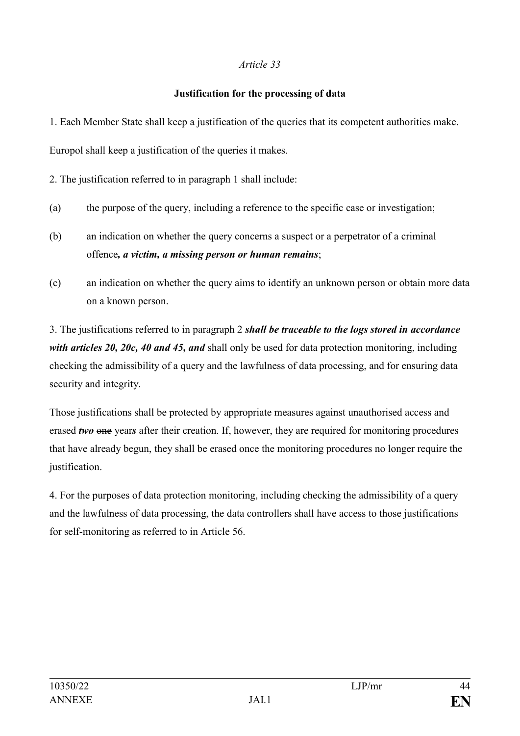*Article 33*

**Justification for the processing of data**

1. Each Member State shall keep a justification of the queries that its competent authorities make.

Europol shall keep a justification of the queries it makes.

2. The justification referred to in paragraph 1 shall include:

(a) the purpose of the query, including a reference to the specific case or investigation;

(b) an indication on whether the query concerns a suspect or a perpetrator of a criminal offence***, a victim, a missing person or human remains***;

(c) an indication on whether the query aims to identify an unknown person or obtain more data on a known person.

3. The justifications referred to in paragraph 2 ***shall be traceable to the logs stored in accordance with articles 20, 20c, 40 and 45, and*** shall only be used for data protection monitoring, including checking the admissibility of a query and the lawfulness of data processing, and for ensuring data security and integrity.

Those justifications shall be protected by appropriate measures against unauthorised access and erased ***two*** ~~one~~ year***s*** after their creation. If, however, they are required for monitoring procedures that have already begun, they shall be erased once the monitoring procedures no longer require the justification.

4. For the purposes of data protection monitoring, including checking the admissibility of a query and the lawfulness of data processing, the data controllers shall have access to those justifications for self-monitoring as referred to in Article 56.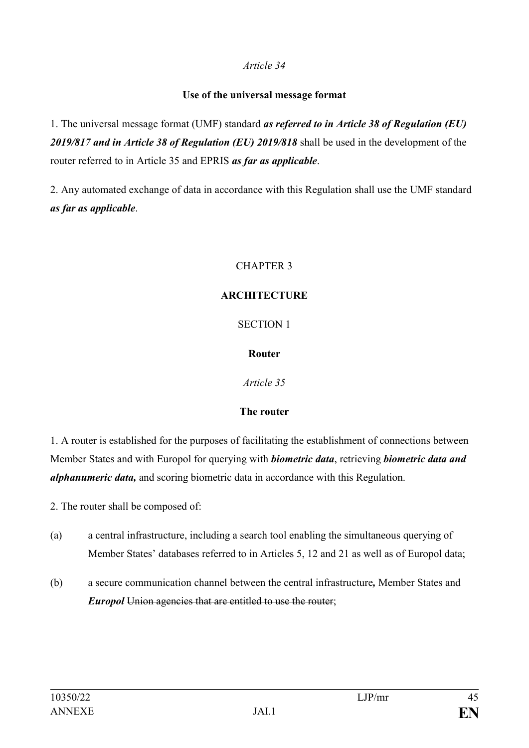*Article 34*

**Use of the universal message format**

1. The universal message format (UMF) standard ***as referred to in Article 38 of Regulation (EU) 2019/817 and in Article 38 of Regulation (EU) 2019/818*** shall be used in the development of the router referred to in Article 35 and EPRIS ***as far as applicable***.

2. Any automated exchange of data in accordance with this Regulation shall use the UMF standard ***as far as applicable***.

CHAPTER 3

**ARCHITECTURE**

SECTION 1

**Router**

*Article 35*

**The router**

1. A router is established for the purposes of facilitating the establishment of connections between Member States and with Europol for querying with ***biometric data***, retrieving ***biometric data and alphanumeric data,*** and scoring biometric data in accordance with this Regulation.

2. The router shall be composed of:

(a) a central infrastructure, including a search tool enabling the simultaneous querying of Member States' databases referred to in Articles 5, 12 and 21 as well as of Europol data;

(b) a secure communication channel between the central infrastructure***,*** Member States and ***Europol*** ~~Union agencies that are entitled to use the router~~;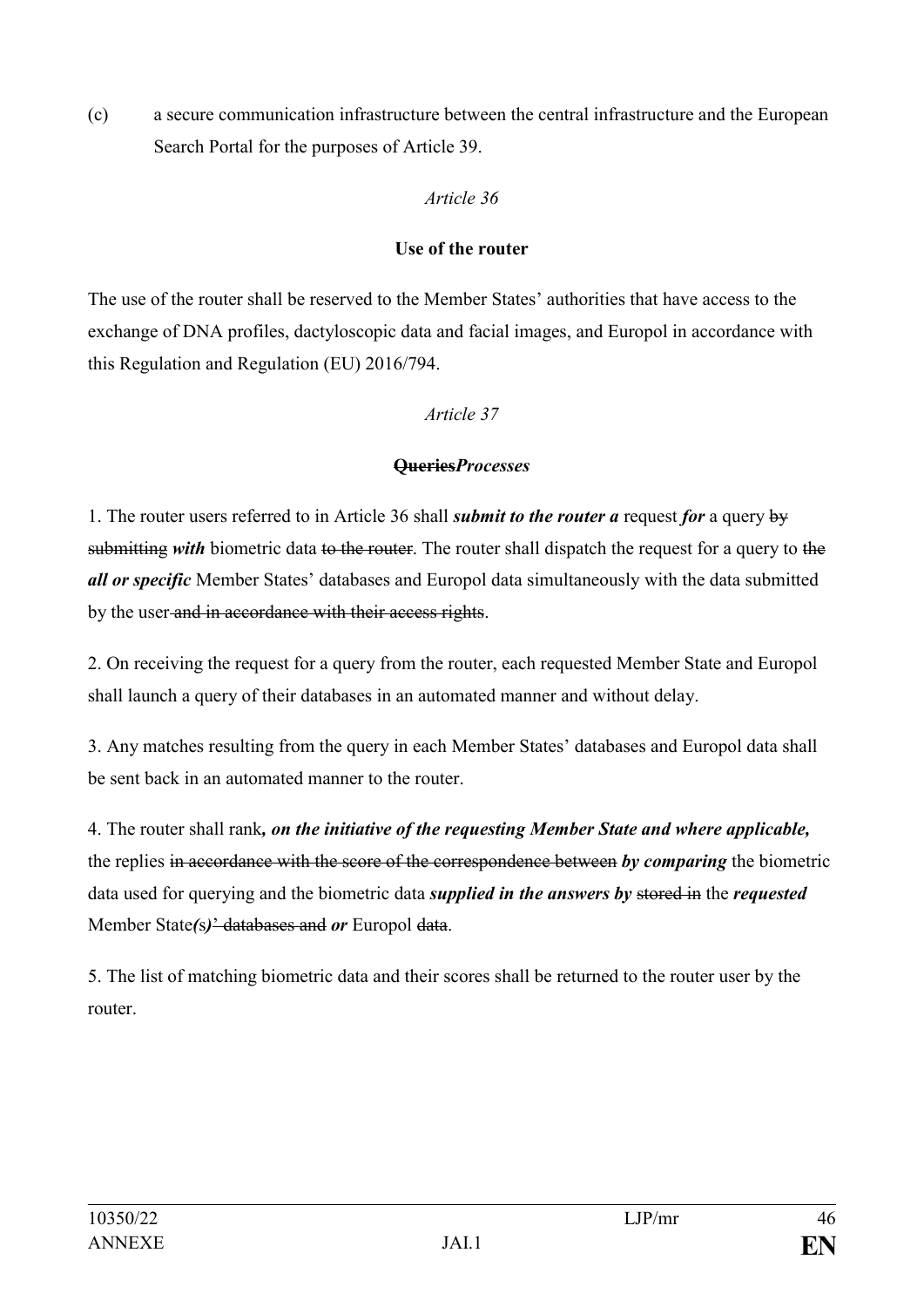(c) a secure communication infrastructure between the central infrastructure and the European Search Portal for the purposes of Article 39.

*Article 36*

**Use of the router**

The use of the router shall be reserved to the Member States' authorities that have access to the exchange of DNA profiles, dactyloscopic data and facial images, and Europol in accordance with this Regulation and Regulation (EU) 2016/794.

*Article 37*

**~~Queries~~*Processes***

1. The router users referred to in Article 36 shall ***submit to the router a*** request ***for*** a query ~~by submitting~~ ***with*** biometric data ~~to the router~~. The router shall dispatch the request for a query to ~~the~~ ***all or specific*** Member States' databases and Europol data simultaneously with the data submitted by the user ~~and in accordance with their access rights~~.

2. On receiving the request for a query from the router, each requested Member State and Europol shall launch a query of their databases in an automated manner and without delay.

3. Any matches resulting from the query in each Member States' databases and Europol data shall be sent back in an automated manner to the router.

4. The router shall rank***, on the initiative of the requesting Member State and where applicable,*** the replies ~~in accordance with the score of the correspondence between~~ ***by comparing*** the biometric data used for querying and the biometric data ***supplied in the answers by*** ~~stored in~~ the ***requested*** Member State***(s)***~~' databases and~~ ***or*** Europol ~~data~~.

5. The list of matching biometric data and their scores shall be returned to the router user by the router.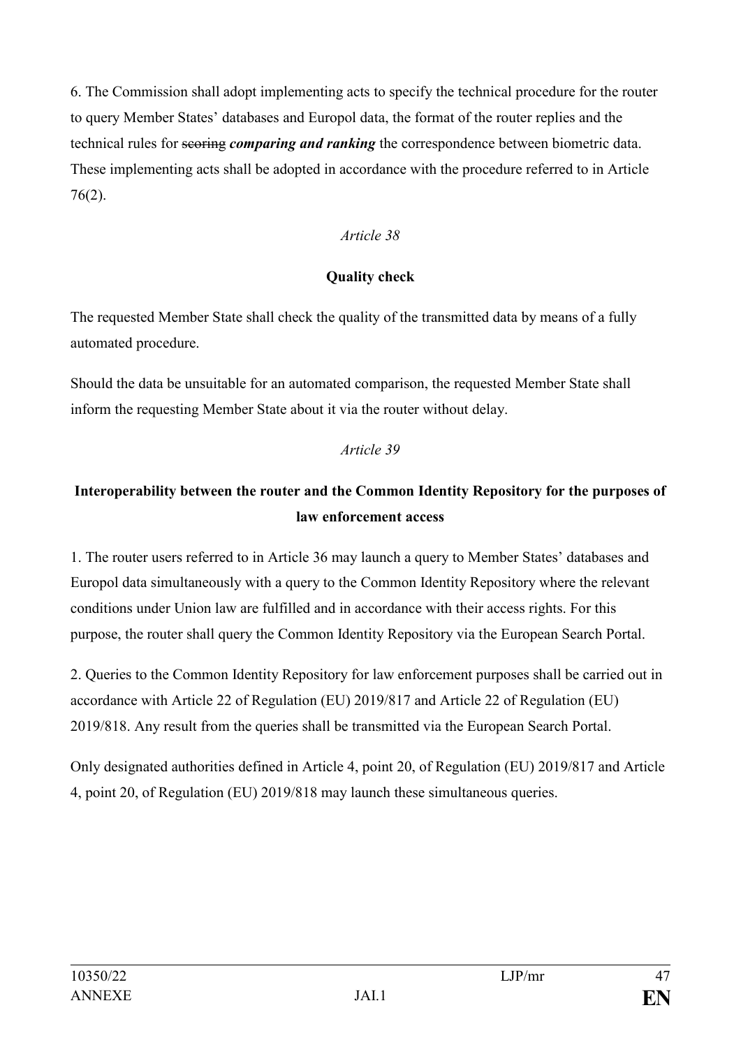6. The Commission shall adopt implementing acts to specify the technical procedure for the router to query Member States' databases and Europol data, the format of the router replies and the technical rules for ~~scoring~~ ***comparing and ranking*** the correspondence between biometric data. These implementing acts shall be adopted in accordance with the procedure referred to in Article 76(2).

*Article 38*

**Quality check**

The requested Member State shall check the quality of the transmitted data by means of a fully automated procedure.

Should the data be unsuitable for an automated comparison, the requested Member State shall inform the requesting Member State about it via the router without delay.

*Article 39*

**Interoperability between the router and the Common Identity Repository for the purposes of law enforcement access**

1. The router users referred to in Article 36 may launch a query to Member States' databases and Europol data simultaneously with a query to the Common Identity Repository where the relevant conditions under Union law are fulfilled and in accordance with their access rights. For this purpose, the router shall query the Common Identity Repository via the European Search Portal.

2. Queries to the Common Identity Repository for law enforcement purposes shall be carried out in accordance with Article 22 of Regulation (EU) 2019/817 and Article 22 of Regulation (EU) 2019/818. Any result from the queries shall be transmitted via the European Search Portal.

Only designated authorities defined in Article 4, point 20, of Regulation (EU) 2019/817 and Article 4, point 20, of Regulation (EU) 2019/818 may launch these simultaneous queries.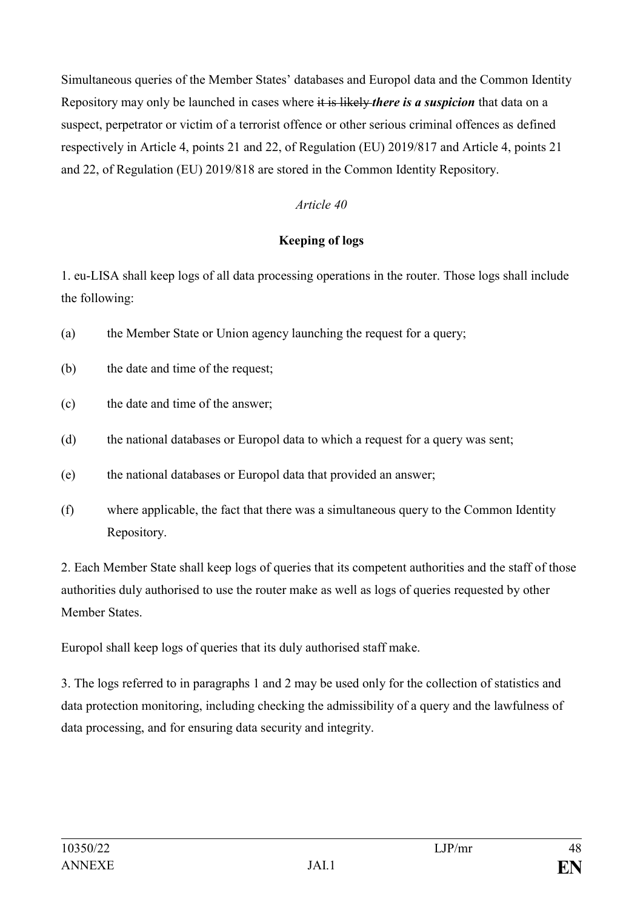Simultaneous queries of the Member States' databases and Europol data and the Common Identity Repository may only be launched in cases where ~~it is likely~~ ***there is a suspicion*** that data on a suspect, perpetrator or victim of a terrorist offence or other serious criminal offences as defined respectively in Article 4, points 21 and 22, of Regulation (EU) 2019/817 and Article 4, points 21 and 22, of Regulation (EU) 2019/818 are stored in the Common Identity Repository.

*Article 40*

**Keeping of logs**

1. eu-LISA shall keep logs of all data processing operations in the router. Those logs shall include the following:

(a) the Member State or Union agency launching the request for a query;

(b) the date and time of the request;

(c) the date and time of the answer;

(d) the national databases or Europol data to which a request for a query was sent;

(e) the national databases or Europol data that provided an answer;

(f) where applicable, the fact that there was a simultaneous query to the Common Identity Repository.

2. Each Member State shall keep logs of queries that its competent authorities and the staff of those authorities duly authorised to use the router make as well as logs of queries requested by other Member States.

Europol shall keep logs of queries that its duly authorised staff make.

3. The logs referred to in paragraphs 1 and 2 may be used only for the collection of statistics and data protection monitoring, including checking the admissibility of a query and the lawfulness of data processing, and for ensuring data security and integrity.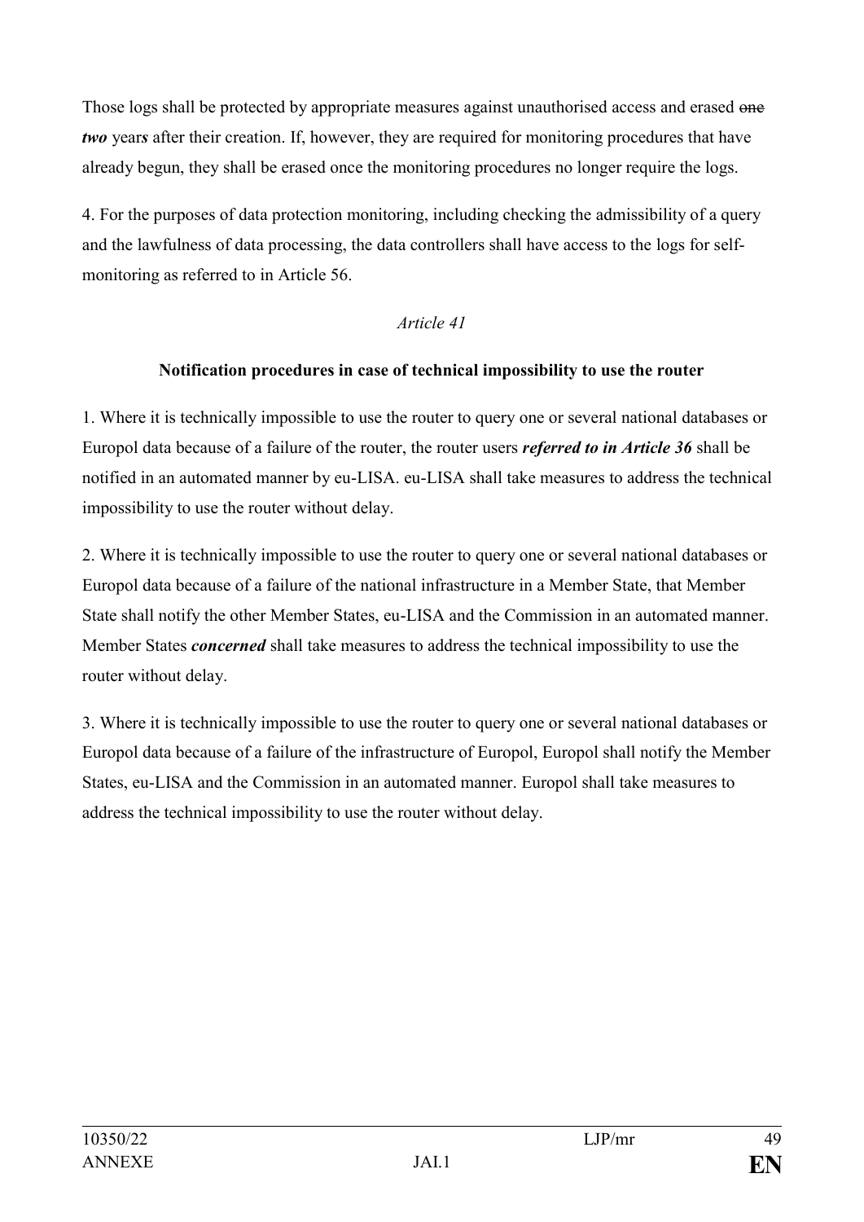Those logs shall be protected by appropriate measures against unauthorised access and erased ~~one~~ ***two*** year***s*** after their creation. If, however, they are required for monitoring procedures that have already begun, they shall be erased once the monitoring procedures no longer require the logs.

4. For the purposes of data protection monitoring, including checking the admissibility of a query and the lawfulness of data processing, the data controllers shall have access to the logs for self-monitoring as referred to in Article 56.

*Article 41*

**Notification procedures in case of technical impossibility to use the router**

1. Where it is technically impossible to use the router to query one or several national databases or Europol data because of a failure of the router, the router users ***referred to in Article 36*** shall be notified in an automated manner by eu-LISA. eu-LISA shall take measures to address the technical impossibility to use the router without delay.

2. Where it is technically impossible to use the router to query one or several national databases or Europol data because of a failure of the national infrastructure in a Member State, that Member State shall notify the other Member States, eu-LISA and the Commission in an automated manner. Member States ***concerned*** shall take measures to address the technical impossibility to use the router without delay.

3. Where it is technically impossible to use the router to query one or several national databases or Europol data because of a failure of the infrastructure of Europol, Europol shall notify the Member States, eu-LISA and the Commission in an automated manner. Europol shall take measures to address the technical impossibility to use the router without delay.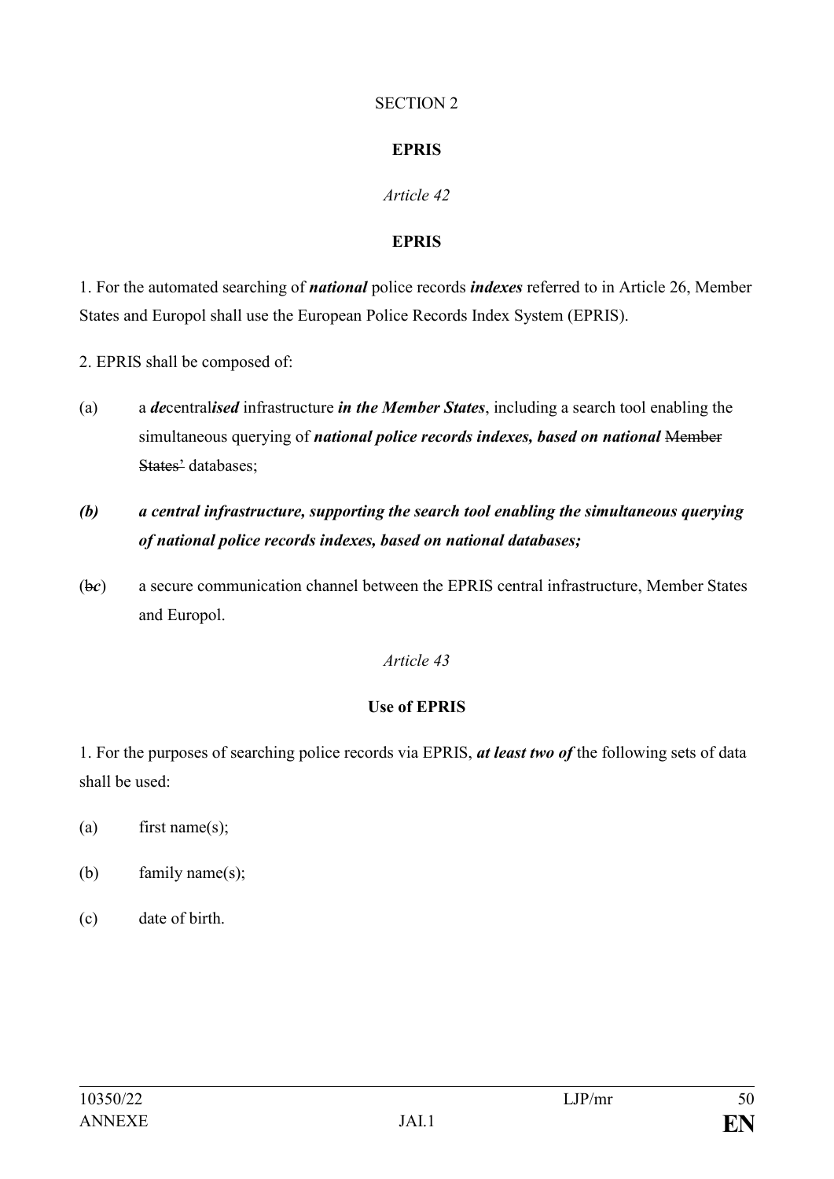SECTION 2

**EPRIS**

*Article 42*

**EPRIS**

1. For the automated searching of ***national*** police records ***indexes*** referred to in Article 26, Member States and Europol shall use the European Police Records Index System (EPRIS).

2. EPRIS shall be composed of:

(a) a ***de***central***ised*** infrastructure ***in the Member States***, including a search tool enabling the simultaneous querying of ***national police records indexes, based on national*** ~~Member States'~~ databases;

***(b) a central infrastructure, supporting the search tool enabling the simultaneous querying of national police records indexes, based on national databases;***

(~~b~~***c***) a secure communication channel between the EPRIS central infrastructure, Member States and Europol.

*Article 43*

**Use of EPRIS**

1. For the purposes of searching police records via EPRIS, ***at least two of*** the following sets of data shall be used:

(a) first name(s);

(b) family name(s);

(c) date of birth.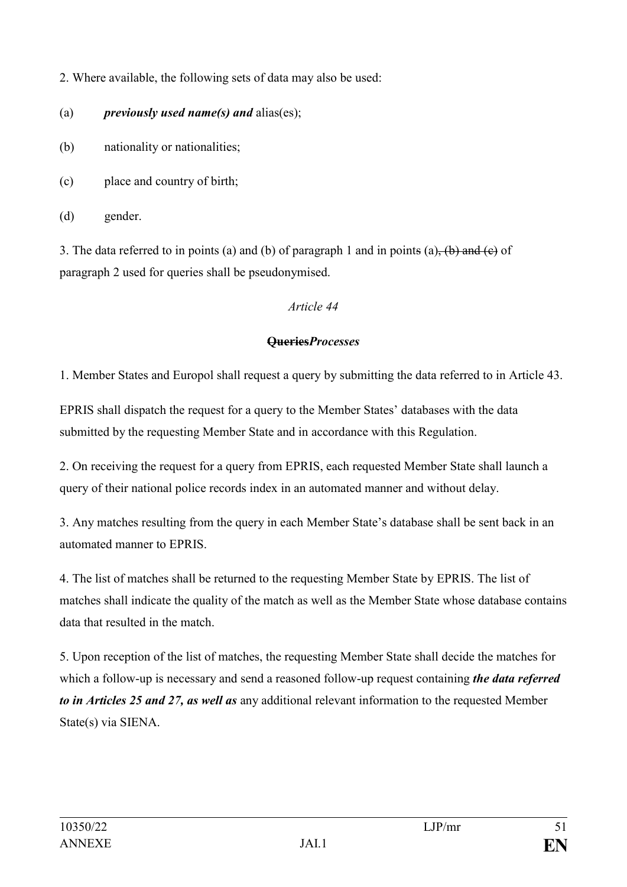2. Where available, the following sets of data may also be used:

(a) ***previously used name(s) and*** alias(es);

(b) nationality or nationalities;

(c) place and country of birth;

(d) gender.

3. The data referred to in points (a) and (b) of paragraph 1 and in point~~s~~ (a)~~, (b) and (c)~~ of paragraph 2 used for queries shall be pseudonymised.

*Article 44*

**~~Queries~~*Processes***

1. Member States and Europol shall request a query by submitting the data referred to in Article 43.

EPRIS shall dispatch the request for a query to the Member States' databases with the data submitted by the requesting Member State and in accordance with this Regulation.

2. On receiving the request for a query from EPRIS, each requested Member State shall launch a query of their national police records index in an automated manner and without delay.

3. Any matches resulting from the query in each Member State's database shall be sent back in an automated manner to EPRIS.

4. The list of matches shall be returned to the requesting Member State by EPRIS. The list of matches shall indicate the quality of the match as well as the Member State whose database contains data that resulted in the match.

5. Upon reception of the list of matches, the requesting Member State shall decide the matches for which a follow-up is necessary and send a reasoned follow-up request containing ***the data referred to in Articles 25 and 27, as well as*** any additional relevant information to the requested Member State(s) via SIENA.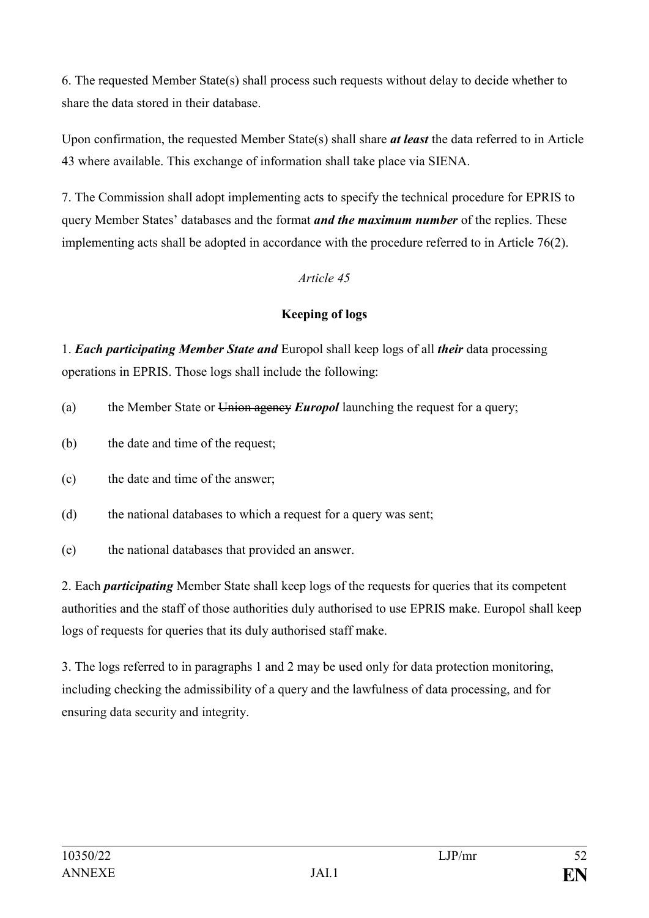6. The requested Member State(s) shall process such requests without delay to decide whether to share the data stored in their database.

Upon confirmation, the requested Member State(s) shall share ***at least*** the data referred to in Article 43 where available. This exchange of information shall take place via SIENA.

7. The Commission shall adopt implementing acts to specify the technical procedure for EPRIS to query Member States' databases and the format ***and the maximum number*** of the replies. These implementing acts shall be adopted in accordance with the procedure referred to in Article 76(2).

*Article 45*

**Keeping of logs**

1. ***Each participating Member State and*** Europol shall keep logs of all ***their*** data processing operations in EPRIS. Those logs shall include the following:

(a) the Member State or ~~Union agency~~ ***Europol*** launching the request for a query;

(b) the date and time of the request;

(c) the date and time of the answer;

(d) the national databases to which a request for a query was sent;

(e) the national databases that provided an answer.

2. Each ***participating*** Member State shall keep logs of the requests for queries that its competent authorities and the staff of those authorities duly authorised to use EPRIS make. Europol shall keep logs of requests for queries that its duly authorised staff make.

3. The logs referred to in paragraphs 1 and 2 may be used only for data protection monitoring, including checking the admissibility of a query and the lawfulness of data processing, and for ensuring data security and integrity.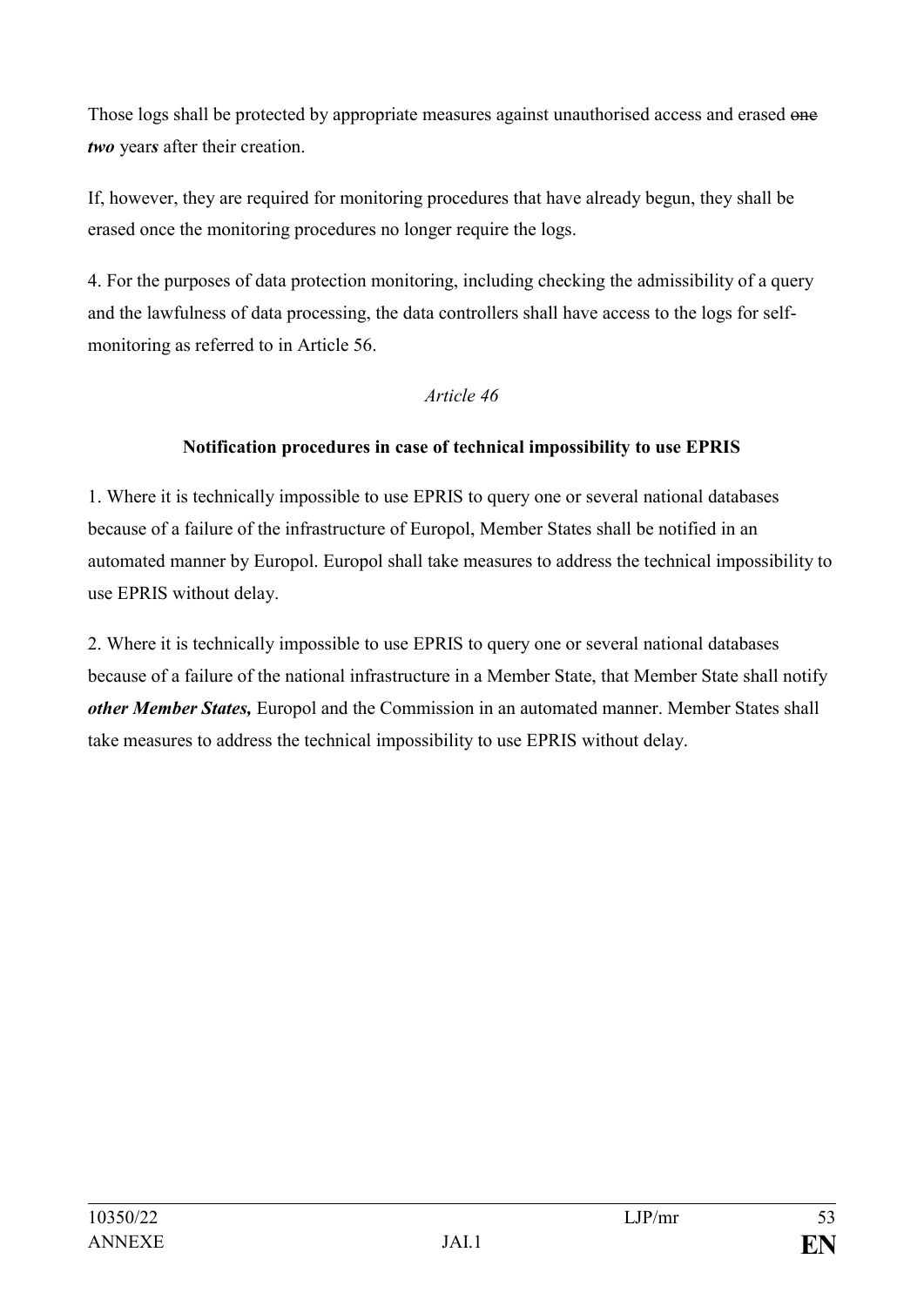Those logs shall be protected by appropriate measures against unauthorised access and erased ~~one~~ ***two*** year***s*** after their creation.

If, however, they are required for monitoring procedures that have already begun, they shall be erased once the monitoring procedures no longer require the logs.

4. For the purposes of data protection monitoring, including checking the admissibility of a query and the lawfulness of data processing, the data controllers shall have access to the logs for self-monitoring as referred to in Article 56.

*Article 46*

**Notification procedures in case of technical impossibility to use EPRIS**

1. Where it is technically impossible to use EPRIS to query one or several national databases because of a failure of the infrastructure of Europol, Member States shall be notified in an automated manner by Europol. Europol shall take measures to address the technical impossibility to use EPRIS without delay.

2. Where it is technically impossible to use EPRIS to query one or several national databases because of a failure of the national infrastructure in a Member State, that Member State shall notify ***other Member States,*** Europol and the Commission in an automated manner. Member States shall take measures to address the technical impossibility to use EPRIS without delay.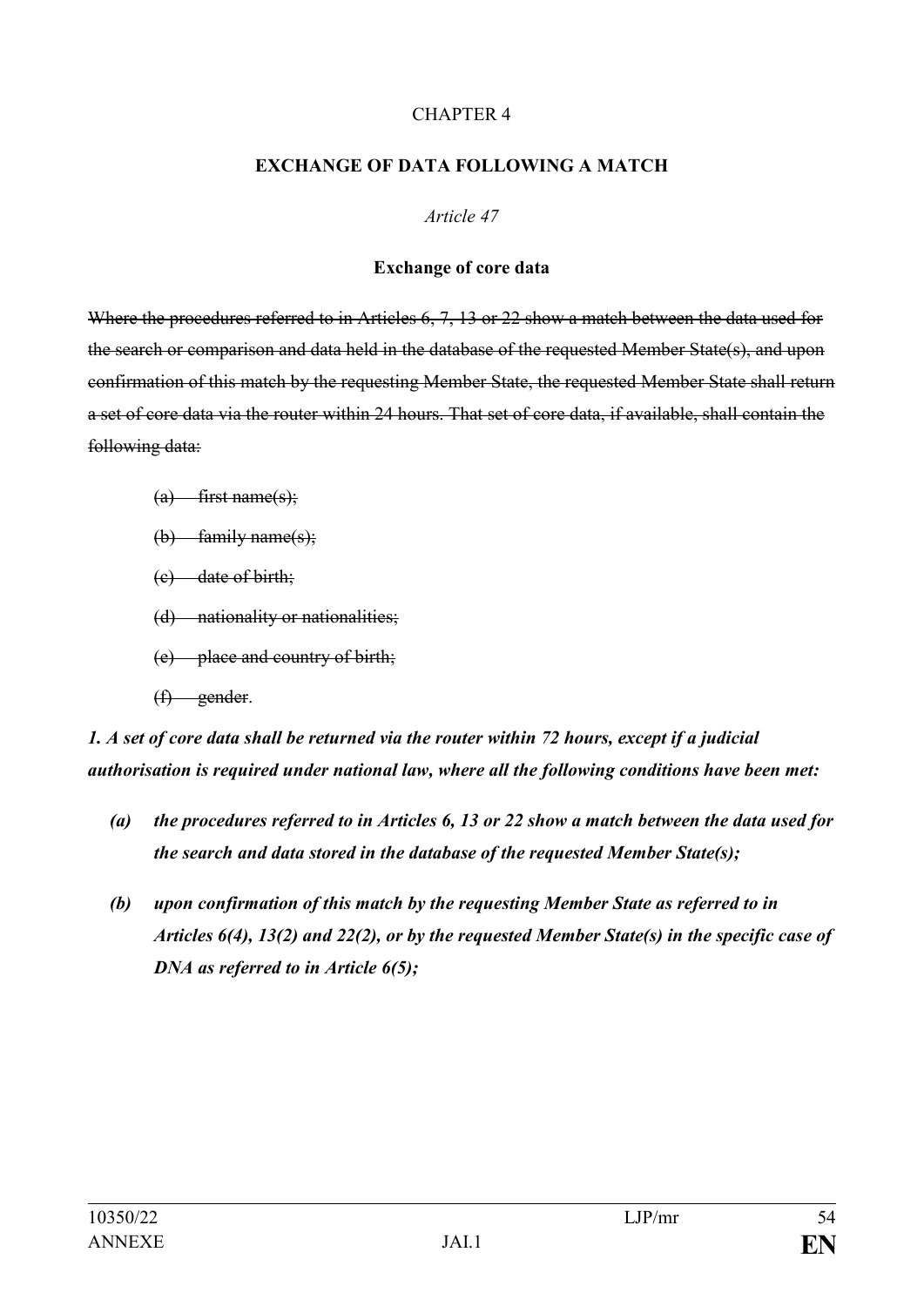CHAPTER 4

**EXCHANGE OF DATA FOLLOWING A MATCH**

*Article 47*

**Exchange of core data**

~~Where the procedures referred to in Articles 6, 7, 13 or 22 show a match between the data used for the search or comparison and data held in the database of the requested Member State(s), and upon confirmation of this match by the requesting Member State, the requested Member State shall return a set of core data via the router within 24 hours. That set of core data, if available, shall contain the following data:~~

~~(a) first name(s);~~

~~(b) family name(s);~~

~~(c) date of birth;~~

~~(d) nationality or nationalities;~~

~~(e) place and country of birth;~~

~~(f) gender.~~

***1. A set of core data shall be returned via the router within 72 hours, except if a judicial authorisation is required under national law, where all the following conditions have been met:***

***(a) the procedures referred to in Articles 6, 13 or 22 show a match between the data used for the search and data stored in the database of the requested Member State(s);***

***(b) upon confirmation of this match by the requesting Member State as referred to in Articles 6(4), 13(2) and 22(2), or by the requested Member State(s) in the specific case of DNA as referred to in Article 6(5);***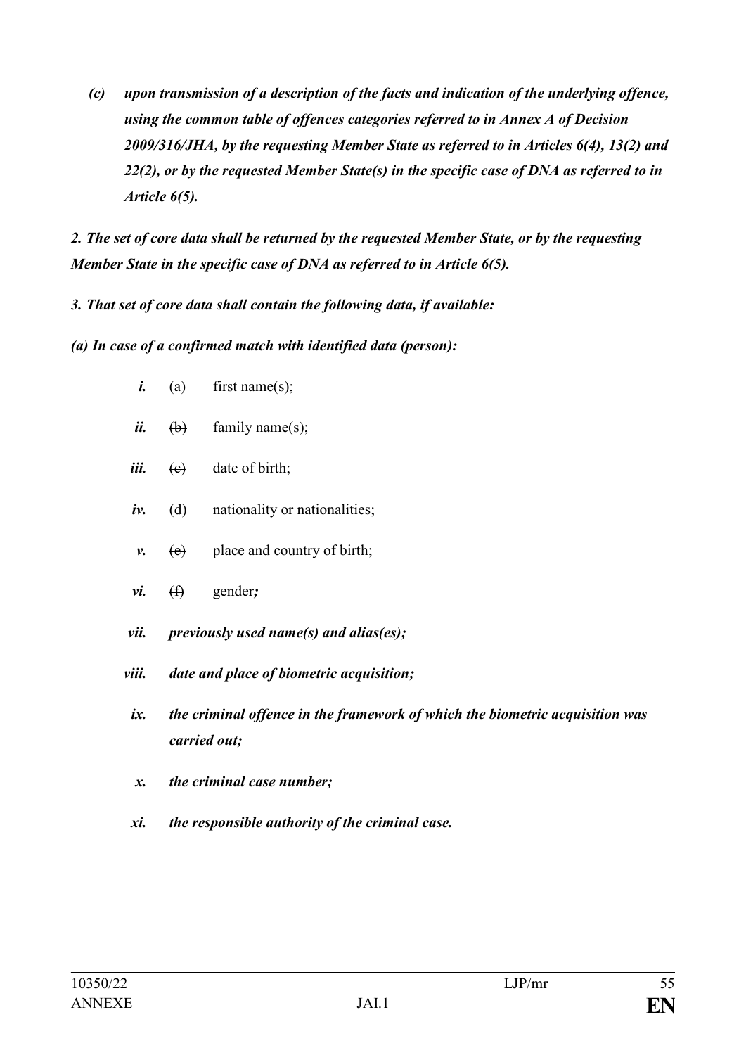*(c) upon transmission of a description of the facts and indication of the underlying offence, using the common table of offences categories referred to in Annex A of Decision 2009/316/JHA, by the requesting Member State as referred to in Articles 6(4), 13(2) and 22(2), or by the requested Member State(s) in the specific case of DNA as referred to in Article 6(5).*

*2. The set of core data shall be returned by the requested Member State, or by the requesting Member State in the specific case of DNA as referred to in Article 6(5).*

*3. That set of core data shall contain the following data, if available:*

*(a) In case of a confirmed match with identified data (person):*

- ***i.*** ~~(a)~~ first name(s);
- ***ii.*** ~~(b)~~ family name(s);
- ***iii.*** ~~(c)~~ date of birth;
- ***iv.*** ~~(d)~~ nationality or nationalities;
- ***v.*** ~~(e)~~ place and country of birth;
- ***vi.*** ~~(f)~~ gender***;***
- ***vii. previously used name(s) and alias(es);***
- ***viii. date and place of biometric acquisition;***
- ***ix. the criminal offence in the framework of which the biometric acquisition was carried out;***
- ***x. the criminal case number;***
- ***xi. the responsible authority of the criminal case.***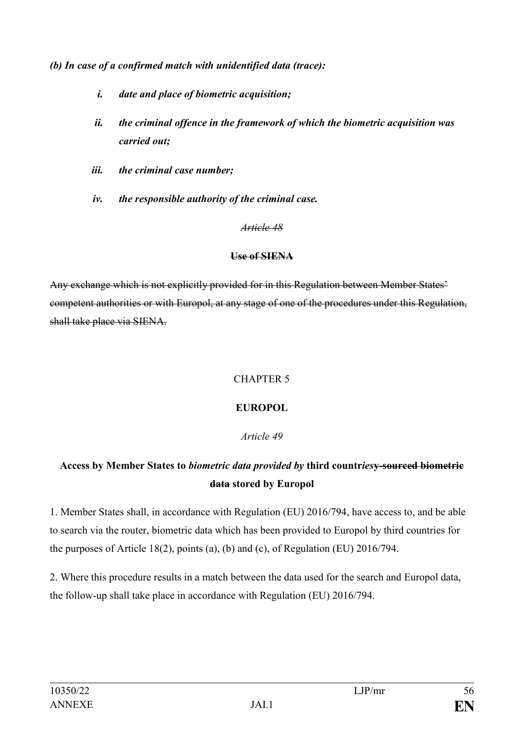***(b) In case of a confirmed match with unidentified data (trace):***

*i.* ***date and place of biometric acquisition;***

*ii.* ***the criminal offence in the framework of which the biometric acquisition was carried out;***

*iii.* ***the criminal case number;***

*iv.* ***the responsible authority of the criminal case.***

~~*Article 48*~~

~~**Use of SIENA**~~

~~Any exchange which is not explicitly provided for in this Regulation between Member States' competent authorities or with Europol, at any stage of one of the procedures under this Regulation, shall take place via SIENA.~~

CHAPTER 5

**EUROPOL**

*Article 49*

**Access by Member States to** ***biometric data provided by*** **third countr*ies*~~y-sourced biometric data~~ stored by Europol**

1. Member States shall, in accordance with Regulation (EU) 2016/794, have access to, and be able to search via the router, biometric data which has been provided to Europol by third countries for the purposes of Article 18(2), points (a), (b) and (c), of Regulation (EU) 2016/794.

2. Where this procedure results in a match between the data used for the search and Europol data, the follow-up shall take place in accordance with Regulation (EU) 2016/794.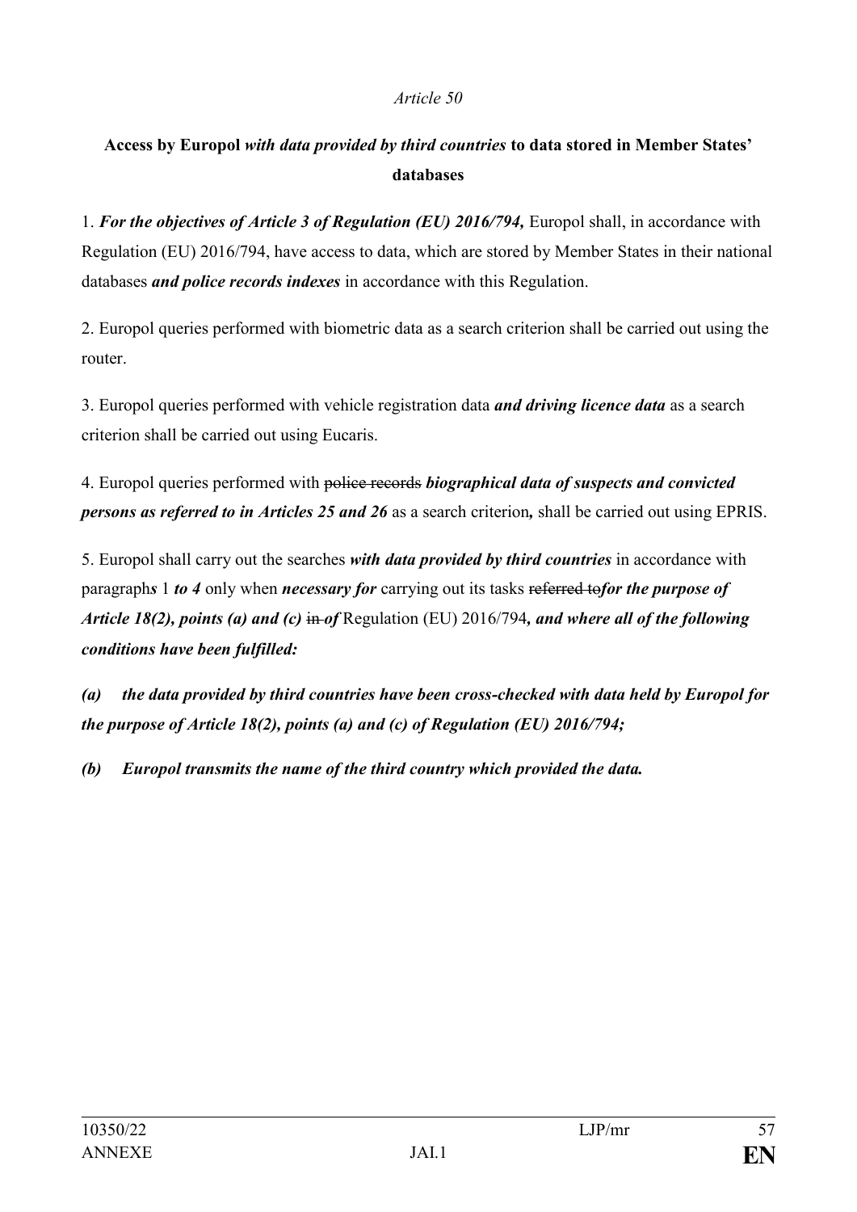*Article 50*

**Access by Europol** ***with data provided by third countries*** **to data stored in Member States' databases**

1. ***For the objectives of Article 3 of Regulation (EU) 2016/794,*** Europol shall, in accordance with Regulation (EU) 2016/794, have access to data, which are stored by Member States in their national databases ***and police records indexes*** in accordance with this Regulation.

2. Europol queries performed with biometric data as a search criterion shall be carried out using the router.

3. Europol queries performed with vehicle registration data ***and driving licence data*** as a search criterion shall be carried out using Eucaris.

4. Europol queries performed with ~~police records~~ ***biographical data of suspects and convicted persons as referred to in Articles 25 and 26*** as a search criterion***,*** shall be carried out using EPRIS.

5. Europol shall carry out the searches ***with data provided by third countries*** in accordance with paragraph***s*** 1 ***to 4*** only when ***necessary for*** carrying out its tasks ~~referred to~~***for the purpose of Article 18(2), points (a) and (c)*** ~~in~~ ***of*** Regulation (EU) 2016/794***, and where all of the following conditions have been fulfilled:***

***(a) the data provided by third countries have been cross-checked with data held by Europol for the purpose of Article 18(2), points (a) and (c) of Regulation (EU) 2016/794;***

***(b) Europol transmits the name of the third country which provided the data.***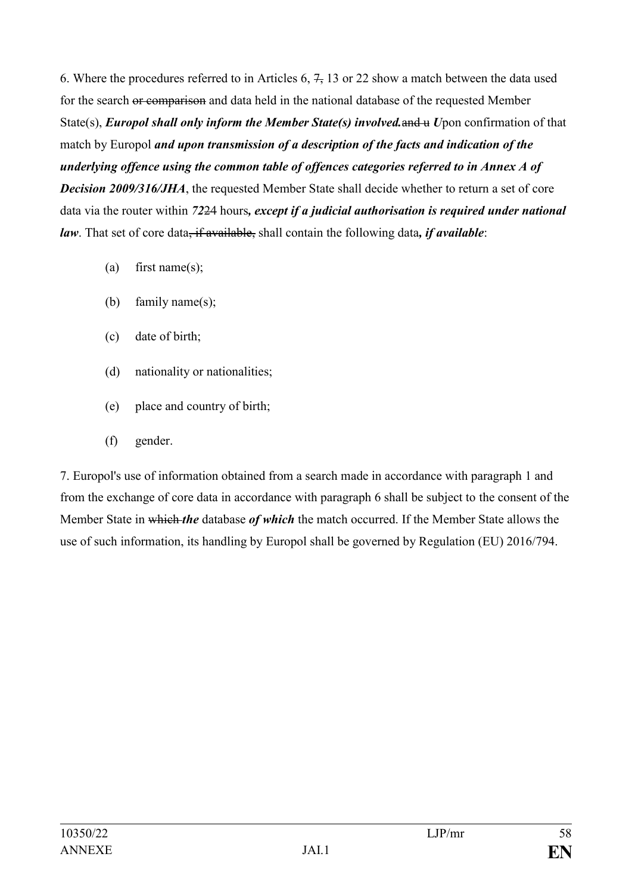6. Where the procedures referred to in Articles 6, ~~7,~~ 13 or 22 show a match between the data used for the search ~~or comparison~~ and data held in the national database of the requested Member State(s), ***Europol shall only inform the Member State(s) involved.***~~and u~~ ***U***pon confirmation of that match by Europol ***and upon transmission of a description of the facts and indication of the underlying offence using the common table of offences categories referred to in Annex A of Decision 2009/316/JHA***, the requested Member State shall decide whether to return a set of core data via the router within ***72***~~24~~ hours***, except if a judicial authorisation is required under national law***. That set of core data~~, if available,~~ shall contain the following data***, if available***:

(a) first name(s);

(b) family name(s);

(c) date of birth;

(d) nationality or nationalities;

(e) place and country of birth;

(f) gender.

7. Europol's use of information obtained from a search made in accordance with paragraph 1 and from the exchange of core data in accordance with paragraph 6 shall be subject to the consent of the Member State in ~~which~~ ***the*** database ***of which*** the match occurred. If the Member State allows the use of such information, its handling by Europol shall be governed by Regulation (EU) 2016/794.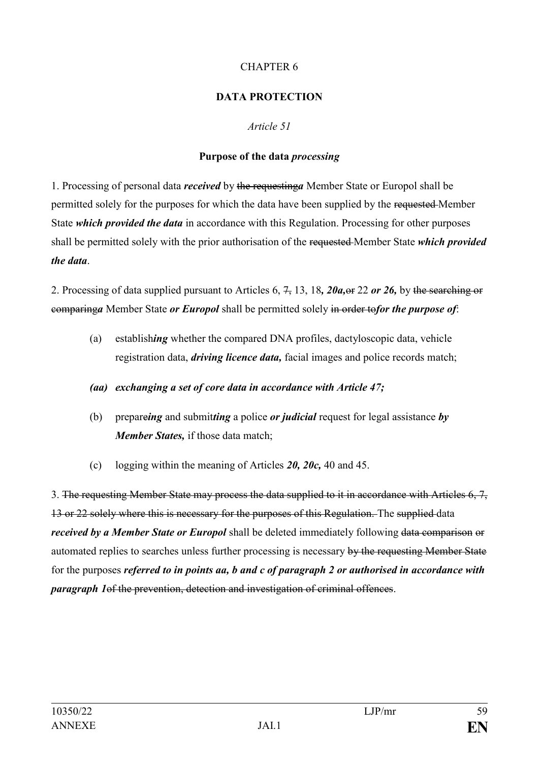CHAPTER 6

**DATA PROTECTION**

*Article 51*

**Purpose of the data *processing***

1. Processing of personal data ***received*** by ~~the requesting~~***a*** Member State or Europol shall be permitted solely for the purposes for which the data have been supplied by the ~~requested~~ Member State ***which provided the data*** in accordance with this Regulation. Processing for other purposes shall be permitted solely with the prior authorisation of the ~~requested~~ Member State ***which provided the data***.

2. Processing of data supplied pursuant to Articles 6, ~~7,~~ 13, 18***, 20a,***~~or~~ 22 ***or 26,*** by ~~the searching or comparing~~***a*** Member State ***or Europol*** shall be permitted solely ~~in order to~~***for the purpose of***:

(a) establish***ing*** whether the compared DNA profiles, dactyloscopic data, vehicle registration data, ***driving licence data,*** facial images and police records match;

***(aa) exchanging a set of core data in accordance with Article 47;***

(b) prepare***ing*** and submit***ting*** a police ***or judicial*** request for legal assistance ***by Member States,*** if those data match;

(c) logging within the meaning of Articles ***20, 20c,*** 40 and 45.

3. ~~The requesting Member State may process the data supplied to it in accordance with Articles 6, 7, 13 or 22 solely where this is necessary for the purposes of this Regulation.~~ The ~~supplied~~ data ***received by a Member State or Europol*** shall be deleted immediately following ~~data comparison~~ ~~or~~ automated replies to searches unless further processing is necessary ~~by the requesting Member State~~ for the purposes ***referred to in points aa, b and c of paragraph 2 or authorised in accordance with paragraph 1***~~of the prevention, detection and investigation of criminal offences~~.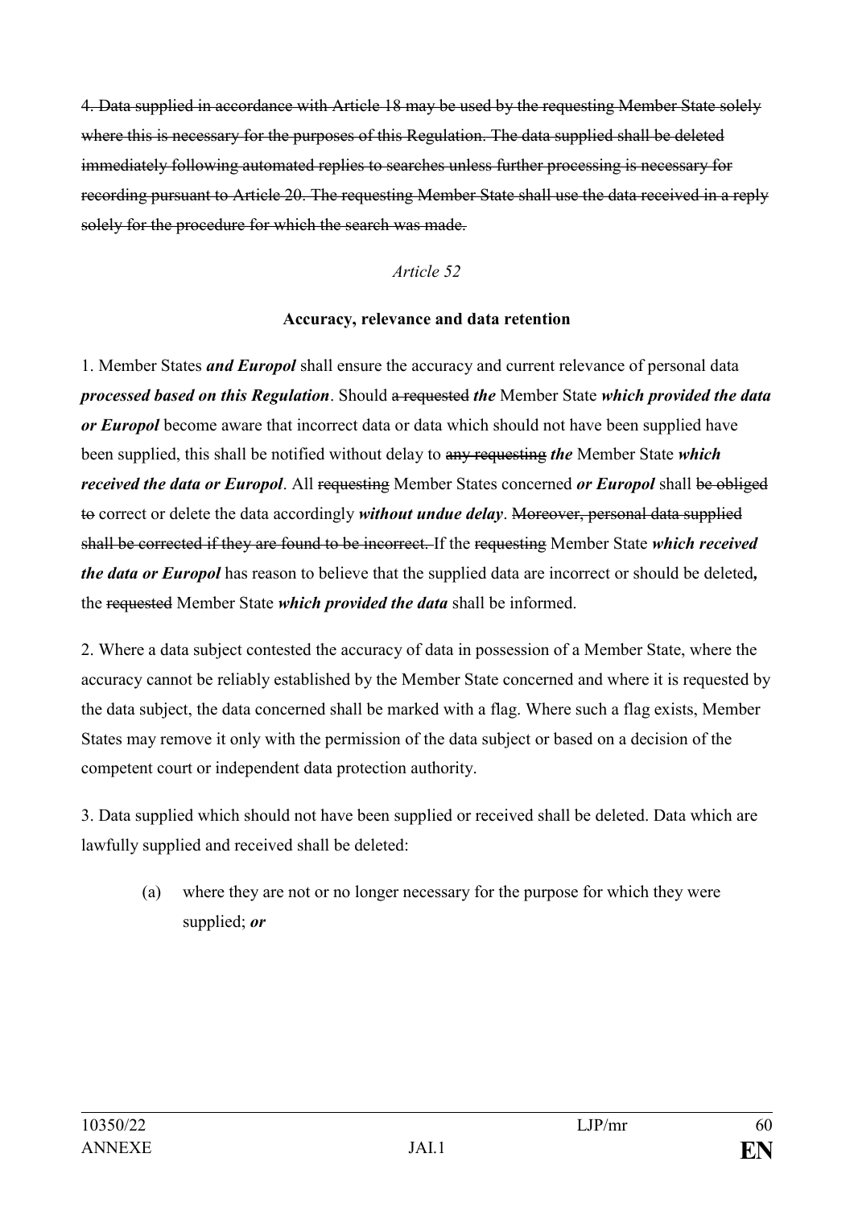~~4. Data supplied in accordance with Article 18 may be used by the requesting Member State solely where this is necessary for the purposes of this Regulation. The data supplied shall be deleted immediately following automated replies to searches unless further processing is necessary for recording pursuant to Article 20. The requesting Member State shall use the data received in a reply solely for the procedure for which the search was made.~~

*Article 52*

**Accuracy, relevance and data retention**

1. Member States ***and Europol*** shall ensure the accuracy and current relevance of personal data ***processed based on this Regulation***. Should ~~a requested~~ ***the*** Member State ***which provided the data or Europol*** become aware that incorrect data or data which should not have been supplied have been supplied, this shall be notified without delay to ~~any requesting~~ ***the*** Member State ***which received the data or Europol***. All ~~requesting~~ Member States concerned ***or Europol*** shall ~~be obliged to~~ correct or delete the data accordingly ***without undue delay***. ~~Moreover, personal data supplied shall be corrected if they are found to be incorrect.~~ If the ~~requesting~~ Member State ***which received the data or Europol*** has reason to believe that the supplied data are incorrect or should be deleted***,*** the ~~requested~~ Member State ***which provided the data*** shall be informed.

2. Where a data subject contested the accuracy of data in possession of a Member State, where the accuracy cannot be reliably established by the Member State concerned and where it is requested by the data subject, the data concerned shall be marked with a flag. Where such a flag exists, Member States may remove it only with the permission of the data subject or based on a decision of the competent court or independent data protection authority.

3. Data supplied which should not have been supplied or received shall be deleted. Data which are lawfully supplied and received shall be deleted:

(a) where they are not or no longer necessary for the purpose for which they were supplied; ***or***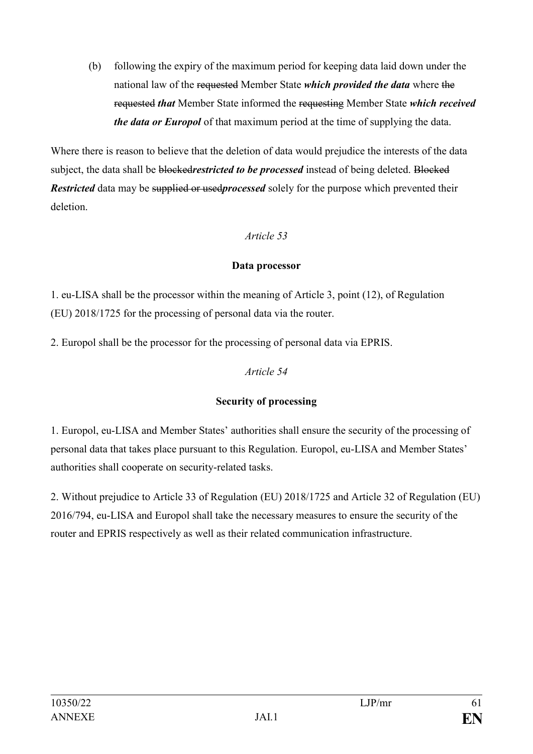(b) following the expiry of the maximum period for keeping data laid down under the national law of the ~~requested~~ Member State ***which provided the data*** where ~~the requested~~ ***that*** Member State informed the ~~requesting~~ Member State ***which received the data or Europol*** of that maximum period at the time of supplying the data.

Where there is reason to believe that the deletion of data would prejudice the interests of the data subject, the data shall be ~~blocked~~***restricted to be processed*** instead of being deleted. ~~Blocked~~ ***Restricted*** data may be ~~supplied or used~~***processed*** solely for the purpose which prevented their deletion.

*Article 53*

**Data processor**

1. eu-LISA shall be the processor within the meaning of Article 3, point (12), of Regulation (EU) 2018/1725 for the processing of personal data via the router.

2. Europol shall be the processor for the processing of personal data via EPRIS.

*Article 54*

**Security of processing**

1. Europol, eu-LISA and Member States' authorities shall ensure the security of the processing of personal data that takes place pursuant to this Regulation. Europol, eu-LISA and Member States' authorities shall cooperate on security-related tasks.

2. Without prejudice to Article 33 of Regulation (EU) 2018/1725 and Article 32 of Regulation (EU) 2016/794, eu-LISA and Europol shall take the necessary measures to ensure the security of the router and EPRIS respectively as well as their related communication infrastructure.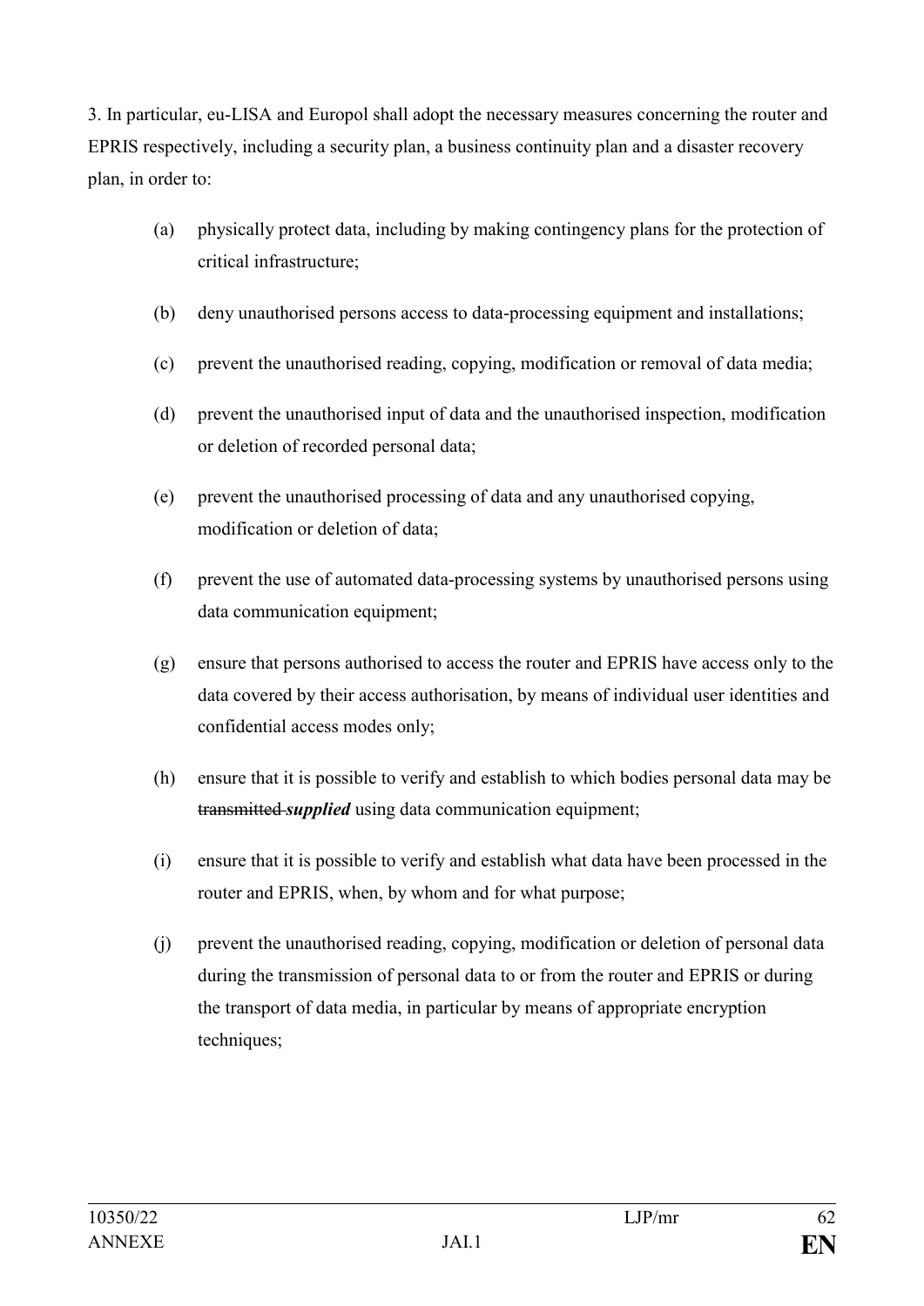3. In particular, eu-LISA and Europol shall adopt the necessary measures concerning the router and EPRIS respectively, including a security plan, a business continuity plan and a disaster recovery plan, in order to:

(a) physically protect data, including by making contingency plans for the protection of critical infrastructure;

(b) deny unauthorised persons access to data-processing equipment and installations;

(c) prevent the unauthorised reading, copying, modification or removal of data media;

(d) prevent the unauthorised input of data and the unauthorised inspection, modification or deletion of recorded personal data;

(e) prevent the unauthorised processing of data and any unauthorised copying, modification or deletion of data;

(f) prevent the use of automated data-processing systems by unauthorised persons using data communication equipment;

(g) ensure that persons authorised to access the router and EPRIS have access only to the data covered by their access authorisation, by means of individual user identities and confidential access modes only;

(h) ensure that it is possible to verify and establish to which bodies personal data may be ~~transmitted~~ ***supplied*** using data communication equipment;

(i) ensure that it is possible to verify and establish what data have been processed in the router and EPRIS, when, by whom and for what purpose;

(j) prevent the unauthorised reading, copying, modification or deletion of personal data during the transmission of personal data to or from the router and EPRIS or during the transport of data media, in particular by means of appropriate encryption techniques;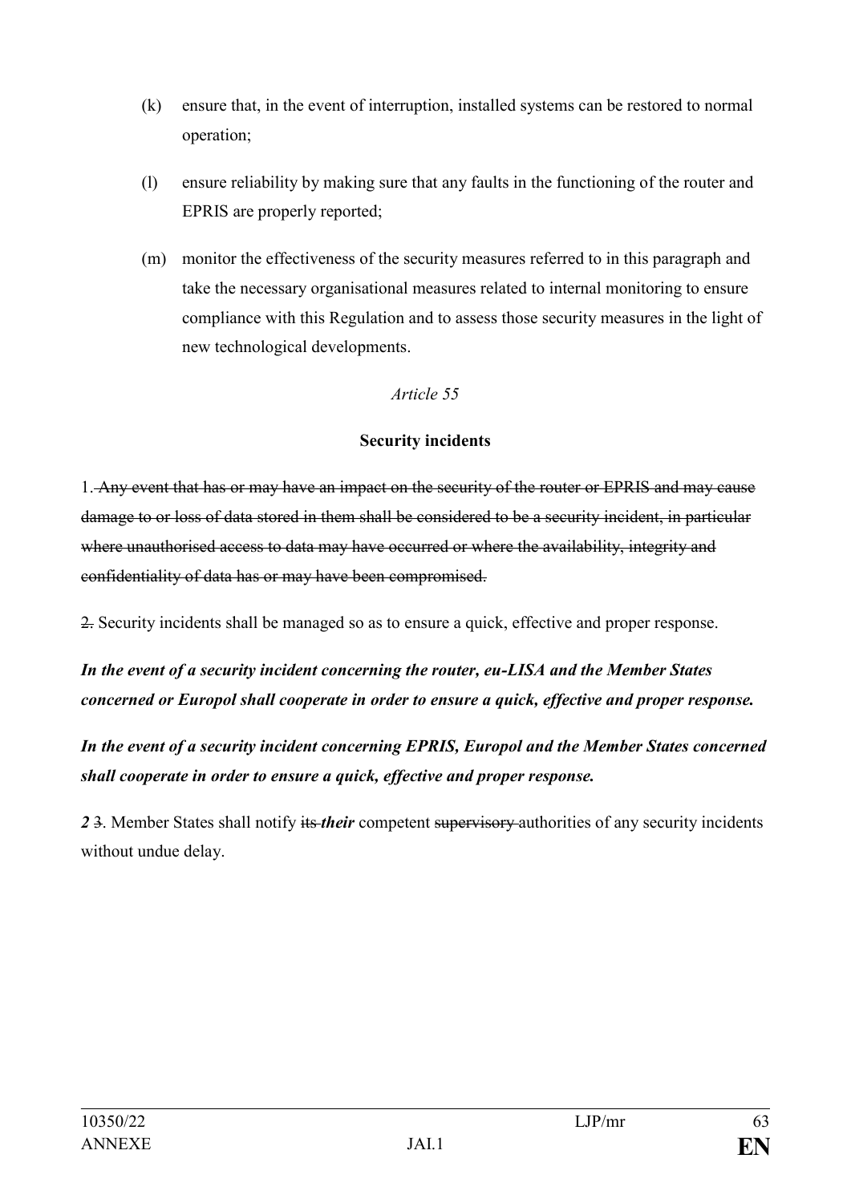(k) ensure that, in the event of interruption, installed systems can be restored to normal operation;

(l) ensure reliability by making sure that any faults in the functioning of the router and EPRIS are properly reported;

(m) monitor the effectiveness of the security measures referred to in this paragraph and take the necessary organisational measures related to internal monitoring to ensure compliance with this Regulation and to assess those security measures in the light of new technological developments.

*Article 55*

**Security incidents**

1. ~~Any event that has or may have an impact on the security of the router or EPRIS and may cause damage to or loss of data stored in them shall be considered to be a security incident, in particular where unauthorised access to data may have occurred or where the availability, integrity and confidentiality of data has or may have been compromised.~~

~~2.~~ Security incidents shall be managed so as to ensure a quick, effective and proper response.

***In the event of a security incident concerning the router, eu-LISA and the Member States concerned or Europol shall cooperate in order to ensure a quick, effective and proper response.***

***In the event of a security incident concerning EPRIS, Europol and the Member States concerned shall cooperate in order to ensure a quick, effective and proper response.***

***2*** ~~3~~. Member States shall notify ~~its~~ ***their*** competent ~~supervisory~~ authorities of any security incidents without undue delay.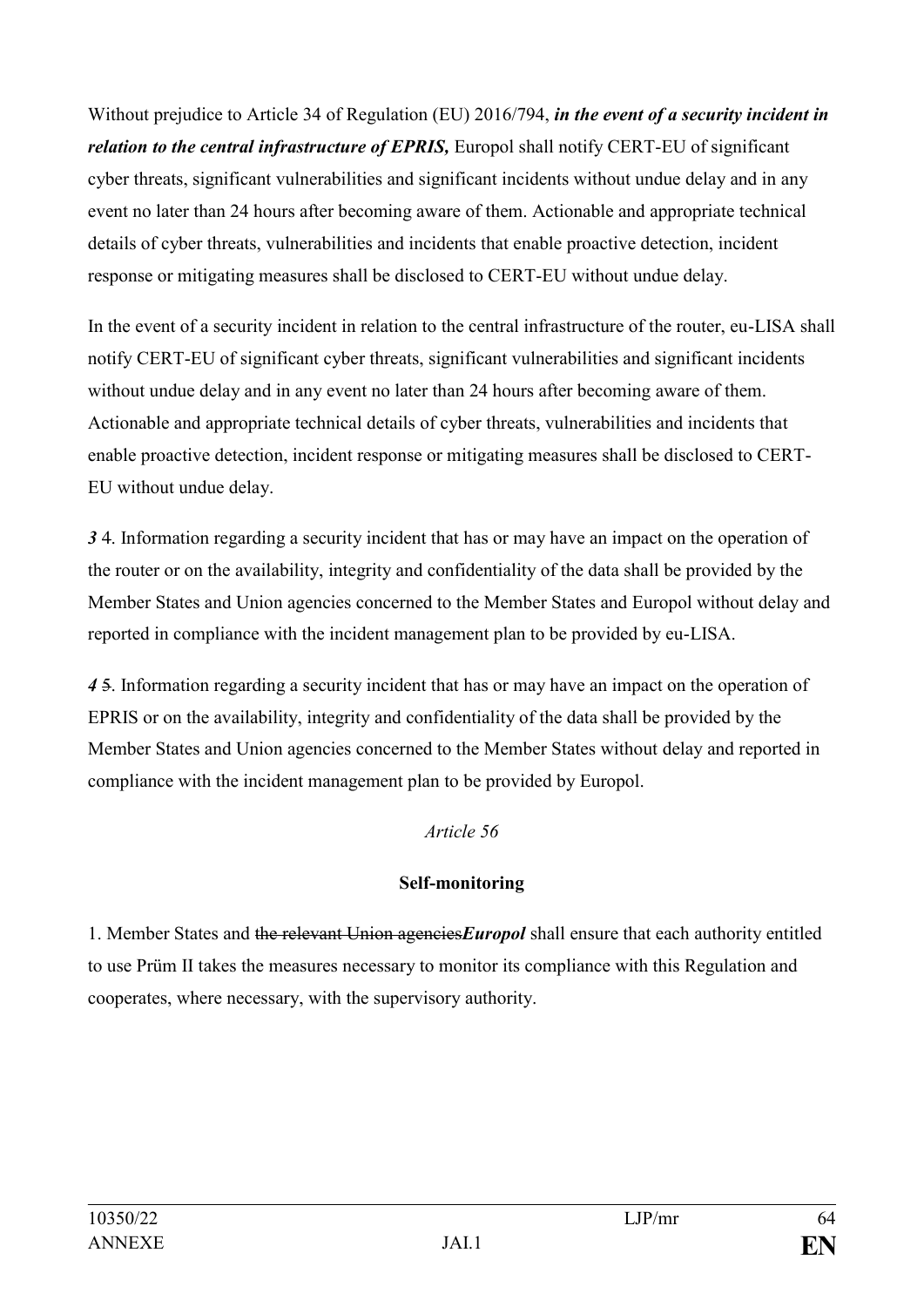Without prejudice to Article 34 of Regulation (EU) 2016/794, ***in the event of a security incident in relation to the central infrastructure of EPRIS,*** Europol shall notify CERT-EU of significant cyber threats, significant vulnerabilities and significant incidents without undue delay and in any event no later than 24 hours after becoming aware of them. Actionable and appropriate technical details of cyber threats, vulnerabilities and incidents that enable proactive detection, incident response or mitigating measures shall be disclosed to CERT-EU without undue delay.

In the event of a security incident in relation to the central infrastructure of the router, eu-LISA shall notify CERT-EU of significant cyber threats, significant vulnerabilities and significant incidents without undue delay and in any event no later than 24 hours after becoming aware of them. Actionable and appropriate technical details of cyber threats, vulnerabilities and incidents that enable proactive detection, incident response or mitigating measures shall be disclosed to CERT-EU without undue delay.

***3*** 4. Information regarding a security incident that has or may have an impact on the operation of the router or on the availability, integrity and confidentiality of the data shall be provided by the Member States and Union agencies concerned to the Member States and Europol without delay and reported in compliance with the incident management plan to be provided by eu-LISA.

***4*** ~~5~~. Information regarding a security incident that has or may have an impact on the operation of EPRIS or on the availability, integrity and confidentiality of the data shall be provided by the Member States and Union agencies concerned to the Member States without delay and reported in compliance with the incident management plan to be provided by Europol.

*Article 56*

**Self-monitoring**

1. Member States and ~~the relevant Union agencies~~***Europol*** shall ensure that each authority entitled to use Prüm II takes the measures necessary to monitor its compliance with this Regulation and cooperates, where necessary, with the supervisory authority.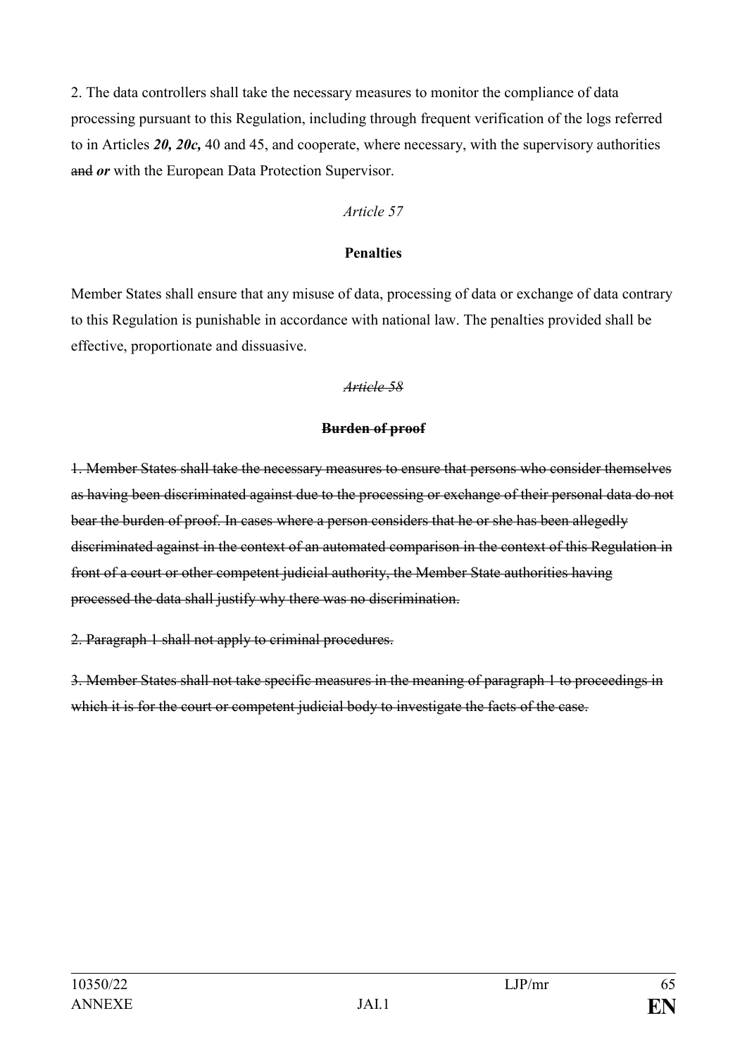2. The data controllers shall take the necessary measures to monitor the compliance of data processing pursuant to this Regulation, including through frequent verification of the logs referred to in Articles ***20, 20c,*** 40 and 45, and cooperate, where necessary, with the supervisory authorities ~~and~~ ***or*** with the European Data Protection Supervisor.

*Article 57*

**Penalties**

Member States shall ensure that any misuse of data, processing of data or exchange of data contrary to this Regulation is punishable in accordance with national law. The penalties provided shall be effective, proportionate and dissuasive.

~~*Article 58*~~

~~**Burden of proof**~~

~~1. Member States shall take the necessary measures to ensure that persons who consider themselves as having been discriminated against due to the processing or exchange of their personal data do not bear the burden of proof. In cases where a person considers that he or she has been allegedly discriminated against in the context of an automated comparison in the context of this Regulation in front of a court or other competent judicial authority, the Member State authorities having processed the data shall justify why there was no discrimination.~~

~~2. Paragraph 1 shall not apply to criminal procedures.~~

~~3. Member States shall not take specific measures in the meaning of paragraph 1 to proceedings in which it is for the court or competent judicial body to investigate the facts of the case.~~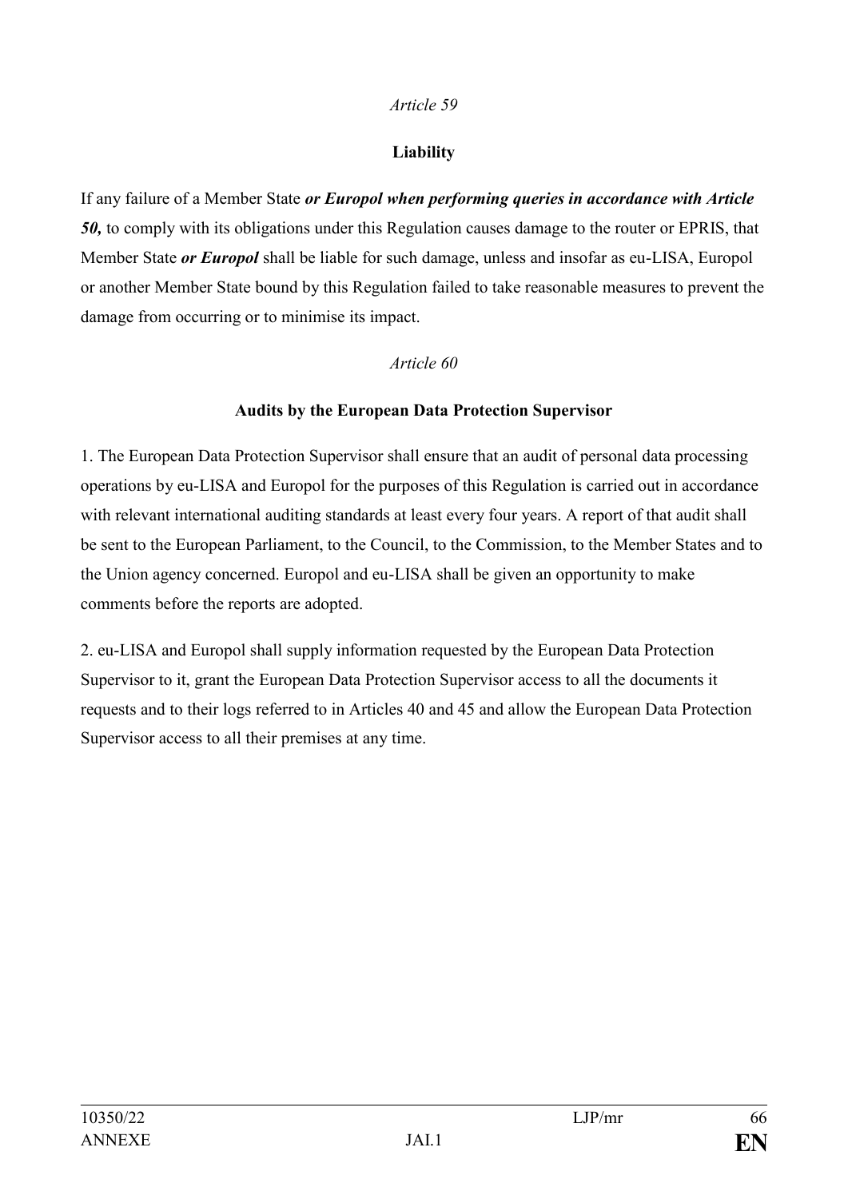*Article 59*

**Liability**

If any failure of a Member State ***or Europol when performing queries in accordance with Article 50,*** to comply with its obligations under this Regulation causes damage to the router or EPRIS, that Member State ***or Europol*** shall be liable for such damage, unless and insofar as eu-LISA, Europol or another Member State bound by this Regulation failed to take reasonable measures to prevent the damage from occurring or to minimise its impact.

*Article 60*

**Audits by the European Data Protection Supervisor**

1. The European Data Protection Supervisor shall ensure that an audit of personal data processing operations by eu-LISA and Europol for the purposes of this Regulation is carried out in accordance with relevant international auditing standards at least every four years. A report of that audit shall be sent to the European Parliament, to the Council, to the Commission, to the Member States and to the Union agency concerned. Europol and eu-LISA shall be given an opportunity to make comments before the reports are adopted.

2. eu-LISA and Europol shall supply information requested by the European Data Protection Supervisor to it, grant the European Data Protection Supervisor access to all the documents it requests and to their logs referred to in Articles 40 and 45 and allow the European Data Protection Supervisor access to all their premises at any time.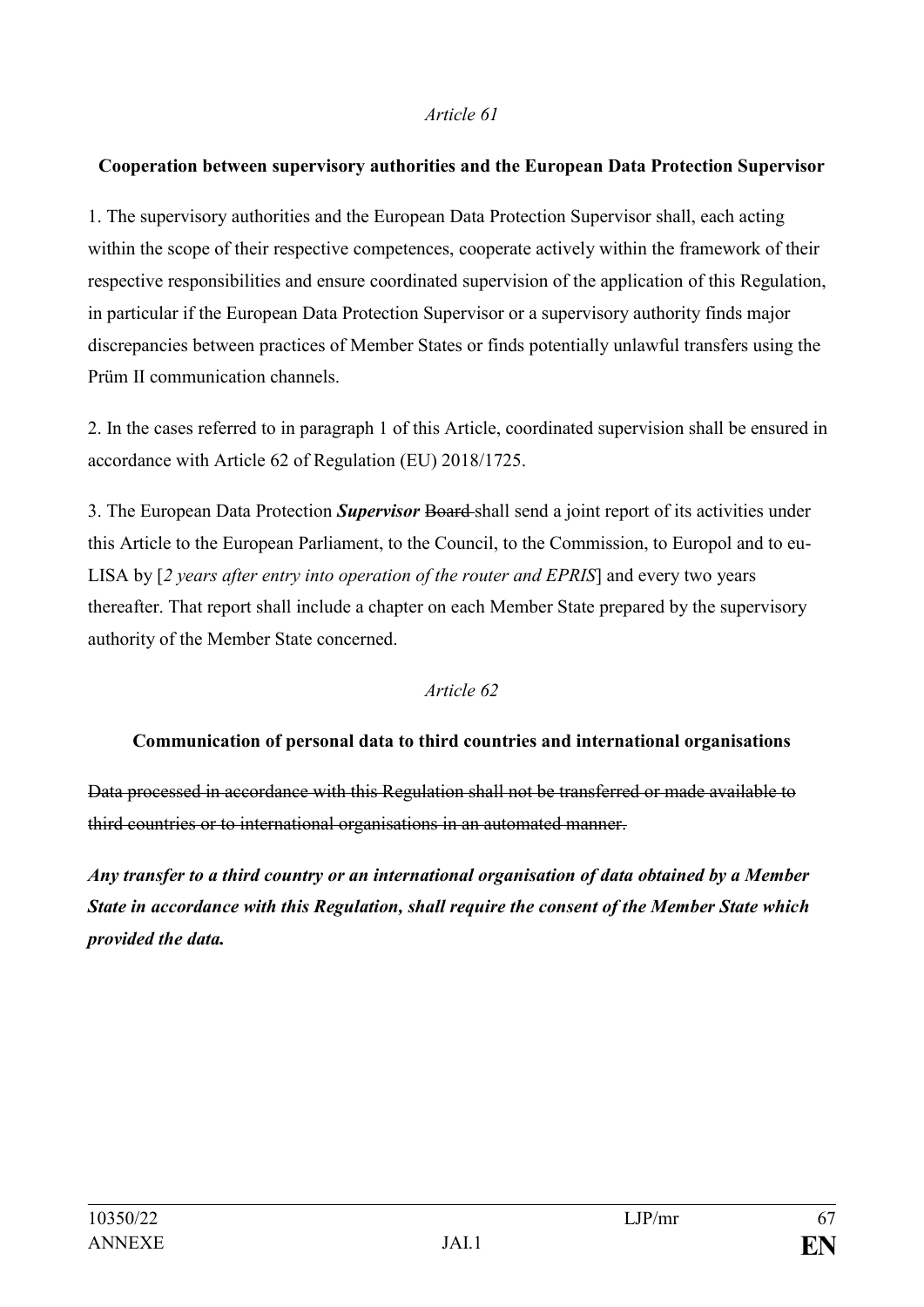*Article 61*

**Cooperation between supervisory authorities and the European Data Protection Supervisor**

1. The supervisory authorities and the European Data Protection Supervisor shall, each acting within the scope of their respective competences, cooperate actively within the framework of their respective responsibilities and ensure coordinated supervision of the application of this Regulation, in particular if the European Data Protection Supervisor or a supervisory authority finds major discrepancies between practices of Member States or finds potentially unlawful transfers using the Prüm II communication channels.

2. In the cases referred to in paragraph 1 of this Article, coordinated supervision shall be ensured in accordance with Article 62 of Regulation (EU) 2018/1725.

3. The European Data Protection ***Supervisor*** ~~Board~~ shall send a joint report of its activities under this Article to the European Parliament, to the Council, to the Commission, to Europol and to eu-LISA by [*2 years after entry into operation of the router and EPRIS*] and every two years thereafter. That report shall include a chapter on each Member State prepared by the supervisory authority of the Member State concerned.

*Article 62*

**Communication of personal data to third countries and international organisations**

~~Data processed in accordance with this Regulation shall not be transferred or made available to third countries or to international organisations in an automated manner.~~

***Any transfer to a third country or an international organisation of data obtained by a Member State in accordance with this Regulation, shall require the consent of the Member State which provided the data.***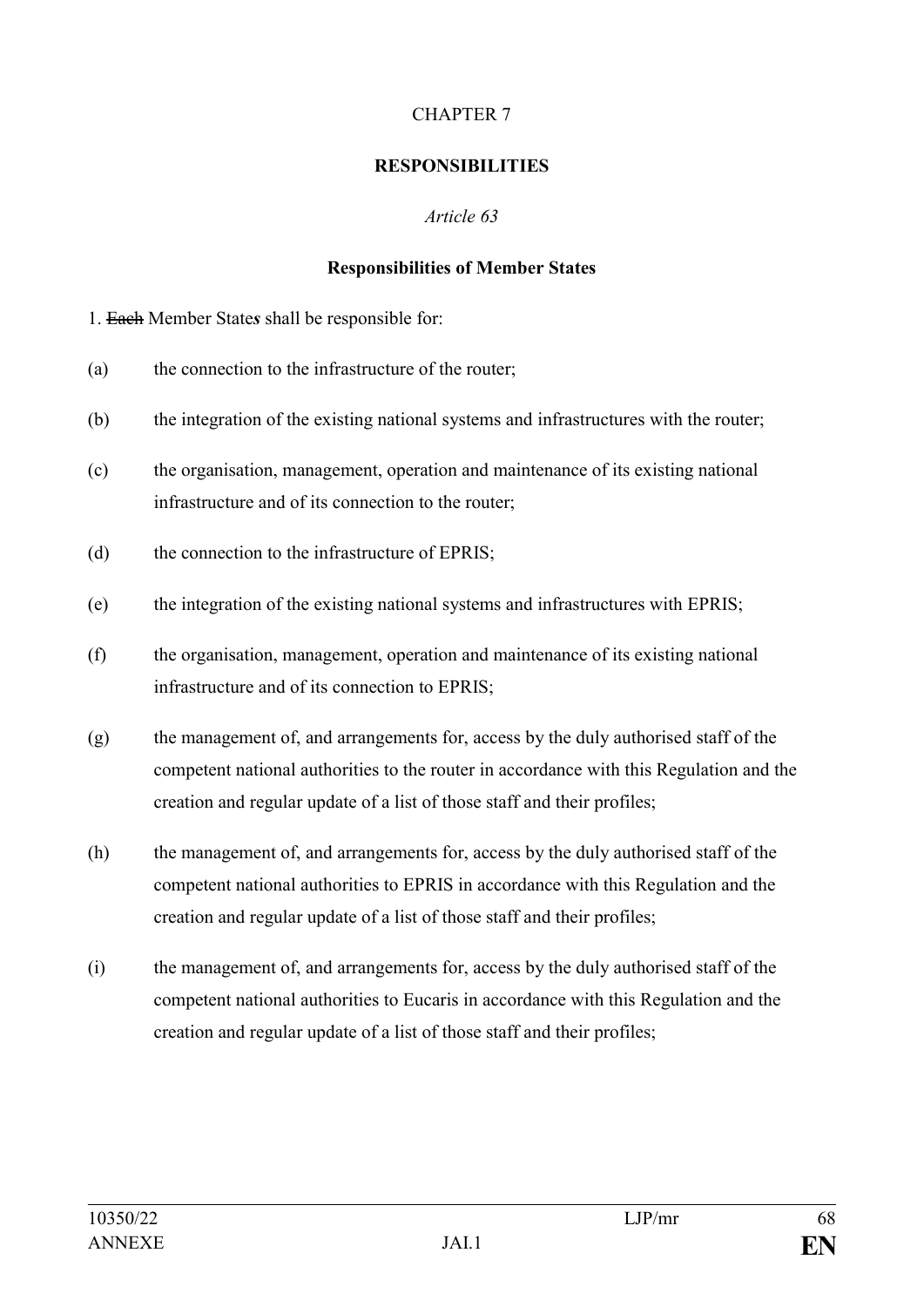CHAPTER 7

**RESPONSIBILITIES**

*Article 63*

**Responsibilities of Member States**

1. ~~Each~~ Member State***s*** shall be responsible for:

(a) the connection to the infrastructure of the router;

(b) the integration of the existing national systems and infrastructures with the router;

(c) the organisation, management, operation and maintenance of its existing national infrastructure and of its connection to the router;

(d) the connection to the infrastructure of EPRIS;

(e) the integration of the existing national systems and infrastructures with EPRIS;

(f) the organisation, management, operation and maintenance of its existing national infrastructure and of its connection to EPRIS;

(g) the management of, and arrangements for, access by the duly authorised staff of the competent national authorities to the router in accordance with this Regulation and the creation and regular update of a list of those staff and their profiles;

(h) the management of, and arrangements for, access by the duly authorised staff of the competent national authorities to EPRIS in accordance with this Regulation and the creation and regular update of a list of those staff and their profiles;

(i) the management of, and arrangements for, access by the duly authorised staff of the competent national authorities to Eucaris in accordance with this Regulation and the creation and regular update of a list of those staff and their profiles;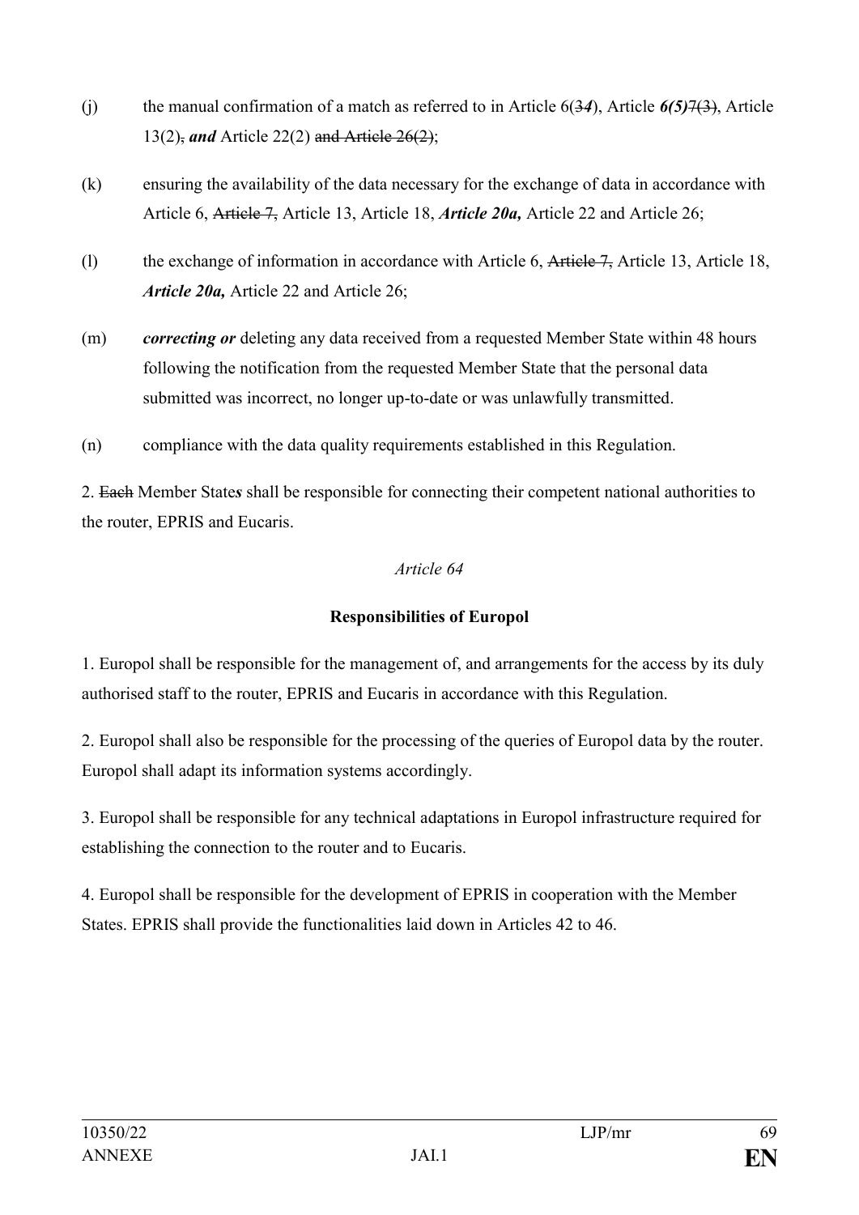(j) the manual confirmation of a match as referred to in Article 6(3*4*), Article ***6(5)***~~7(3)~~, Article 13(2)~~,~~ ***and*** Article 22(2) ~~and Article 26(2)~~;

(k) ensuring the availability of the data necessary for the exchange of data in accordance with Article 6, ~~Article 7,~~ Article 13, Article 18, ***Article 20a,*** Article 22 and Article 26;

(l) the exchange of information in accordance with Article 6, ~~Article 7,~~ Article 13, Article 18, ***Article 20a,*** Article 22 and Article 26;

(m) ***correcting or*** deleting any data received from a requested Member State within 48 hours following the notification from the requested Member State that the personal data submitted was incorrect, no longer up-to-date or was unlawfully transmitted.

(n) compliance with the data quality requirements established in this Regulation.

2. ~~Each~~ Member State***s*** shall be responsible for connecting their competent national authorities to the router, EPRIS and Eucaris.

*Article 64*

**Responsibilities of Europol**

1. Europol shall be responsible for the management of, and arrangements for the access by its duly authorised staff to the router, EPRIS and Eucaris in accordance with this Regulation.

2. Europol shall also be responsible for the processing of the queries of Europol data by the router. Europol shall adapt its information systems accordingly.

3. Europol shall be responsible for any technical adaptations in Europol infrastructure required for establishing the connection to the router and to Eucaris.

4. Europol shall be responsible for the development of EPRIS in cooperation with the Member States. EPRIS shall provide the functionalities laid down in Articles 42 to 46.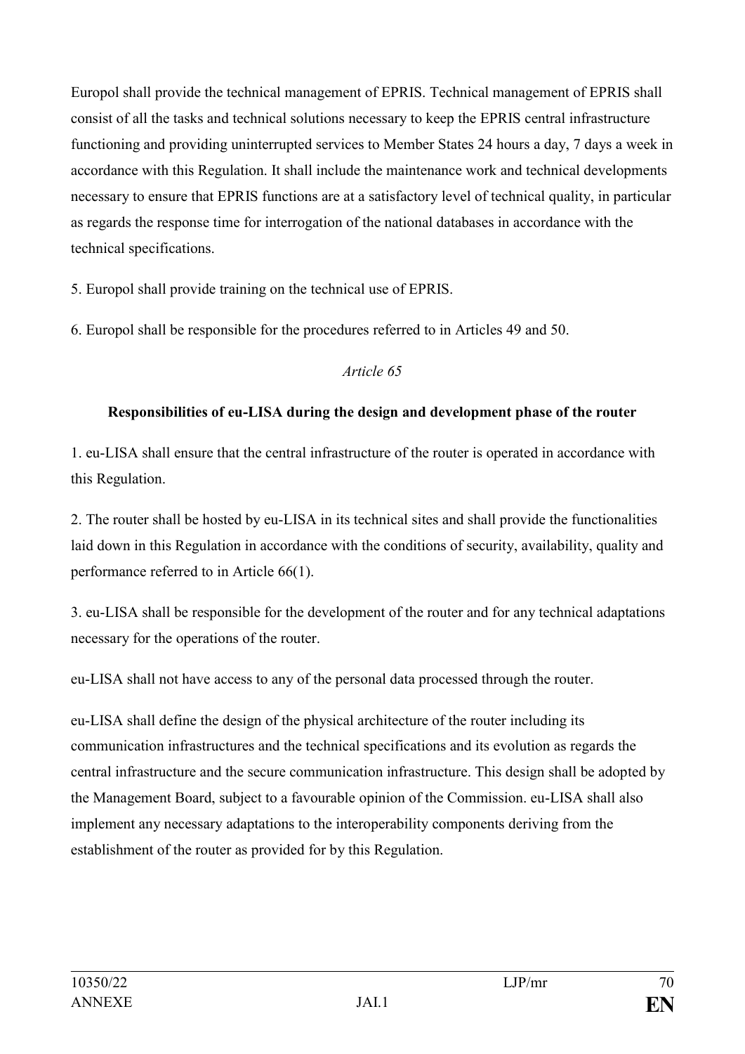Europol shall provide the technical management of EPRIS. Technical management of EPRIS shall consist of all the tasks and technical solutions necessary to keep the EPRIS central infrastructure functioning and providing uninterrupted services to Member States 24 hours a day, 7 days a week in accordance with this Regulation. It shall include the maintenance work and technical developments necessary to ensure that EPRIS functions are at a satisfactory level of technical quality, in particular as regards the response time for interrogation of the national databases in accordance with the technical specifications.

5. Europol shall provide training on the technical use of EPRIS.

6. Europol shall be responsible for the procedures referred to in Articles 49 and 50.

*Article 65*

**Responsibilities of eu-LISA during the design and development phase of the router**

1. eu-LISA shall ensure that the central infrastructure of the router is operated in accordance with this Regulation.

2. The router shall be hosted by eu-LISA in its technical sites and shall provide the functionalities laid down in this Regulation in accordance with the conditions of security, availability, quality and performance referred to in Article 66(1).

3. eu-LISA shall be responsible for the development of the router and for any technical adaptations necessary for the operations of the router.

eu-LISA shall not have access to any of the personal data processed through the router.

eu-LISA shall define the design of the physical architecture of the router including its communication infrastructures and the technical specifications and its evolution as regards the central infrastructure and the secure communication infrastructure. This design shall be adopted by the Management Board, subject to a favourable opinion of the Commission. eu-LISA shall also implement any necessary adaptations to the interoperability components deriving from the establishment of the router as provided for by this Regulation.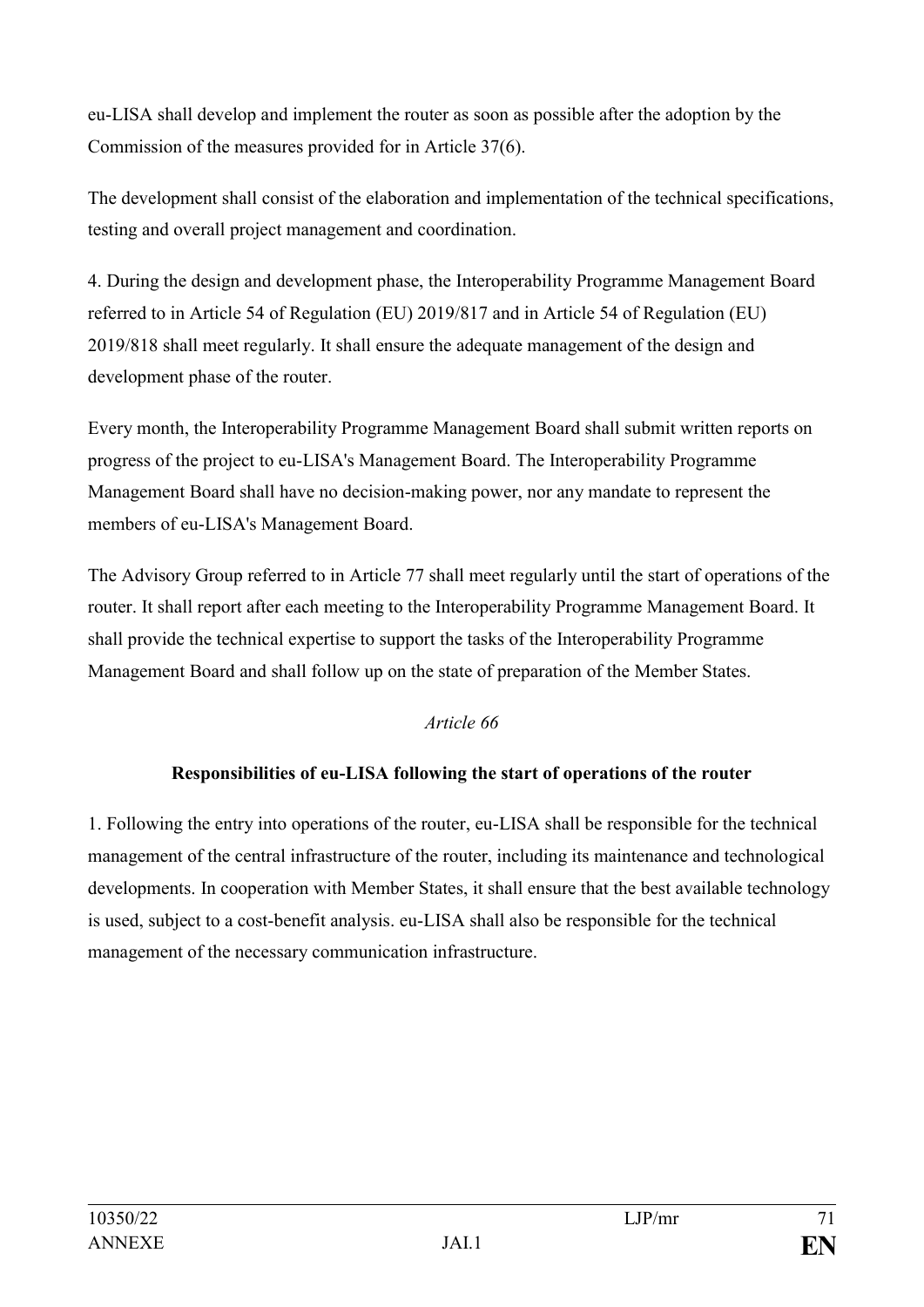eu-LISA shall develop and implement the router as soon as possible after the adoption by the Commission of the measures provided for in Article 37(6).

The development shall consist of the elaboration and implementation of the technical specifications, testing and overall project management and coordination.

4. During the design and development phase, the Interoperability Programme Management Board referred to in Article 54 of Regulation (EU) 2019/817 and in Article 54 of Regulation (EU) 2019/818 shall meet regularly. It shall ensure the adequate management of the design and development phase of the router.

Every month, the Interoperability Programme Management Board shall submit written reports on progress of the project to eu-LISA's Management Board. The Interoperability Programme Management Board shall have no decision-making power, nor any mandate to represent the members of eu-LISA's Management Board.

The Advisory Group referred to in Article 77 shall meet regularly until the start of operations of the router. It shall report after each meeting to the Interoperability Programme Management Board. It shall provide the technical expertise to support the tasks of the Interoperability Programme Management Board and shall follow up on the state of preparation of the Member States.

*Article 66*

**Responsibilities of eu-LISA following the start of operations of the router**

1. Following the entry into operations of the router, eu-LISA shall be responsible for the technical management of the central infrastructure of the router, including its maintenance and technological developments. In cooperation with Member States, it shall ensure that the best available technology is used, subject to a cost-benefit analysis. eu-LISA shall also be responsible for the technical management of the necessary communication infrastructure.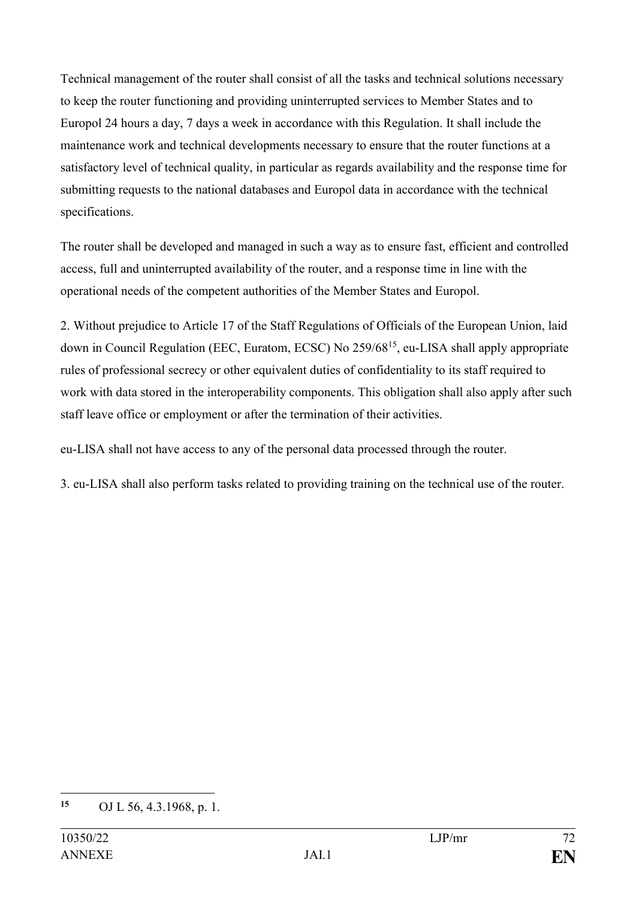Technical management of the router shall consist of all the tasks and technical solutions necessary to keep the router functioning and providing uninterrupted services to Member States and to Europol 24 hours a day, 7 days a week in accordance with this Regulation. It shall include the maintenance work and technical developments necessary to ensure that the router functions at a satisfactory level of technical quality, in particular as regards availability and the response time for submitting requests to the national databases and Europol data in accordance with the technical specifications.

The router shall be developed and managed in such a way as to ensure fast, efficient and controlled access, full and uninterrupted availability of the router, and a response time in line with the operational needs of the competent authorities of the Member States and Europol.

2. Without prejudice to Article 17 of the Staff Regulations of Officials of the European Union, laid down in Council Regulation (EEC, Euratom, ECSC) No 259/68[15], eu-LISA shall apply appropriate rules of professional secrecy or other equivalent duties of confidentiality to its staff required to work with data stored in the interoperability components. This obligation shall also apply after such staff leave office or employment or after the termination of their activities.

eu-LISA shall not have access to any of the personal data processed through the router.

3. eu-LISA shall also perform tasks related to providing training on the technical use of the router.

---

[15] OJ L 56, 4.3.1968, p. 1.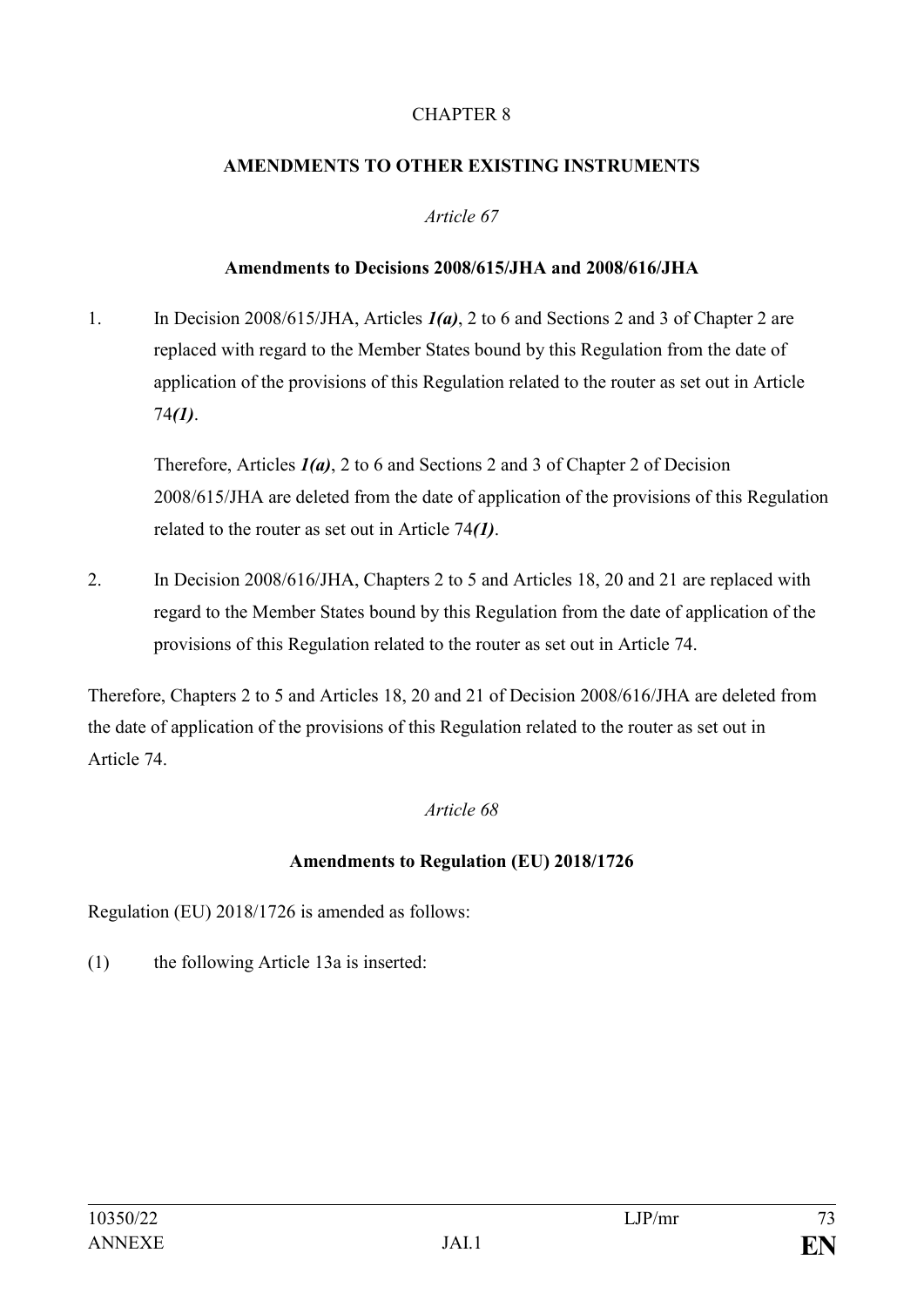CHAPTER 8

**AMENDMENTS TO OTHER EXISTING INSTRUMENTS**

*Article 67*

**Amendments to Decisions 2008/615/JHA and 2008/616/JHA**

1. In Decision 2008/615/JHA, Articles ***1(a)***, 2 to 6 and Sections 2 and 3 of Chapter 2 are replaced with regard to the Member States bound by this Regulation from the date of application of the provisions of this Regulation related to the router as set out in Article 74***(1)***.

   Therefore, Articles ***1(a)***, 2 to 6 and Sections 2 and 3 of Chapter 2 of Decision 2008/615/JHA are deleted from the date of application of the provisions of this Regulation related to the router as set out in Article 74***(1)***.

2. In Decision 2008/616/JHA, Chapters 2 to 5 and Articles 18, 20 and 21 are replaced with regard to the Member States bound by this Regulation from the date of application of the provisions of this Regulation related to the router as set out in Article 74.

Therefore, Chapters 2 to 5 and Articles 18, 20 and 21 of Decision 2008/616/JHA are deleted from the date of application of the provisions of this Regulation related to the router as set out in Article 74.

*Article 68*

**Amendments to Regulation (EU) 2018/1726**

Regulation (EU) 2018/1726 is amended as follows:

(1) the following Article 13a is inserted: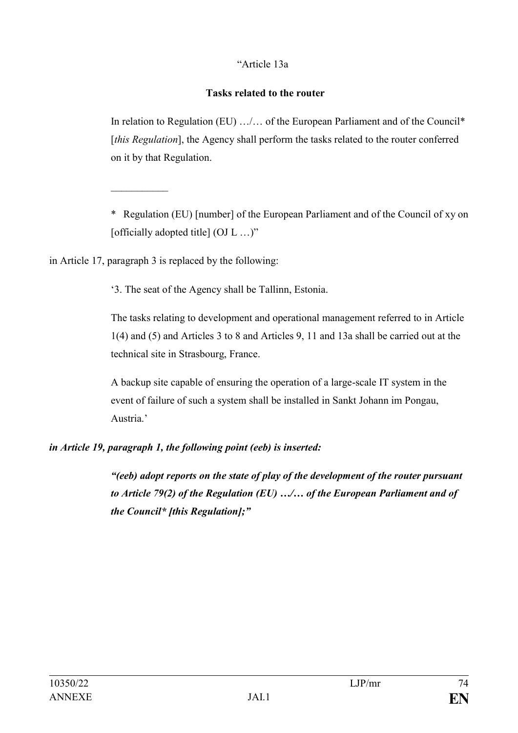"Article 13a

**Tasks related to the router**

In relation to Regulation (EU) …/… of the European Parliament and of the Council* [*this Regulation*], the Agency shall perform the tasks related to the router conferred on it by that Regulation.

___________

\* Regulation (EU) [number] of the European Parliament and of the Council of xy on [officially adopted title] (OJ L …)"

in Article 17, paragraph 3 is replaced by the following:

'3. The seat of the Agency shall be Tallinn, Estonia.

The tasks relating to development and operational management referred to in Article 1(4) and (5) and Articles 3 to 8 and Articles 9, 11 and 13a shall be carried out at the technical site in Strasbourg, France.

A backup site capable of ensuring the operation of a large-scale IT system in the event of failure of such a system shall be installed in Sankt Johann im Pongau, Austria.'

***in Article 19, paragraph 1, the following point (eeb) is inserted:***

***"(eeb) adopt reports on the state of play of the development of the router pursuant to Article 79(2) of the Regulation (EU) …/… of the European Parliament and of the Council* [this Regulation];"***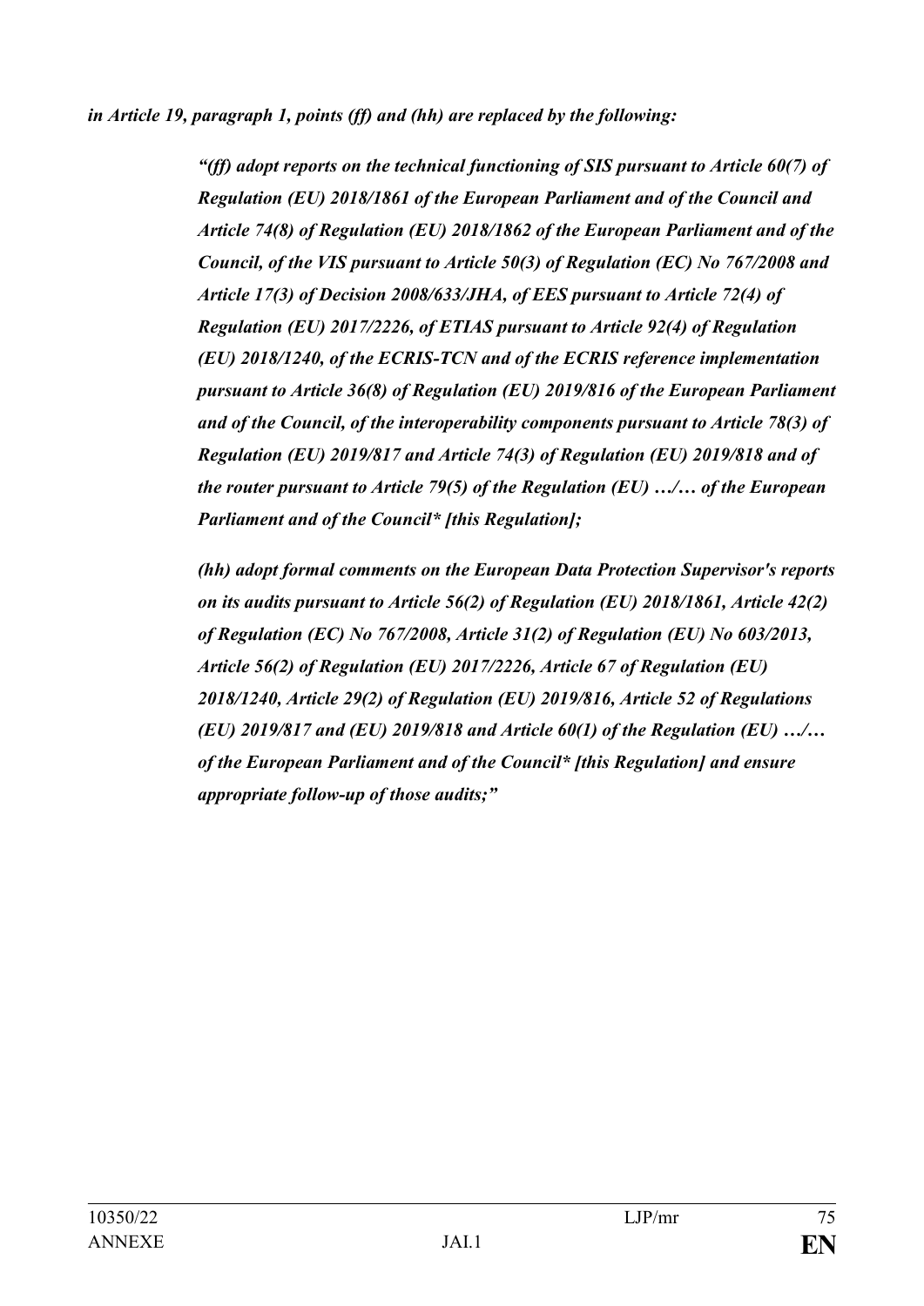*in Article 19, paragraph 1, points (ff) and (hh) are replaced by the following:*

> *"(ff) adopt reports on the technical functioning of SIS pursuant to Article 60(7) of Regulation (EU) 2018/1861 of the European Parliament and of the Council and Article 74(8) of Regulation (EU) 2018/1862 of the European Parliament and of the Council, of the VIS pursuant to Article 50(3) of Regulation (EC) No 767/2008 and Article 17(3) of Decision 2008/633/JHA, of EES pursuant to Article 72(4) of Regulation (EU) 2017/2226, of ETIAS pursuant to Article 92(4) of Regulation (EU) 2018/1240, of the ECRIS-TCN and of the ECRIS reference implementation pursuant to Article 36(8) of Regulation (EU) 2019/816 of the European Parliament and of the Council, of the interoperability components pursuant to Article 78(3) of Regulation (EU) 2019/817 and Article 74(3) of Regulation (EU) 2019/818 and of the router pursuant to Article 79(5) of the Regulation (EU) …/… of the European Parliament and of the Council* [this Regulation];*
>
> *(hh) adopt formal comments on the European Data Protection Supervisor's reports on its audits pursuant to Article 56(2) of Regulation (EU) 2018/1861, Article 42(2) of Regulation (EC) No 767/2008, Article 31(2) of Regulation (EU) No 603/2013, Article 56(2) of Regulation (EU) 2017/2226, Article 67 of Regulation (EU) 2018/1240, Article 29(2) of Regulation (EU) 2019/816, Article 52 of Regulations (EU) 2019/817 and (EU) 2019/818 and Article 60(1) of the Regulation (EU) …/… of the European Parliament and of the Council* [this Regulation] and ensure appropriate follow-up of those audits;"*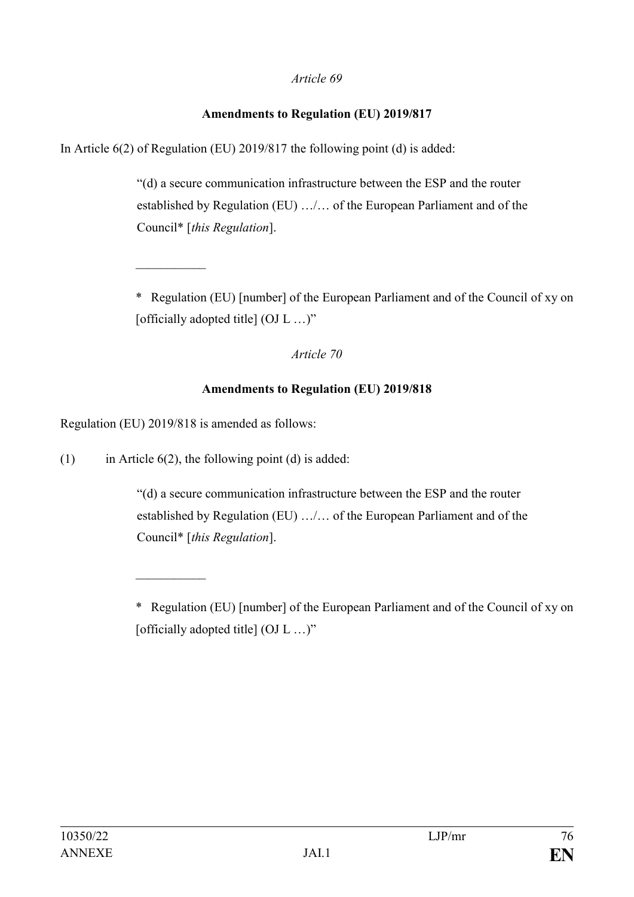*Article 69*

**Amendments to Regulation (EU) 2019/817**

In Article 6(2) of Regulation (EU) 2019/817 the following point (d) is added:

> "(d) a secure communication infrastructure between the ESP and the router established by Regulation (EU) …/… of the European Parliament and of the Council* [*this Regulation*].
>
> ___________
>
> \* Regulation (EU) [number] of the European Parliament and of the Council of xy on [officially adopted title] (OJ L …)"

*Article 70*

**Amendments to Regulation (EU) 2019/818**

Regulation (EU) 2019/818 is amended as follows:

(1) in Article 6(2), the following point (d) is added:

> "(d) a secure communication infrastructure between the ESP and the router established by Regulation (EU) …/… of the European Parliament and of the Council* [*this Regulation*].
>
> ___________
>
> \* Regulation (EU) [number] of the European Parliament and of the Council of xy on [officially adopted title] (OJ L …)"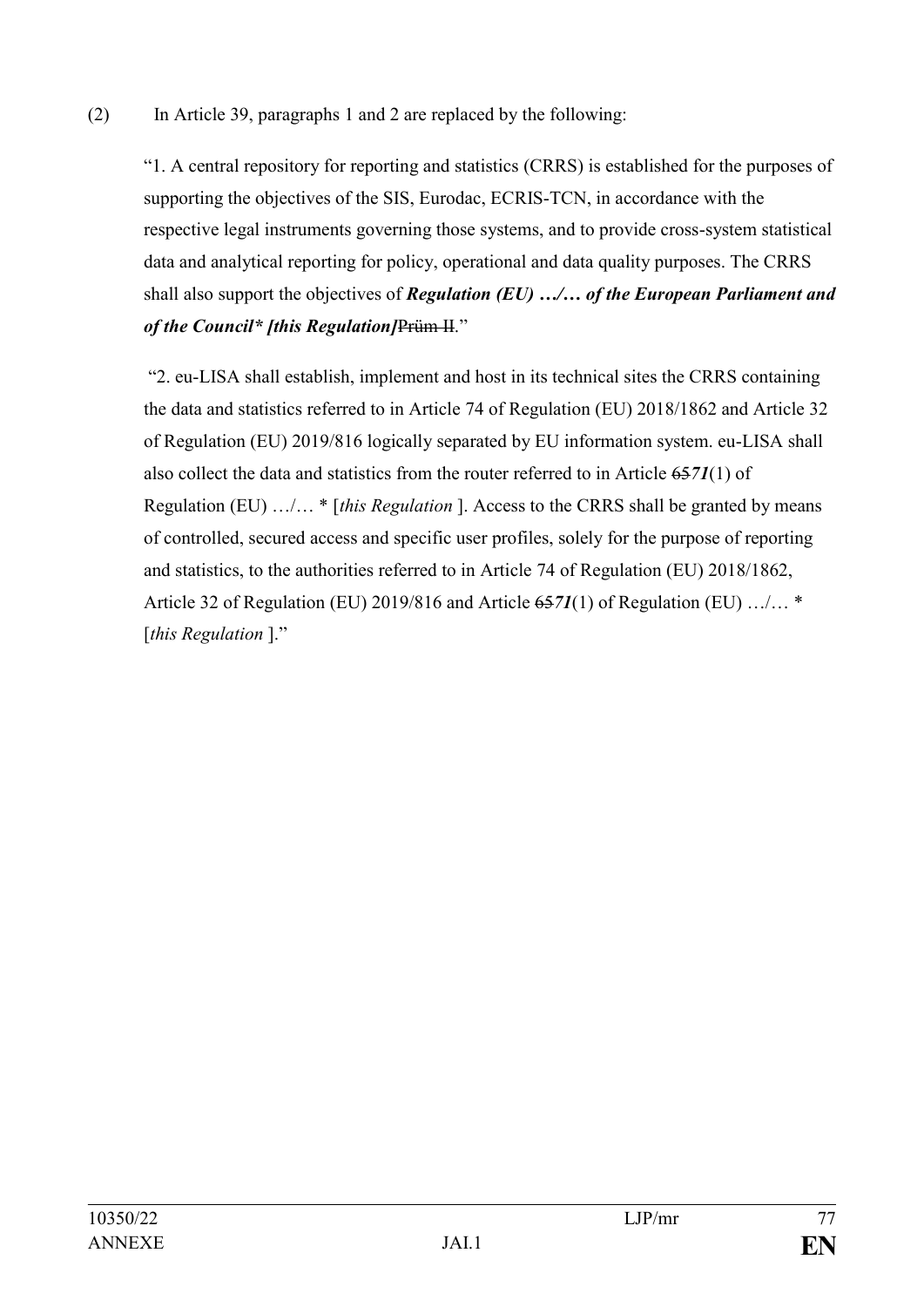(2) In Article 39, paragraphs 1 and 2 are replaced by the following:

"1. A central repository for reporting and statistics (CRRS) is established for the purposes of supporting the objectives of the SIS, Eurodac, ECRIS-TCN, in accordance with the respective legal instruments governing those systems, and to provide cross-system statistical data and analytical reporting for policy, operational and data quality purposes. The CRRS shall also support the objectives of ***Regulation (EU) …/… of the European Parliament and of the Council* [this Regulation]***~~Prüm II~~."

"2. eu-LISA shall establish, implement and host in its technical sites the CRRS containing the data and statistics referred to in Article 74 of Regulation (EU) 2018/1862 and Article 32 of Regulation (EU) 2019/816 logically separated by EU information system. eu-LISA shall also collect the data and statistics from the router referred to in Article ~~65~~***71***(1) of Regulation (EU) …/… * [*this Regulation* ]. Access to the CRRS shall be granted by means of controlled, secured access and specific user profiles, solely for the purpose of reporting and statistics, to the authorities referred to in Article 74 of Regulation (EU) 2018/1862, Article 32 of Regulation (EU) 2019/816 and Article ~~65~~***71***(1) of Regulation (EU) …/… * [*this Regulation* ]."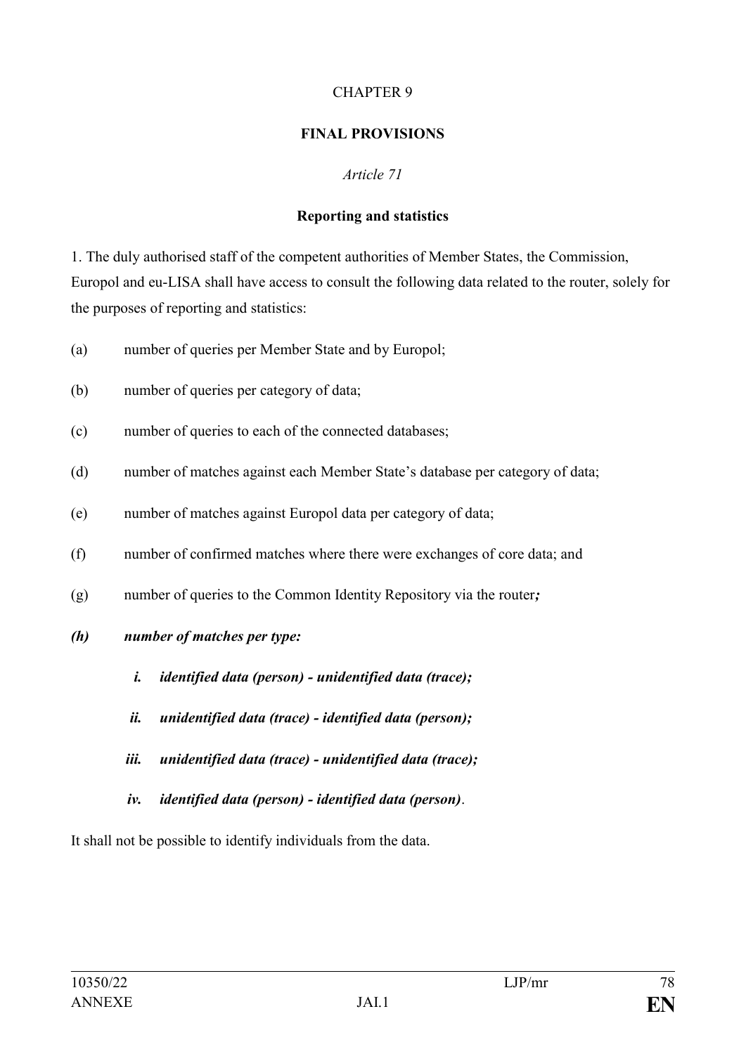CHAPTER 9

**FINAL PROVISIONS**

*Article 71*

**Reporting and statistics**

1. The duly authorised staff of the competent authorities of Member States, the Commission, Europol and eu-LISA shall have access to consult the following data related to the router, solely for the purposes of reporting and statistics:

(a) number of queries per Member State and by Europol;

(b) number of queries per category of data;

(c) number of queries to each of the connected databases;

(d) number of matches against each Member State's database per category of data;

(e) number of matches against Europol data per category of data;

(f) number of confirmed matches where there were exchanges of core data; and

(g) number of queries to the Common Identity Repository via the router***;***

***(h) number of matches per type:***

***i. identified data (person) - unidentified data (trace);***

***ii. unidentified data (trace) - identified data (person);***

***iii. unidentified data (trace) - unidentified data (trace);***

***iv. identified data (person) - identified data (person)***.

It shall not be possible to identify individuals from the data.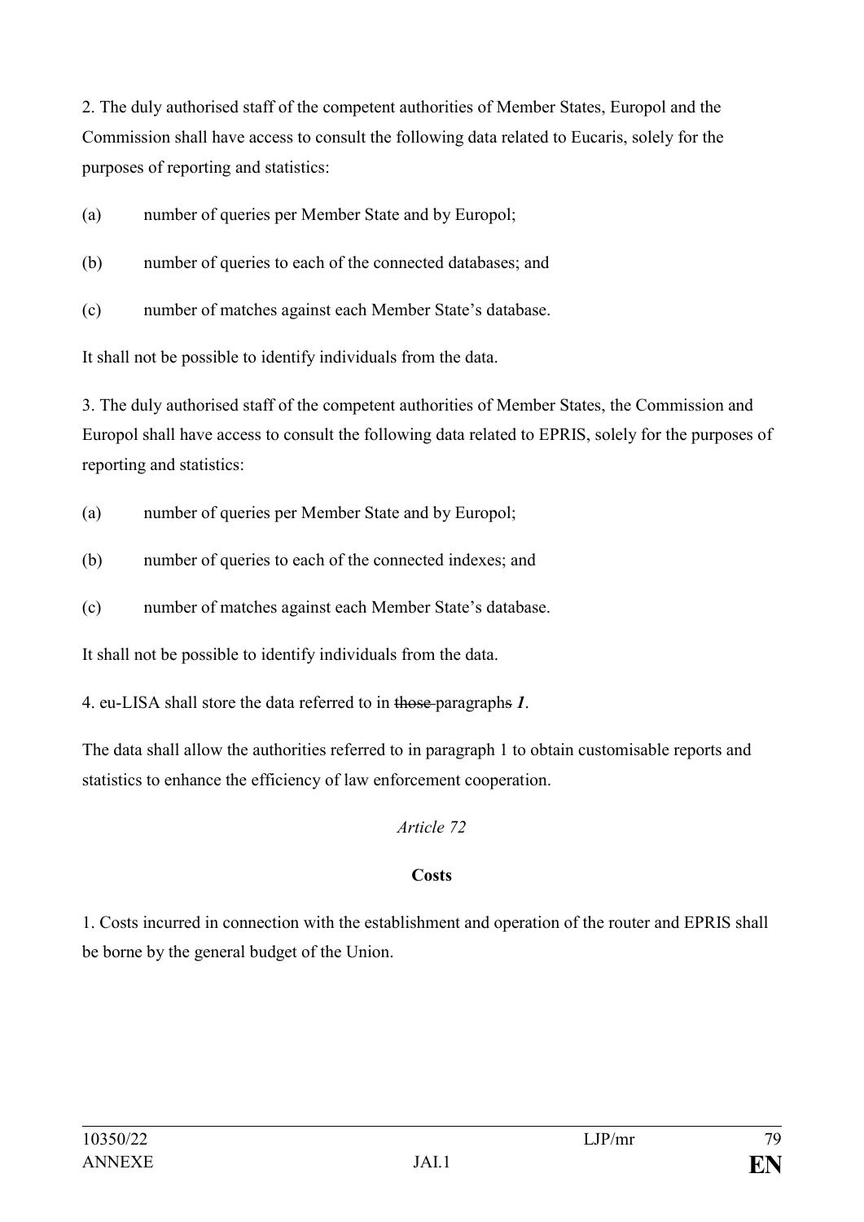2. The duly authorised staff of the competent authorities of Member States, Europol and the Commission shall have access to consult the following data related to Eucaris, solely for the purposes of reporting and statistics:

(a) number of queries per Member State and by Europol;

(b) number of queries to each of the connected databases; and

(c) number of matches against each Member State's database.

It shall not be possible to identify individuals from the data.

3. The duly authorised staff of the competent authorities of Member States, the Commission and Europol shall have access to consult the following data related to EPRIS, solely for the purposes of reporting and statistics:

(a) number of queries per Member State and by Europol;

(b) number of queries to each of the connected indexes; and

(c) number of matches against each Member State's database.

It shall not be possible to identify individuals from the data.

4. eu-LISA shall store the data referred to in ~~those~~ paragraphs ***1***.

The data shall allow the authorities referred to in paragraph 1 to obtain customisable reports and statistics to enhance the efficiency of law enforcement cooperation.

*Article 72*

**Costs**

1. Costs incurred in connection with the establishment and operation of the router and EPRIS shall be borne by the general budget of the Union.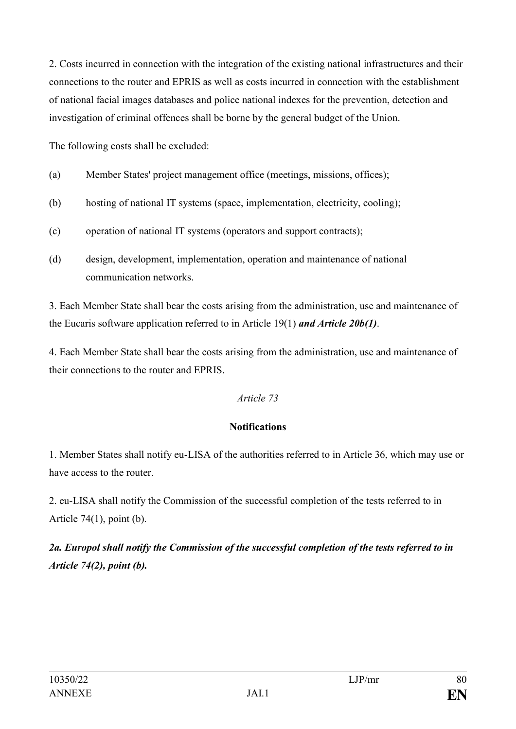2. Costs incurred in connection with the integration of the existing national infrastructures and their connections to the router and EPRIS as well as costs incurred in connection with the establishment of national facial images databases and police national indexes for the prevention, detection and investigation of criminal offences shall be borne by the general budget of the Union.

The following costs shall be excluded:

(a) Member States' project management office (meetings, missions, offices);

(b) hosting of national IT systems (space, implementation, electricity, cooling);

(c) operation of national IT systems (operators and support contracts);

(d) design, development, implementation, operation and maintenance of national communication networks.

3. Each Member State shall bear the costs arising from the administration, use and maintenance of the Eucaris software application referred to in Article 19(1) ***and Article 20b(1)***.

4. Each Member State shall bear the costs arising from the administration, use and maintenance of their connections to the router and EPRIS.

*Article 73*

**Notifications**

1. Member States shall notify eu-LISA of the authorities referred to in Article 36, which may use or have access to the router.

2. eu-LISA shall notify the Commission of the successful completion of the tests referred to in Article 74(1), point (b).

***2a. Europol shall notify the Commission of the successful completion of the tests referred to in Article 74(2), point (b).***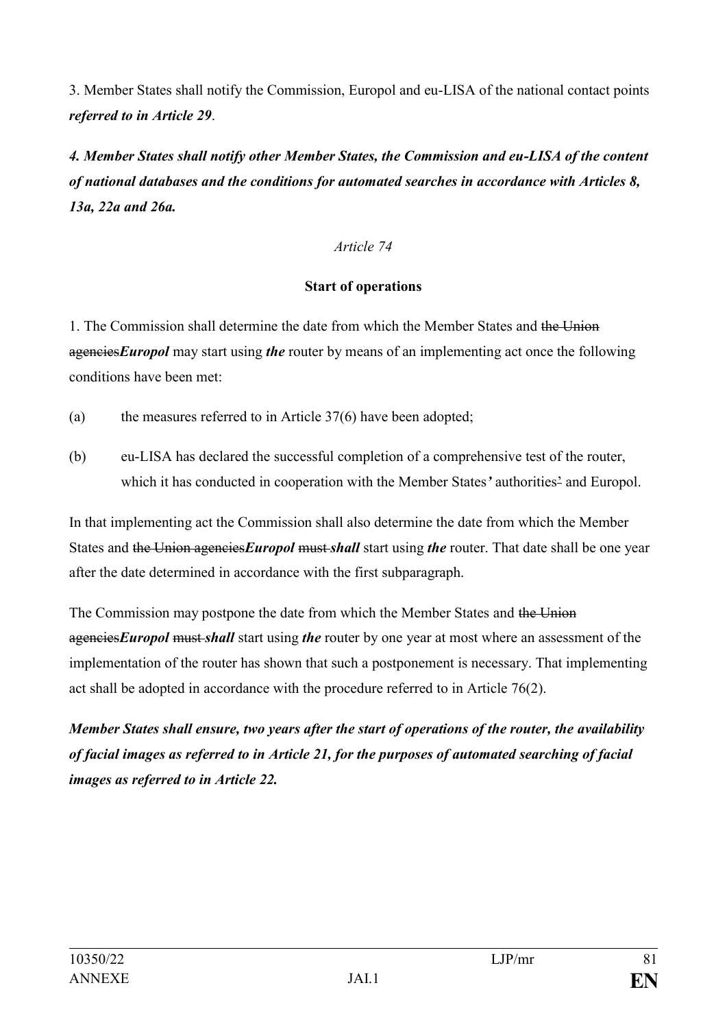3. Member States shall notify the Commission, Europol and eu-LISA of the national contact points ***referred to in Article 29***.

***4. Member States shall notify other Member States, the Commission and eu-LISA of the content of national databases and the conditions for automated searches in accordance with Articles 8, 13a, 22a and 26a.***

*Article 74*

**Start of operations**

1. The Commission shall determine the date from which the Member States and ~~the Union agencies~~***Europol*** may start using ***the*** router by means of an implementing act once the following conditions have been met:

(a) the measures referred to in Article 37(6) have been adopted;

(b) eu-LISA has declared the successful completion of a comprehensive test of the router, which it has conducted in cooperation with the Member States***'*** authorities~~'~~ and Europol.

In that implementing act the Commission shall also determine the date from which the Member States and ~~the Union agencies~~***Europol*** ~~must~~ ***shall*** start using ***the*** router. That date shall be one year after the date determined in accordance with the first subparagraph.

The Commission may postpone the date from which the Member States and ~~the Union agencies~~***Europol*** ~~must~~ ***shall*** start using ***the*** router by one year at most where an assessment of the implementation of the router has shown that such a postponement is necessary. That implementing act shall be adopted in accordance with the procedure referred to in Article 76(2).

***Member States shall ensure, two years after the start of operations of the router, the availability of facial images as referred to in Article 21, for the purposes of automated searching of facial images as referred to in Article 22.***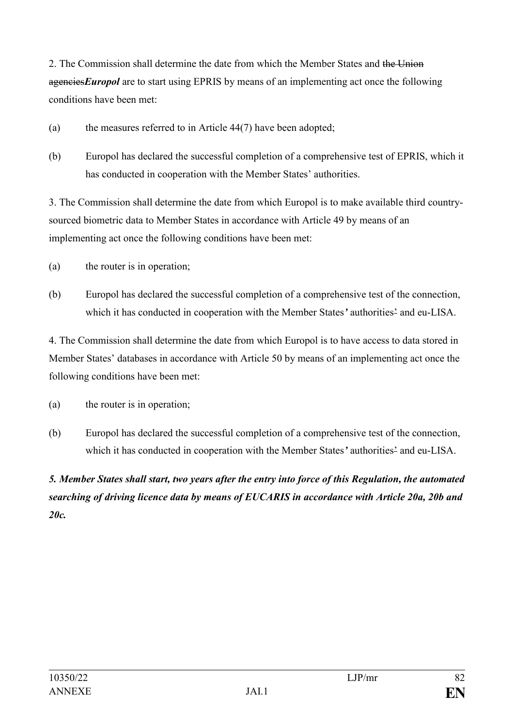2. The Commission shall determine the date from which the Member States and ~~the Union agencies~~***Europol*** are to start using EPRIS by means of an implementing act once the following conditions have been met:

(a) the measures referred to in Article 44(7) have been adopted;

(b) Europol has declared the successful completion of a comprehensive test of EPRIS, which it has conducted in cooperation with the Member States' authorities.

3. The Commission shall determine the date from which Europol is to make available third country-sourced biometric data to Member States in accordance with Article 49 by means of an implementing act once the following conditions have been met:

(a) the router is in operation;

(b) Europol has declared the successful completion of a comprehensive test of the connection, which it has conducted in cooperation with the Member States**'** authorities~~'~~ and eu-LISA.

4. The Commission shall determine the date from which Europol is to have access to data stored in Member States' databases in accordance with Article 50 by means of an implementing act once the following conditions have been met:

(a) the router is in operation;

(b) Europol has declared the successful completion of a comprehensive test of the connection, which it has conducted in cooperation with the Member States**'** authorities~~'~~ and eu-LISA.

***5. Member States shall start, two years after the entry into force of this Regulation, the automated searching of driving licence data by means of EUCARIS in accordance with Article 20a, 20b and 20c.***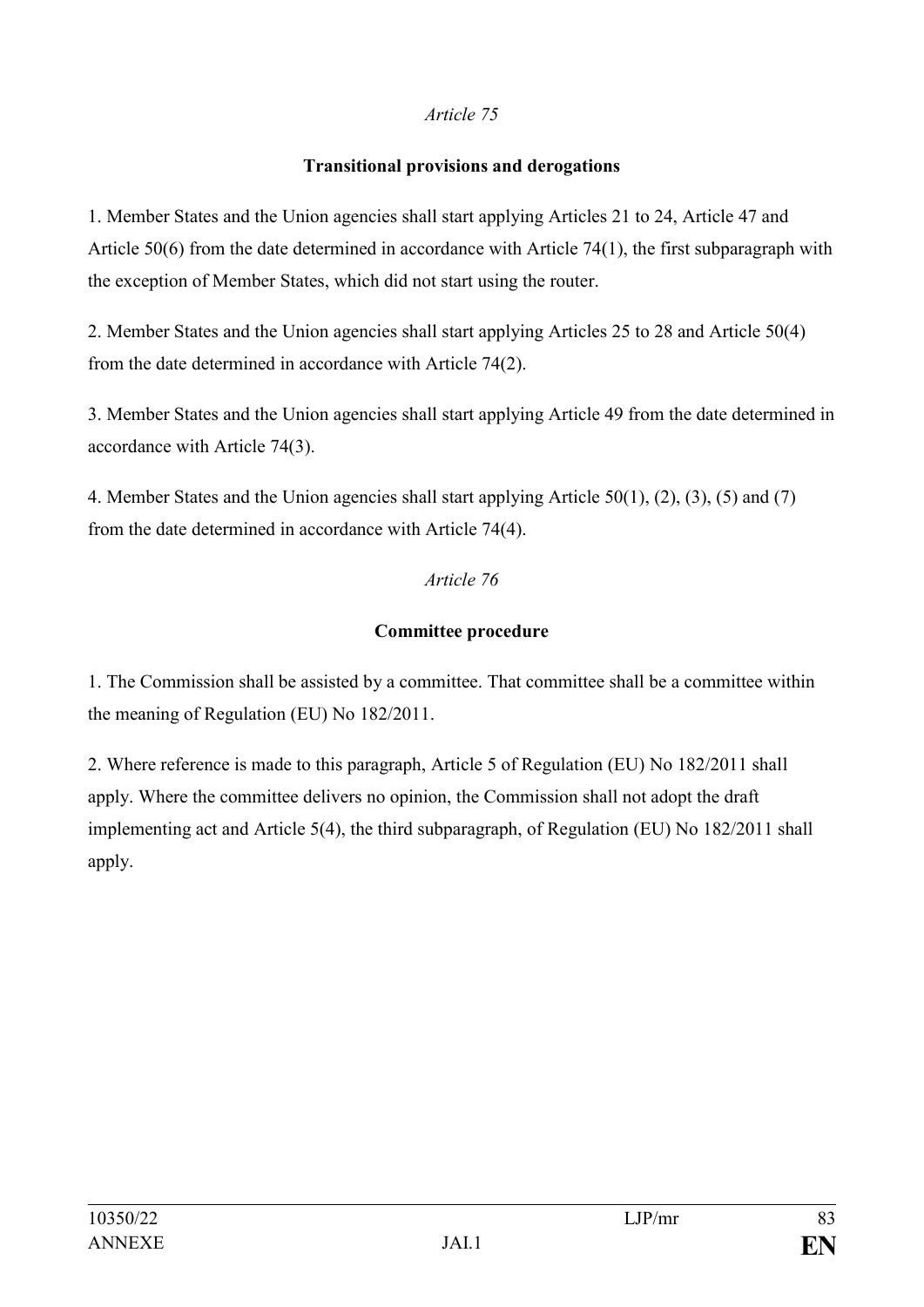*Article 75*

**Transitional provisions and derogations**

1. Member States and the Union agencies shall start applying Articles 21 to 24, Article 47 and Article 50(6) from the date determined in accordance with Article 74(1), the first subparagraph with the exception of Member States, which did not start using the router.

2. Member States and the Union agencies shall start applying Articles 25 to 28 and Article 50(4) from the date determined in accordance with Article 74(2).

3. Member States and the Union agencies shall start applying Article 49 from the date determined in accordance with Article 74(3).

4. Member States and the Union agencies shall start applying Article 50(1), (2), (3), (5) and (7) from the date determined in accordance with Article 74(4).

*Article 76*

**Committee procedure**

1. The Commission shall be assisted by a committee. That committee shall be a committee within the meaning of Regulation (EU) No 182/2011.

2. Where reference is made to this paragraph, Article 5 of Regulation (EU) No 182/2011 shall apply. Where the committee delivers no opinion, the Commission shall not adopt the draft implementing act and Article 5(4), the third subparagraph, of Regulation (EU) No 182/2011 shall apply.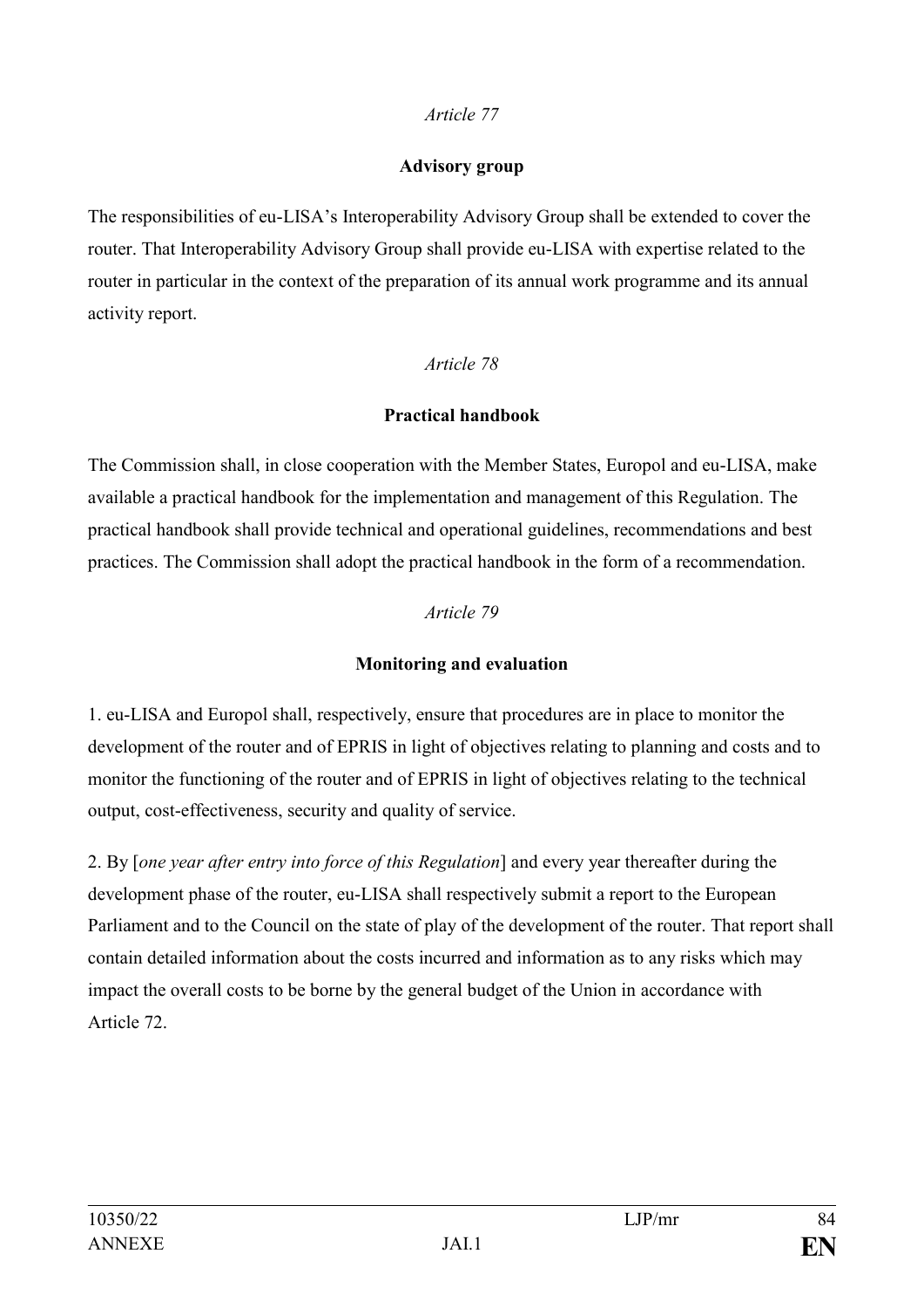*Article 77*

**Advisory group**

The responsibilities of eu-LISA's Interoperability Advisory Group shall be extended to cover the router. That Interoperability Advisory Group shall provide eu-LISA with expertise related to the router in particular in the context of the preparation of its annual work programme and its annual activity report.

*Article 78*

**Practical handbook**

The Commission shall, in close cooperation with the Member States, Europol and eu-LISA, make available a practical handbook for the implementation and management of this Regulation. The practical handbook shall provide technical and operational guidelines, recommendations and best practices. The Commission shall adopt the practical handbook in the form of a recommendation.

*Article 79*

**Monitoring and evaluation**

1. eu-LISA and Europol shall, respectively, ensure that procedures are in place to monitor the development of the router and of EPRIS in light of objectives relating to planning and costs and to monitor the functioning of the router and of EPRIS in light of objectives relating to the technical output, cost-effectiveness, security and quality of service.

2. By [*one year after entry into force of this Regulation*] and every year thereafter during the development phase of the router, eu-LISA shall respectively submit a report to the European Parliament and to the Council on the state of play of the development of the router. That report shall contain detailed information about the costs incurred and information as to any risks which may impact the overall costs to be borne by the general budget of the Union in accordance with Article 72.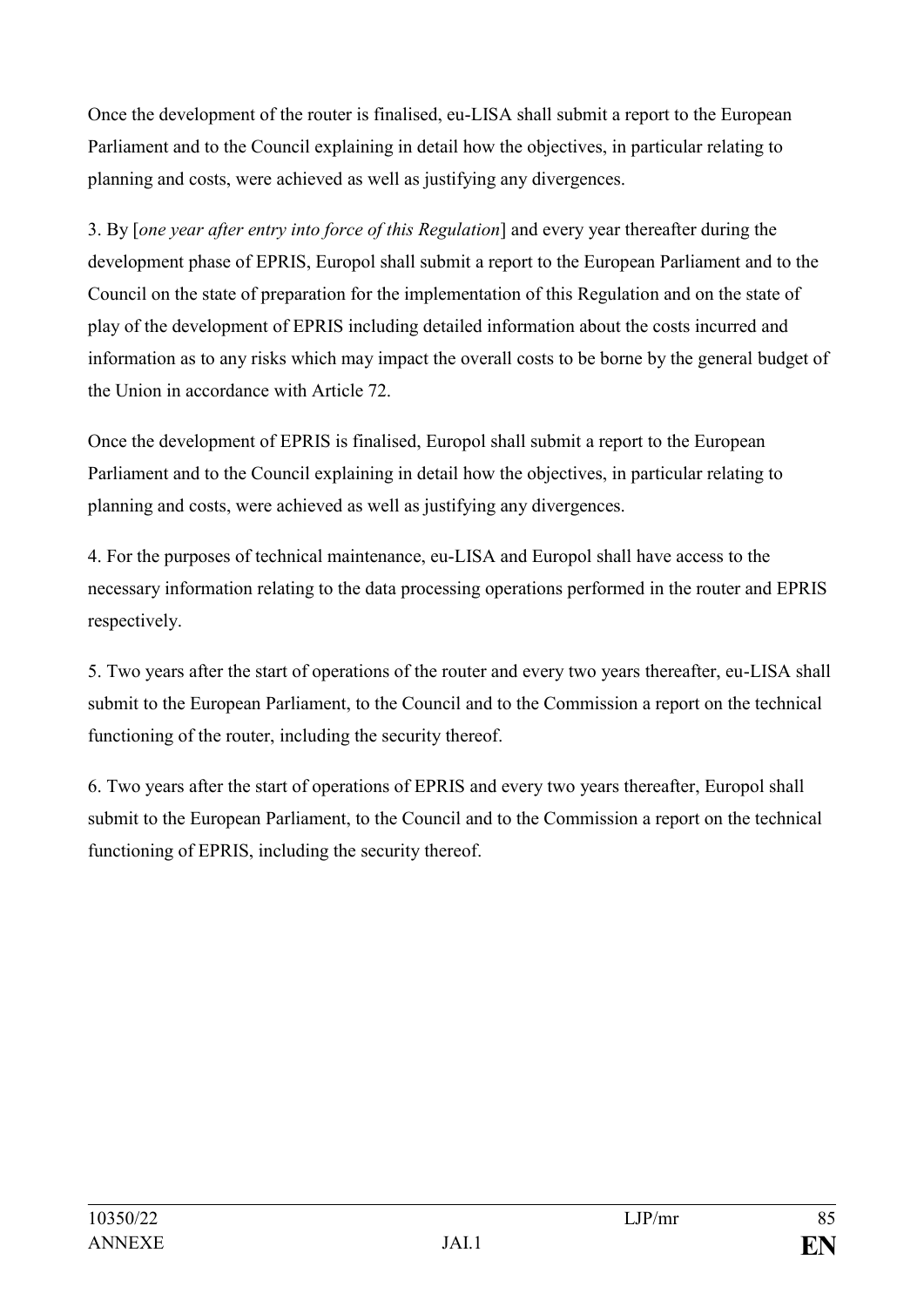Once the development of the router is finalised, eu-LISA shall submit a report to the European Parliament and to the Council explaining in detail how the objectives, in particular relating to planning and costs, were achieved as well as justifying any divergences.

3. By [*one year after entry into force of this Regulation*] and every year thereafter during the development phase of EPRIS, Europol shall submit a report to the European Parliament and to the Council on the state of preparation for the implementation of this Regulation and on the state of play of the development of EPRIS including detailed information about the costs incurred and information as to any risks which may impact the overall costs to be borne by the general budget of the Union in accordance with Article 72.

Once the development of EPRIS is finalised, Europol shall submit a report to the European Parliament and to the Council explaining in detail how the objectives, in particular relating to planning and costs, were achieved as well as justifying any divergences.

4. For the purposes of technical maintenance, eu-LISA and Europol shall have access to the necessary information relating to the data processing operations performed in the router and EPRIS respectively.

5. Two years after the start of operations of the router and every two years thereafter, eu-LISA shall submit to the European Parliament, to the Council and to the Commission a report on the technical functioning of the router, including the security thereof.

6. Two years after the start of operations of EPRIS and every two years thereafter, Europol shall submit to the European Parliament, to the Council and to the Commission a report on the technical functioning of EPRIS, including the security thereof.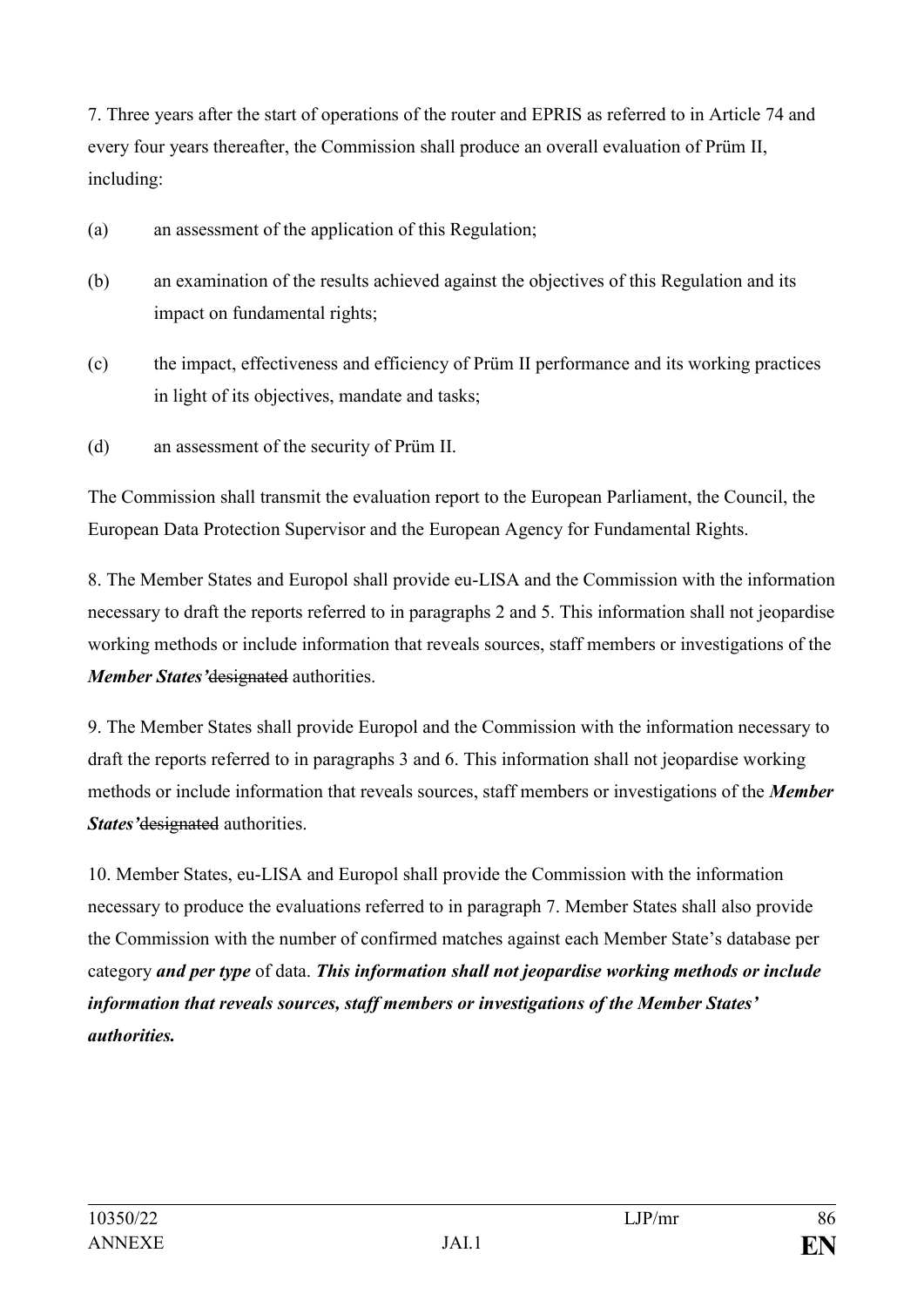7. Three years after the start of operations of the router and EPRIS as referred to in Article 74 and every four years thereafter, the Commission shall produce an overall evaluation of Prüm II, including:

(a) an assessment of the application of this Regulation;

(b) an examination of the results achieved against the objectives of this Regulation and its impact on fundamental rights;

(c) the impact, effectiveness and efficiency of Prüm II performance and its working practices in light of its objectives, mandate and tasks;

(d) an assessment of the security of Prüm II.

The Commission shall transmit the evaluation report to the European Parliament, the Council, the European Data Protection Supervisor and the European Agency for Fundamental Rights.

8. The Member States and Europol shall provide eu-LISA and the Commission with the information necessary to draft the reports referred to in paragraphs 2 and 5. This information shall not jeopardise working methods or include information that reveals sources, staff members or investigations of the ***Member States'***~~designated~~ authorities.

9. The Member States shall provide Europol and the Commission with the information necessary to draft the reports referred to in paragraphs 3 and 6. This information shall not jeopardise working methods or include information that reveals sources, staff members or investigations of the ***Member States'***~~designated~~ authorities.

10. Member States, eu-LISA and Europol shall provide the Commission with the information necessary to produce the evaluations referred to in paragraph 7. Member States shall also provide the Commission with the number of confirmed matches against each Member State's database per category ***and per type*** of data. ***This information shall not jeopardise working methods or include information that reveals sources, staff members or investigations of the Member States' authorities.***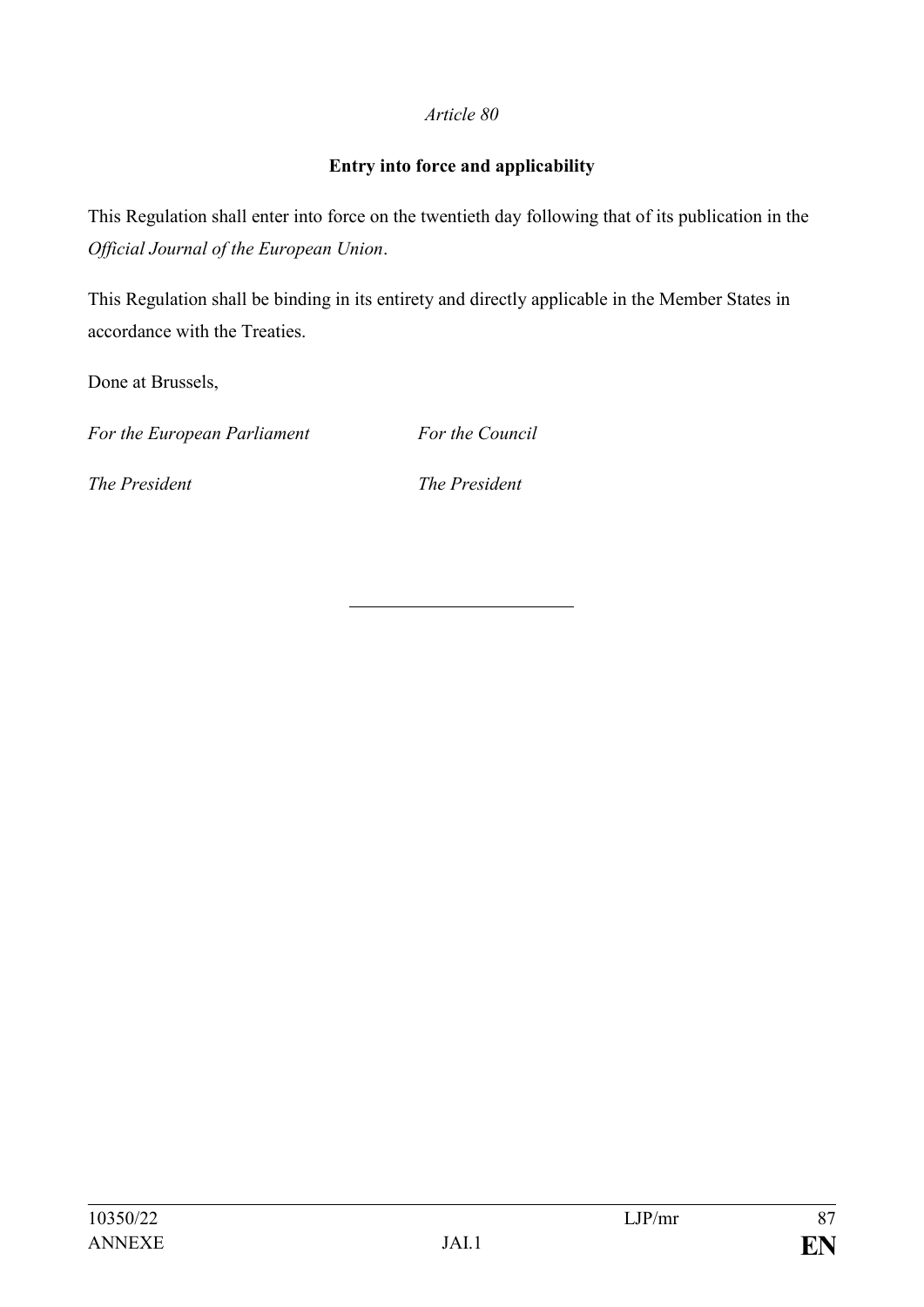*Article 80*

**Entry into force and applicability**

This Regulation shall enter into force on the twentieth day following that of its publication in the *Official Journal of the European Union*.

This Regulation shall be binding in its entirety and directly applicable in the Member States in accordance with the Treaties.

Done at Brussels,

*For the European Parliament* *For the Council*

*The President* *The President*